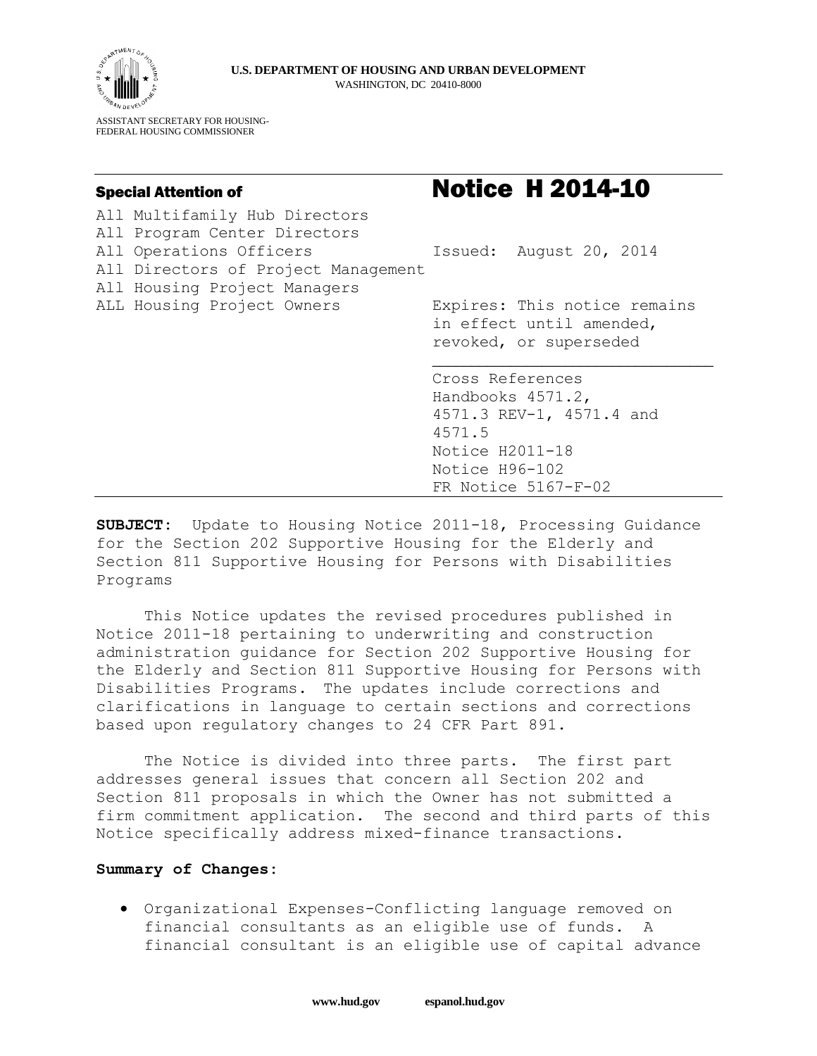**U.S. DEPARTMENT OF HOUSING AND URBAN DEVELOPMENT**
WASHINGTON, DC 20410-8000

ASSISTANT SECRETARY FOR HOUSING-
FEDERAL HOUSING COMMISSIONER

**Special Attention of**

All Multifamily Hub Directors
All Program Center Directors
All Operations Officers
All Directors of Project Management
All Housing Project Managers
ALL Housing Project Owners

# Notice H 2014-10

Issued: August 20, 2014

Expires: This notice remains in effect until amended, revoked, or superseded

Cross References
Handbooks 4571.2, 4571.3 REV-1, 4571.4 and 4571.5
Notice H2011-18
Notice H96-102
FR Notice 5167-F-02

**SUBJECT:** Update to Housing Notice 2011-18, Processing Guidance for the Section 202 Supportive Housing for the Elderly and Section 811 Supportive Housing for Persons with Disabilities Programs

This Notice updates the revised procedures published in Notice 2011-18 pertaining to underwriting and construction administration guidance for Section 202 Supportive Housing for the Elderly and Section 811 Supportive Housing for Persons with Disabilities Programs. The updates include corrections and clarifications in language to certain sections and corrections based upon regulatory changes to 24 CFR Part 891.

The Notice is divided into three parts. The first part addresses general issues that concern all Section 202 and Section 811 proposals in which the Owner has not submitted a firm commitment application. The second and third parts of this Notice specifically address mixed-finance transactions.

**Summary of Changes:**

- Organizational Expenses-Conflicting language removed on financial consultants as an eligible use of funds. A financial consultant is an eligible use of capital advance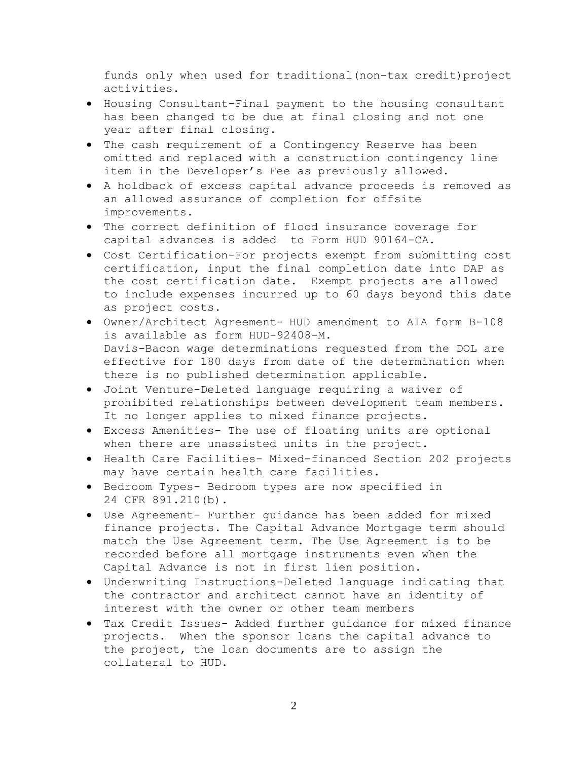funds only when used for traditional(non-tax credit)project activities.

- Housing Consultant-Final payment to the housing consultant has been changed to be due at final closing and not one year after final closing.
- The cash requirement of a Contingency Reserve has been omitted and replaced with a construction contingency line item in the Developer's Fee as previously allowed.
- A holdback of excess capital advance proceeds is removed as an allowed assurance of completion for offsite improvements.
- The correct definition of flood insurance coverage for capital advances is added to Form HUD 90164-CA.
- Cost Certification-For projects exempt from submitting cost certification, input the final completion date into DAP as the cost certification date. Exempt projects are allowed to include expenses incurred up to 60 days beyond this date as project costs.
- Owner/Architect Agreement- HUD amendment to AIA form B-108 is available as form HUD-92408-M.
  Davis-Bacon wage determinations requested from the DOL are effective for 180 days from date of the determination when there is no published determination applicable.
- Joint Venture-Deleted language requiring a waiver of prohibited relationships between development team members. It no longer applies to mixed finance projects.
- Excess Amenities- The use of floating units are optional when there are unassisted units in the project.
- Health Care Facilities- Mixed-financed Section 202 projects may have certain health care facilities.
- Bedroom Types- Bedroom types are now specified in 24 CFR 891.210(b).
- Use Agreement- Further guidance has been added for mixed finance projects. The Capital Advance Mortgage term should match the Use Agreement term. The Use Agreement is to be recorded before all mortgage instruments even when the Capital Advance is not in first lien position.
- Underwriting Instructions-Deleted language indicating that the contractor and architect cannot have an identity of interest with the owner or other team members
- Tax Credit Issues- Added further guidance for mixed finance projects. When the sponsor loans the capital advance to the project, the loan documents are to assign the collateral to HUD.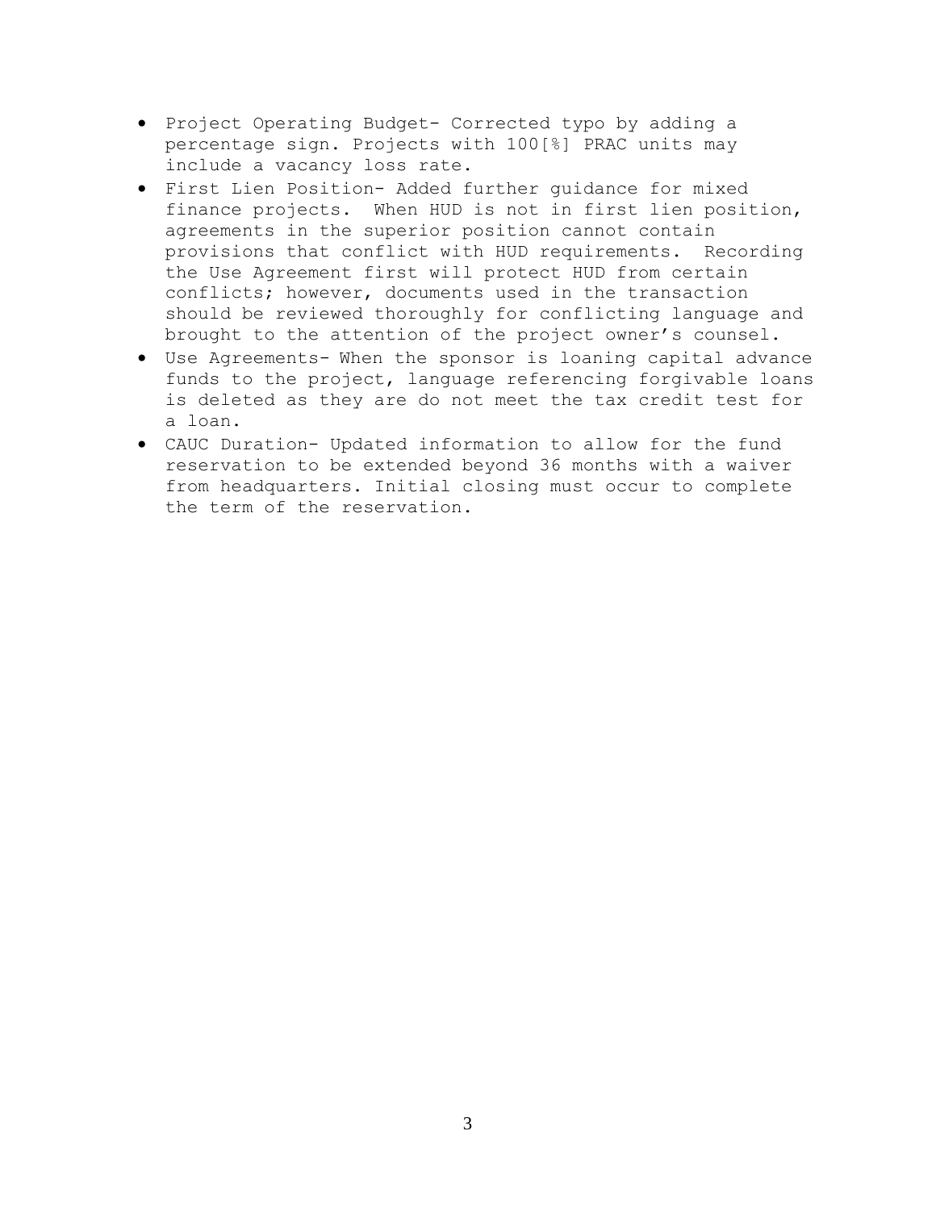- Project Operating Budget- Corrected typo by adding a percentage sign. Projects with 100[%] PRAC units may include a vacancy loss rate.
- First Lien Position- Added further guidance for mixed finance projects. When HUD is not in first lien position, agreements in the superior position cannot contain provisions that conflict with HUD requirements. Recording the Use Agreement first will protect HUD from certain conflicts; however, documents used in the transaction should be reviewed thoroughly for conflicting language and brought to the attention of the project owner's counsel.
- Use Agreements- When the sponsor is loaning capital advance funds to the project, language referencing forgivable loans is deleted as they are do not meet the tax credit test for a loan.
- CAUC Duration- Updated information to allow for the fund reservation to be extended beyond 36 months with a waiver from headquarters. Initial closing must occur to complete the term of the reservation.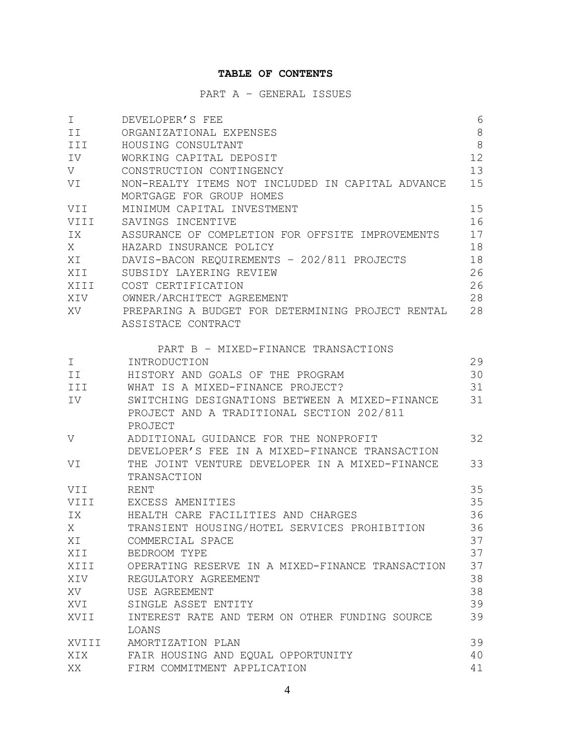**TABLE OF CONTENTS**

PART A – GENERAL ISSUES

| | | |
|---|---|---|
| I | DEVELOPER'S FEE | 6 |
| II | ORGANIZATIONAL EXPENSES | 8 |
| III | HOUSING CONSULTANT | 8 |
| IV | WORKING CAPITAL DEPOSIT | 12 |
| V | CONSTRUCTION CONTINGENCY | 13 |
| VI | NON-REALTY ITEMS NOT INCLUDED IN CAPITAL ADVANCE MORTGAGE FOR GROUP HOMES | 15 |
| VII | MINIMUM CAPITAL INVESTMENT | 15 |
| VIII | SAVINGS INCENTIVE | 16 |
| IX | ASSURANCE OF COMPLETION FOR OFFSITE IMPROVEMENTS | 17 |
| X | HAZARD INSURANCE POLICY | 18 |
| XI | DAVIS-BACON REQUIREMENTS – 202/811 PROJECTS | 18 |
| XII | SUBSIDY LAYERING REVIEW | 26 |
| XIII | COST CERTIFICATION | 26 |
| XIV | OWNER/ARCHITECT AGREEMENT | 28 |
| XV | PREPARING A BUDGET FOR DETERMINING PROJECT RENTAL ASSISTACE CONTRACT | 28 |

PART B – MIXED-FINANCE TRANSACTIONS

| | | |
|---|---|---|
| I | INTRODUCTION | 29 |
| II | HISTORY AND GOALS OF THE PROGRAM | 30 |
| III | WHAT IS A MIXED-FINANCE PROJECT? | 31 |
| IV | SWITCHING DESIGNATIONS BETWEEN A MIXED-FINANCE PROJECT AND A TRADITIONAL SECTION 202/811 PROJECT | 31 |
| V | ADDITIONAL GUIDANCE FOR THE NONPROFIT DEVELOPER'S FEE IN A MIXED-FINANCE TRANSACTION | 32 |
| VI | THE JOINT VENTURE DEVELOPER IN A MIXED-FINANCE TRANSACTION | 33 |
| VII | RENT | 35 |
| VIII | EXCESS AMENITIES | 35 |
| IX | HEALTH CARE FACILITIES AND CHARGES | 36 |
| X | TRANSIENT HOUSING/HOTEL SERVICES PROHIBITION | 36 |
| XI | COMMERCIAL SPACE | 37 |
| XII | BEDROOM TYPE | 37 |
| XIII | OPERATING RESERVE IN A MIXED-FINANCE TRANSACTION | 37 |
| XIV | REGULATORY AGREEMENT | 38 |
| XV | USE AGREEMENT | 38 |
| XVI | SINGLE ASSET ENTITY | 39 |
| XVII | INTEREST RATE AND TERM ON OTHER FUNDING SOURCE LOANS | 39 |
| XVIII | AMORTIZATION PLAN | 39 |
| XIX | FAIR HOUSING AND EQUAL OPPORTUNITY | 40 |
| XX | FIRM COMMITMENT APPLICATION | 41 |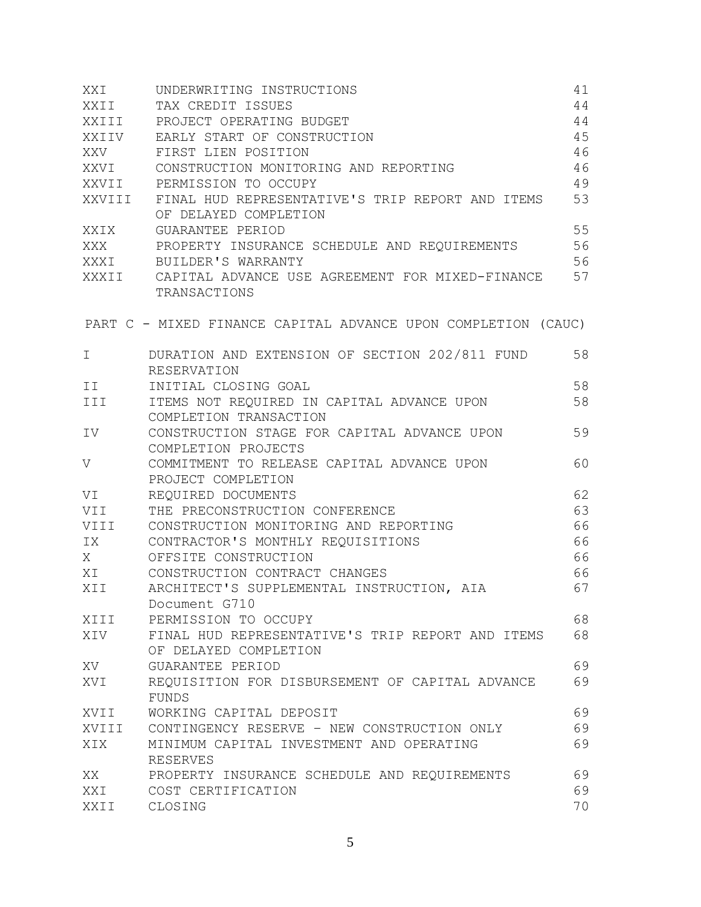| | | |
|---|---|---|
| XXI | UNDERWRITING INSTRUCTIONS | 41 |
| XXII | TAX CREDIT ISSUES | 44 |
| XXIII | PROJECT OPERATING BUDGET | 44 |
| XXIIV | EARLY START OF CONSTRUCTION | 45 |
| XXV | FIRST LIEN POSITION | 46 |
| XXVI | CONSTRUCTION MONITORING AND REPORTING | 46 |
| XXVII | PERMISSION TO OCCUPY | 49 |
| XXVIII | FINAL HUD REPRESENTATIVE'S TRIP REPORT AND ITEMS OF DELAYED COMPLETION | 53 |
| XXIX | GUARANTEE PERIOD | 55 |
| XXX | PROPERTY INSURANCE SCHEDULE AND REQUIREMENTS | 56 |
| XXXI | BUILDER'S WARRANTY | 56 |
| XXXII | CAPITAL ADVANCE USE AGREEMENT FOR MIXED-FINANCE TRANSACTIONS | 57 |

PART C - MIXED FINANCE CAPITAL ADVANCE UPON COMPLETION (CAUC)

| | | |
|---|---|---|
| I | DURATION AND EXTENSION OF SECTION 202/811 FUND RESERVATION | 58 |
| II | INITIAL CLOSING GOAL | 58 |
| III | ITEMS NOT REQUIRED IN CAPITAL ADVANCE UPON COMPLETION TRANSACTION | 58 |
| IV | CONSTRUCTION STAGE FOR CAPITAL ADVANCE UPON COMPLETION PROJECTS | 59 |
| V | COMMITMENT TO RELEASE CAPITAL ADVANCE UPON PROJECT COMPLETION | 60 |
| VI | REQUIRED DOCUMENTS | 62 |
| VII | THE PRECONSTRUCTION CONFERENCE | 63 |
| VIII | CONSTRUCTION MONITORING AND REPORTING | 66 |
| IX | CONTRACTOR'S MONTHLY REQUISITIONS | 66 |
| X | OFFSITE CONSTRUCTION | 66 |
| XI | CONSTRUCTION CONTRACT CHANGES | 66 |
| XII | ARCHITECT'S SUPPLEMENTAL INSTRUCTION, AIA Document G710 | 67 |
| XIII | PERMISSION TO OCCUPY | 68 |
| XIV | FINAL HUD REPRESENTATIVE'S TRIP REPORT AND ITEMS OF DELAYED COMPLETION | 68 |
| XV | GUARANTEE PERIOD | 69 |
| XVI | REQUISITION FOR DISBURSEMENT OF CAPITAL ADVANCE FUNDS | 69 |
| XVII | WORKING CAPITAL DEPOSIT | 69 |
| XVIII | CONTINGENCY RESERVE - NEW CONSTRUCTION ONLY | 69 |
| XIX | MINIMUM CAPITAL INVESTMENT AND OPERATING RESERVES | 69 |
| XX | PROPERTY INSURANCE SCHEDULE AND REQUIREMENTS | 69 |
| XXI | COST CERTIFICATION | 69 |
| XXII | CLOSING | 70 |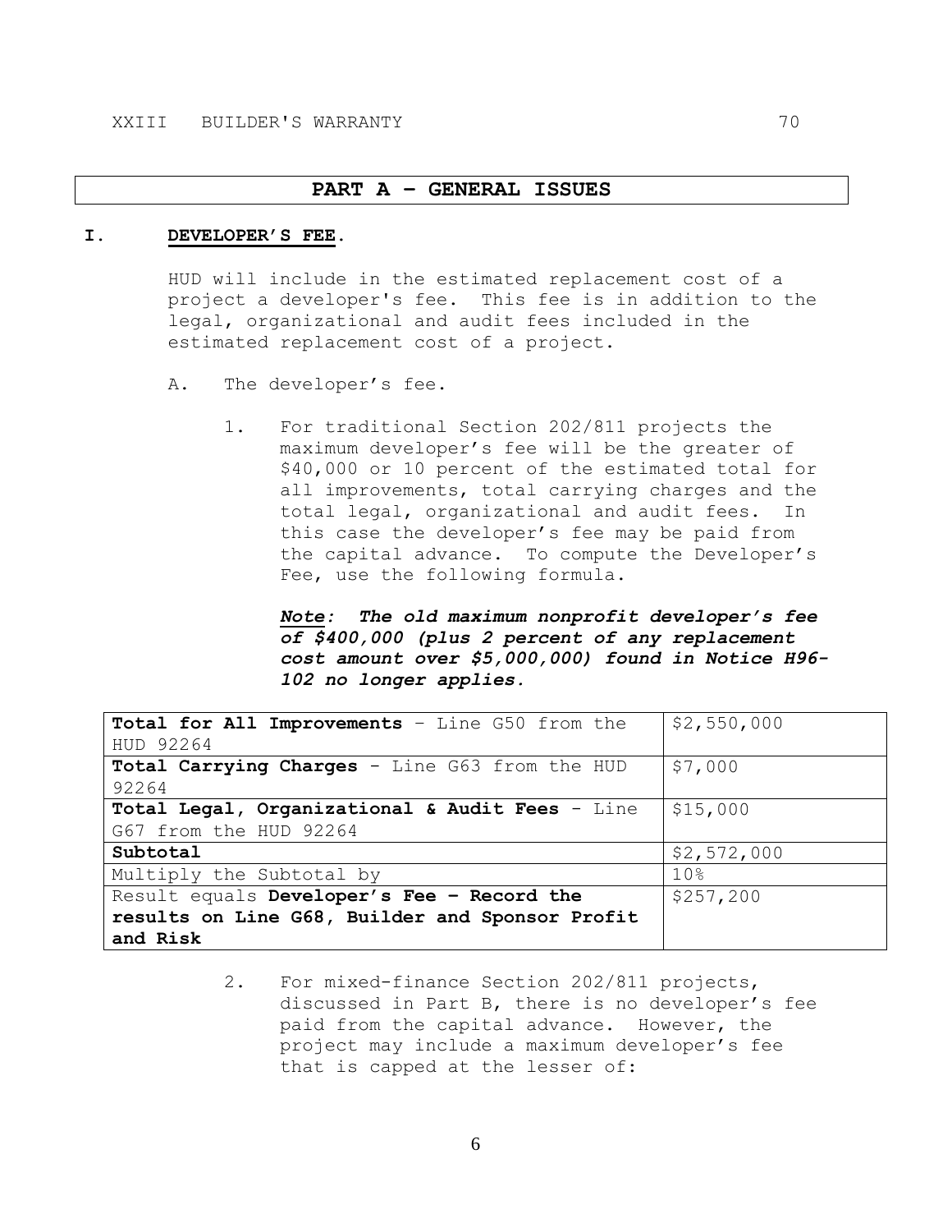XXIII BUILDER'S WARRANTY 70

## PART A – GENERAL ISSUES

### I. DEVELOPER'S FEE.

HUD will include in the estimated replacement cost of a project a developer's fee. This fee is in addition to the legal, organizational and audit fees included in the estimated replacement cost of a project.

A. The developer's fee.

1. For traditional Section 202/811 projects the maximum developer's fee will be the greater of $40,000 or 10 percent of the estimated total for all improvements, total carrying charges and the total legal, organizational and audit fees. In this case the developer's fee may be paid from the capital advance. To compute the Developer's Fee, use the following formula.

   ***Note:* The old maximum nonprofit developer's fee of $400,000 (plus 2 percent of any replacement cost amount over $5,000,000) found in Notice H96-102 no longer applies.**

| | |
|---|---|
| **Total for All Improvements** - Line G50 from the HUD 92264 | $2,550,000 |
| **Total Carrying Charges** - Line G63 from the HUD 92264 | $7,000 |
| **Total Legal, Organizational & Audit Fees** - Line G67 from the HUD 92264 | $15,000 |
| **Subtotal** | $2,572,000 |
| Multiply the Subtotal by | 10% |
| Result equals **Developer's Fee – Record the results on Line G68, Builder and Sponsor Profit and Risk** | $257,200 |

2. For mixed-finance Section 202/811 projects, discussed in Part B, there is no developer's fee paid from the capital advance. However, the project may include a maximum developer's fee that is capped at the lesser of: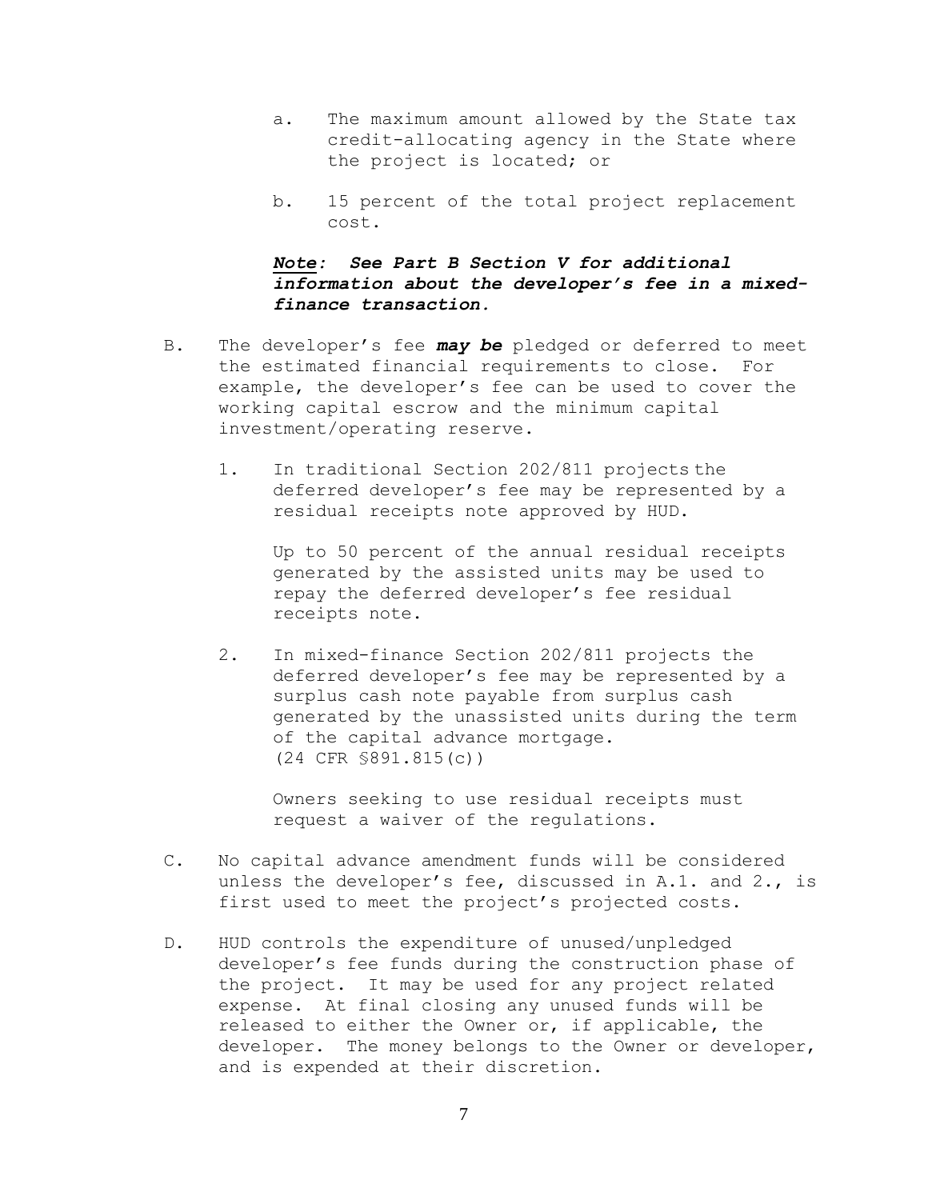a. The maximum amount allowed by the State tax credit-allocating agency in the State where the project is located; or

b. 15 percent of the total project replacement cost.

***<u>Note</u>: See Part B Section V for additional information about the developer's fee in a mixed-finance transaction.***

B. The developer's fee ***may be*** pledged or deferred to meet the estimated financial requirements to close. For example, the developer's fee can be used to cover the working capital escrow and the minimum capital investment/operating reserve.

1. In traditional Section 202/811 projects the deferred developer's fee may be represented by a residual receipts note approved by HUD.

   Up to 50 percent of the annual residual receipts generated by the assisted units may be used to repay the deferred developer's fee residual receipts note.

2. In mixed-finance Section 202/811 projects the deferred developer's fee may be represented by a surplus cash note payable from surplus cash generated by the unassisted units during the term of the capital advance mortgage. (24 CFR §891.815(c))

   Owners seeking to use residual receipts must request a waiver of the regulations.

C. No capital advance amendment funds will be considered unless the developer's fee, discussed in A.1. and 2., is first used to meet the project's projected costs.

D. HUD controls the expenditure of unused/unpledged developer's fee funds during the construction phase of the project. It may be used for any project related expense. At final closing any unused funds will be released to either the Owner or, if applicable, the developer. The money belongs to the Owner or developer, and is expended at their discretion.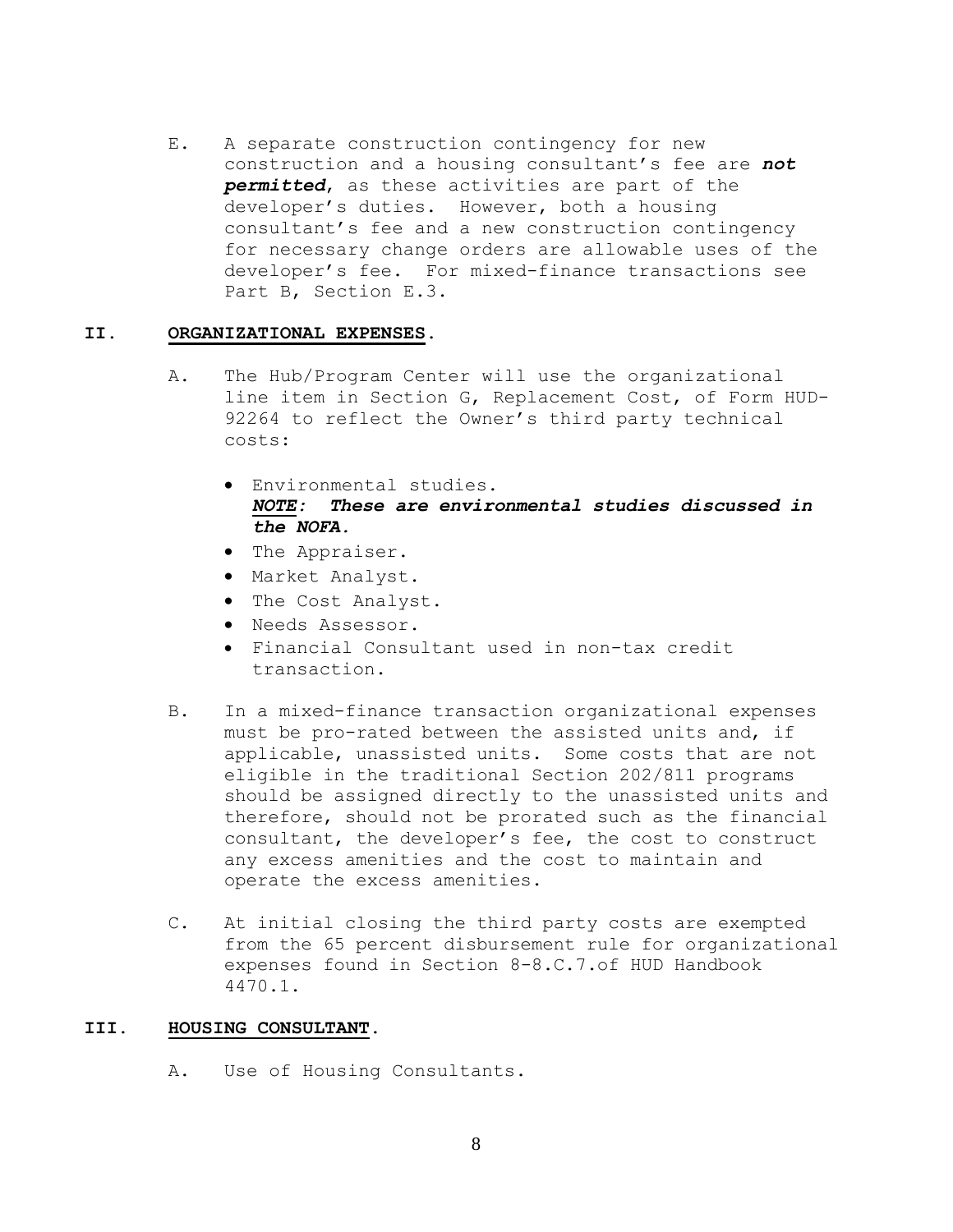E. A separate construction contingency for new construction and a housing consultant's fee are ***not permitted***, as these activities are part of the developer's duties. However, both a housing consultant's fee and a new construction contingency for necessary change orders are allowable uses of the developer's fee. For mixed-finance transactions see Part B, Section E.3.

## II. <u>ORGANIZATIONAL EXPENSES</u>.

A. The Hub/Program Center will use the organizational line item in Section G, Replacement Cost, of Form HUD-92264 to reflect the Owner's third party technical costs:

- Environmental studies.
  ***<u>NOTE</u>: These are environmental studies discussed in the NOFA.***
- The Appraiser.
- Market Analyst.
- The Cost Analyst.
- Needs Assessor.
- Financial Consultant used in non-tax credit transaction.

B. In a mixed-finance transaction organizational expenses must be pro-rated between the assisted units and, if applicable, unassisted units. Some costs that are not eligible in the traditional Section 202/811 programs should be assigned directly to the unassisted units and therefore, should not be prorated such as the financial consultant, the developer's fee, the cost to construct any excess amenities and the cost to maintain and operate the excess amenities.

C. At initial closing the third party costs are exempted from the 65 percent disbursement rule for organizational expenses found in Section 8-8.C.7.of HUD Handbook 4470.1.

## III. <u>HOUSING CONSULTANT</u>.

A. Use of Housing Consultants.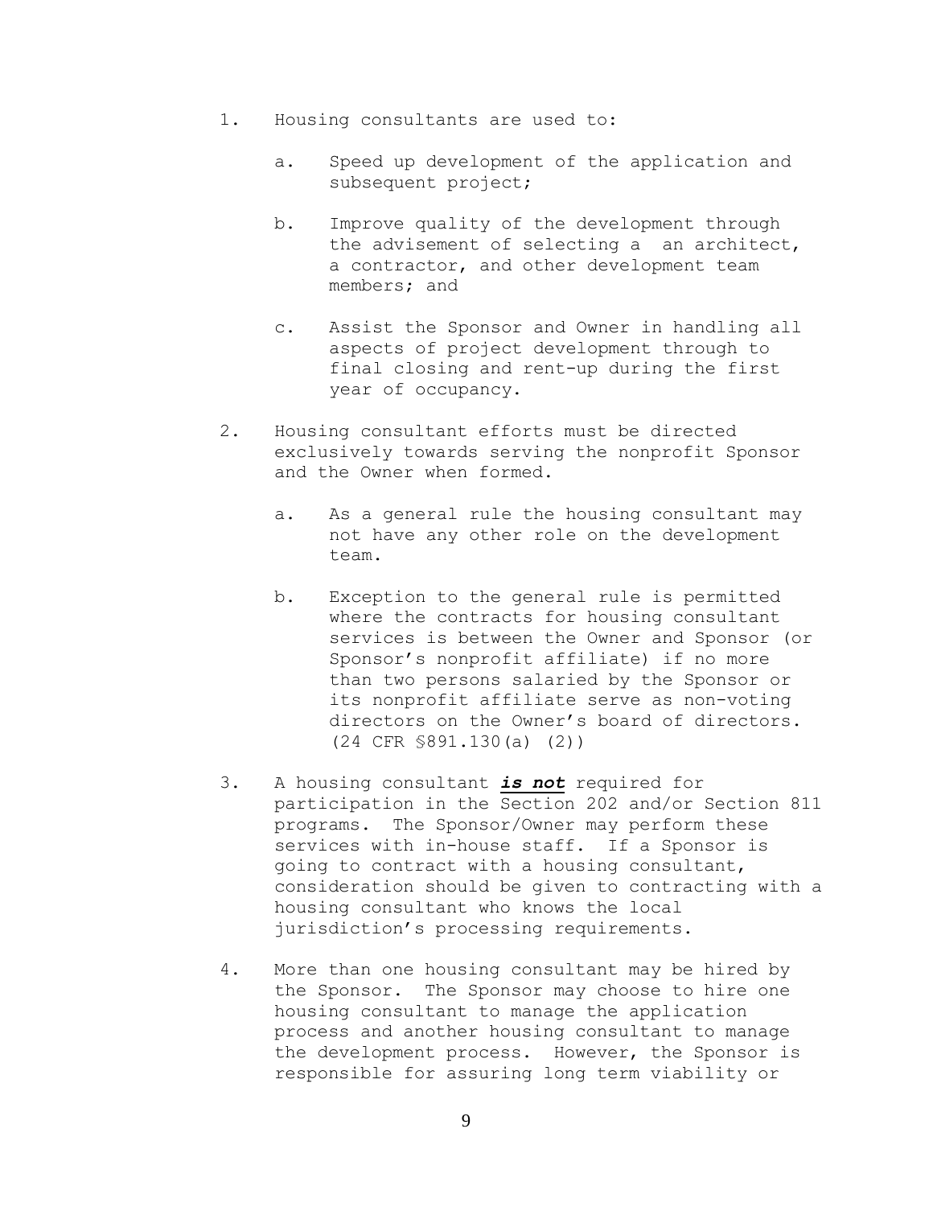1. Housing consultants are used to:

   a. Speed up development of the application and subsequent project;

   b. Improve quality of the development through the advisement of selecting a  an architect, a contractor, and other development team members; and

   c. Assist the Sponsor and Owner in handling all aspects of project development through to final closing and rent-up during the first year of occupancy.

2. Housing consultant efforts must be directed exclusively towards serving the nonprofit Sponsor and the Owner when formed.

   a. As a general rule the housing consultant may not have any other role on the development team.

   b. Exception to the general rule is permitted where the contracts for housing consultant services is between the Owner and Sponsor (or Sponsor's nonprofit affiliate) if no more than two persons salaried by the Sponsor or its nonprofit affiliate serve as non-voting directors on the Owner's board of directors. (24 CFR §891.130(a) (2))

3. A housing consultant <u>***is not***</u> required for participation in the Section 202 and/or Section 811 programs. The Sponsor/Owner may perform these services with in-house staff. If a Sponsor is going to contract with a housing consultant, consideration should be given to contracting with a housing consultant who knows the local jurisdiction's processing requirements.

4. More than one housing consultant may be hired by the Sponsor. The Sponsor may choose to hire one housing consultant to manage the application process and another housing consultant to manage the development process. However, the Sponsor is responsible for assuring long term viability or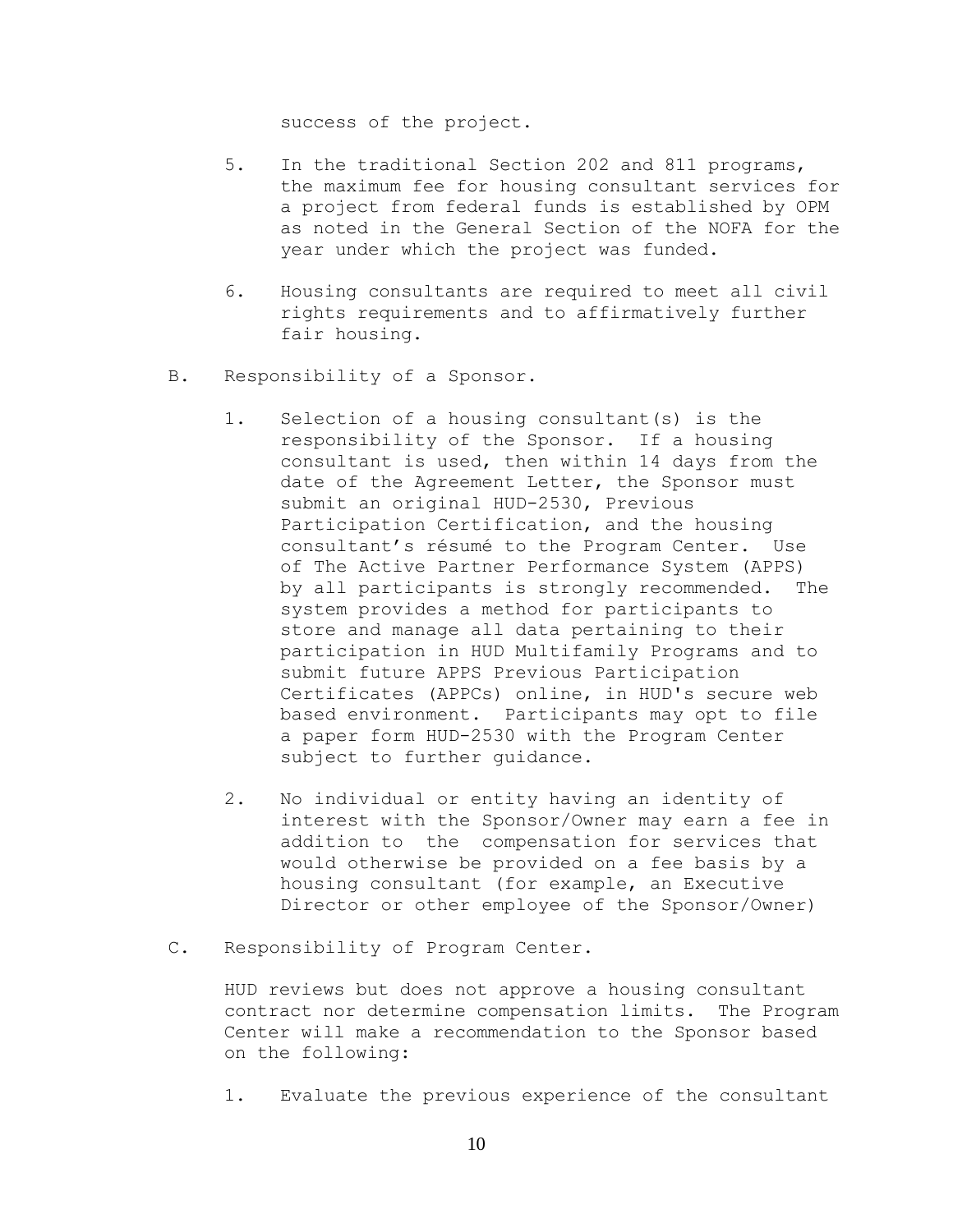success of the project.

5. In the traditional Section 202 and 811 programs, the maximum fee for housing consultant services for a project from federal funds is established by OPM as noted in the General Section of the NOFA for the year under which the project was funded.

6. Housing consultants are required to meet all civil rights requirements and to affirmatively further fair housing.

B. Responsibility of a Sponsor.

1. Selection of a housing consultant(s) is the responsibility of the Sponsor. If a housing consultant is used, then within 14 days from the date of the Agreement Letter, the Sponsor must submit an original HUD-2530, Previous Participation Certification, and the housing consultant's résumé to the Program Center. Use of The Active Partner Performance System (APPS) by all participants is strongly recommended. The system provides a method for participants to store and manage all data pertaining to their participation in HUD Multifamily Programs and to submit future APPS Previous Participation Certificates (APPCs) online, in HUD's secure web based environment. Participants may opt to file a paper form HUD-2530 with the Program Center subject to further guidance.

2. No individual or entity having an identity of interest with the Sponsor/Owner may earn a fee in addition to the compensation for services that would otherwise be provided on a fee basis by a housing consultant (for example, an Executive Director or other employee of the Sponsor/Owner)

C. Responsibility of Program Center.

HUD reviews but does not approve a housing consultant contract nor determine compensation limits. The Program Center will make a recommendation to the Sponsor based on the following:

1. Evaluate the previous experience of the consultant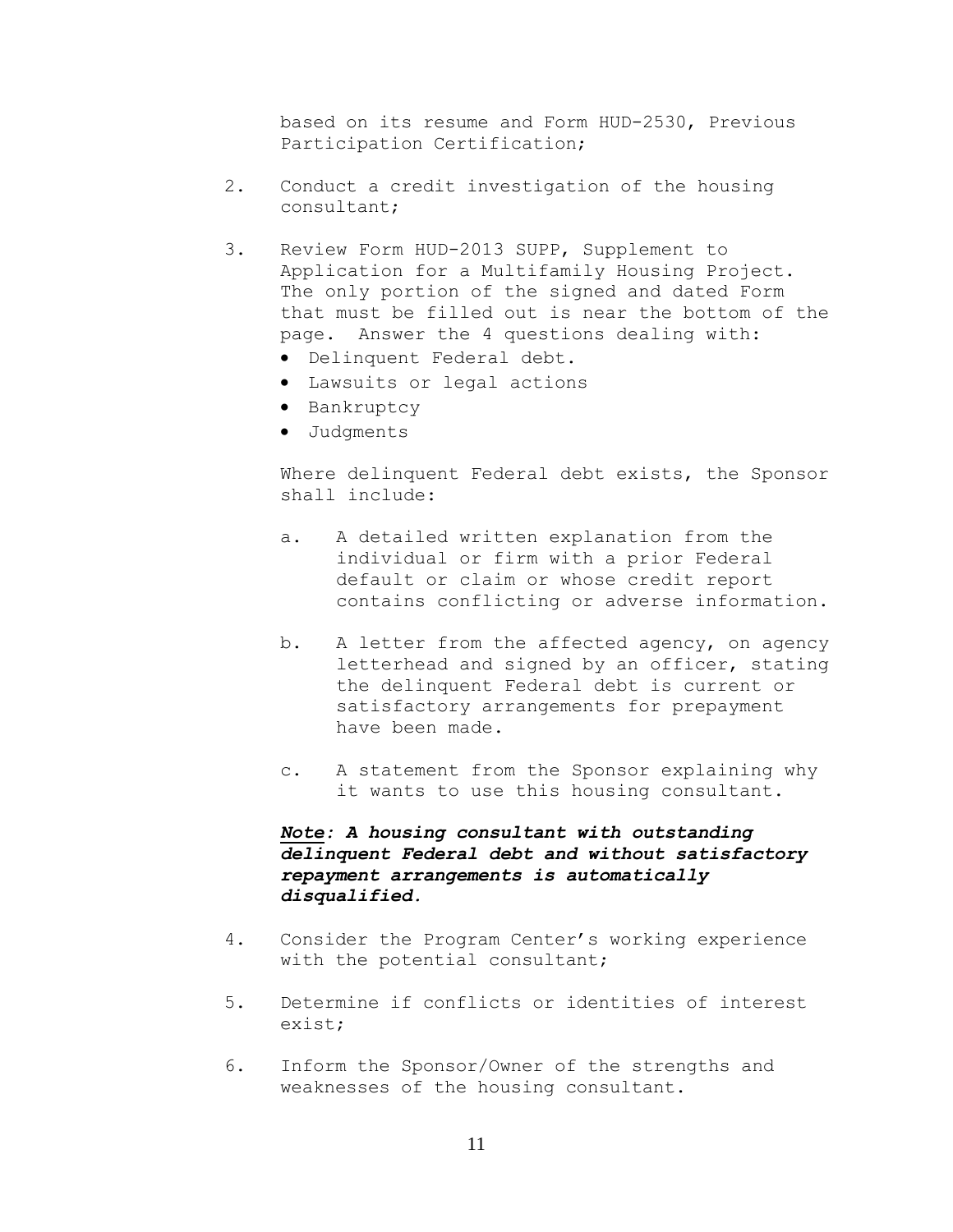based on its resume and Form HUD-2530, Previous Participation Certification;

2. Conduct a credit investigation of the housing consultant;

3. Review Form HUD-2013 SUPP, Supplement to Application for a Multifamily Housing Project. The only portion of the signed and dated Form that must be filled out is near the bottom of the page. Answer the 4 questions dealing with:
   - Delinquent Federal debt.
   - Lawsuits or legal actions
   - Bankruptcy
   - Judgments

   Where delinquent Federal debt exists, the Sponsor shall include:

   a. A detailed written explanation from the individual or firm with a prior Federal default or claim or whose credit report contains conflicting or adverse information.

   b. A letter from the affected agency, on agency letterhead and signed by an officer, stating the delinquent Federal debt is current or satisfactory arrangements for prepayment have been made.

   c. A statement from the Sponsor explaining why it wants to use this housing consultant.

   ***Note*: A housing consultant with outstanding delinquent Federal debt and without satisfactory repayment arrangements is automatically disqualified.**

4. Consider the Program Center's working experience with the potential consultant;

5. Determine if conflicts or identities of interest exist;

6. Inform the Sponsor/Owner of the strengths and weaknesses of the housing consultant.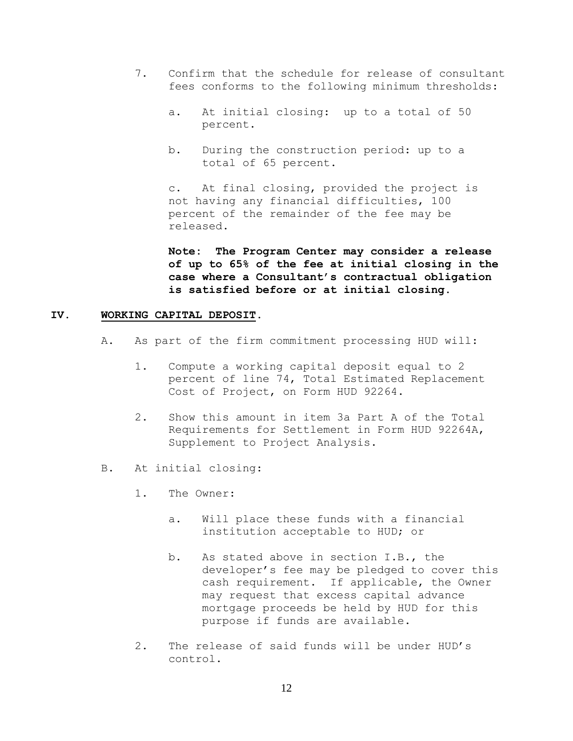7. Confirm that the schedule for release of consultant fees conforms to the following minimum thresholds:

   a. At initial closing: up to a total of 50 percent.

   b. During the construction period: up to a total of 65 percent.

   c. At final closing, provided the project is not having any financial difficulties, 100 percent of the remainder of the fee may be released.

   **Note: The Program Center may consider a release of up to 65% of the fee at initial closing in the case where a Consultant's contractual obligation is satisfied before or at initial closing.**

## IV. WORKING CAPITAL DEPOSIT.

A. As part of the firm commitment processing HUD will:

   1. Compute a working capital deposit equal to 2 percent of line 74, Total Estimated Replacement Cost of Project, on Form HUD 92264.

   2. Show this amount in item 3a Part A of the Total Requirements for Settlement in Form HUD 92264A, Supplement to Project Analysis.

B. At initial closing:

   1. The Owner:

      a. Will place these funds with a financial institution acceptable to HUD; or

      b. As stated above in section I.B., the developer's fee may be pledged to cover this cash requirement. If applicable, the Owner may request that excess capital advance mortgage proceeds be held by HUD for this purpose if funds are available.

   2. The release of said funds will be under HUD's control.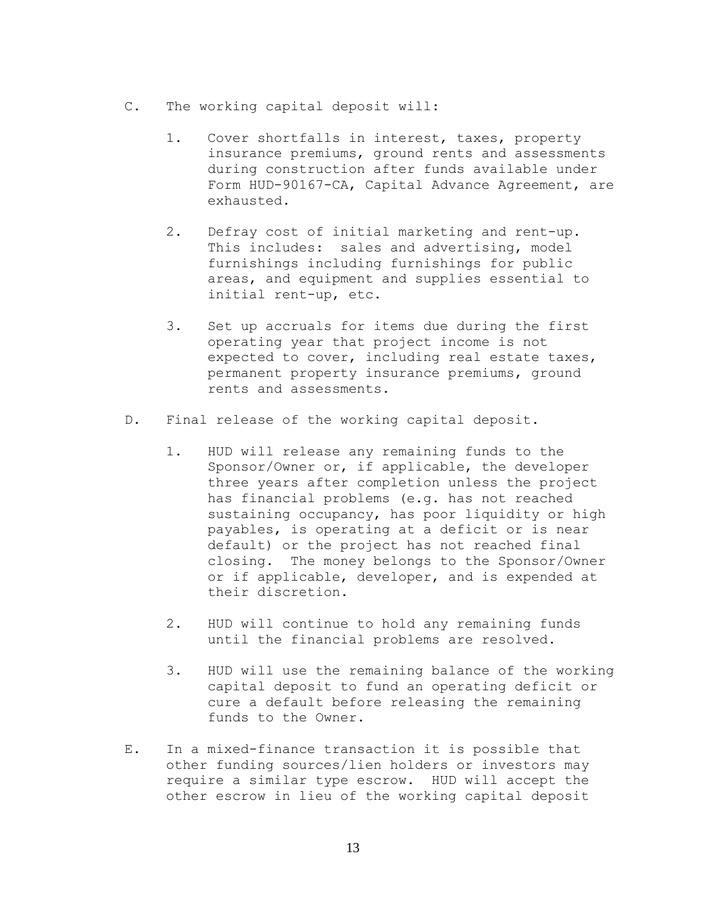C. The working capital deposit will:

1. Cover shortfalls in interest, taxes, property insurance premiums, ground rents and assessments during construction after funds available under Form HUD-90167-CA, Capital Advance Agreement, are exhausted.

2. Defray cost of initial marketing and rent-up. This includes: sales and advertising, model furnishings including furnishings for public areas, and equipment and supplies essential to initial rent-up, etc.

3. Set up accruals for items due during the first operating year that project income is not expected to cover, including real estate taxes, permanent property insurance premiums, ground rents and assessments.

D. Final release of the working capital deposit.

1. HUD will release any remaining funds to the Sponsor/Owner or, if applicable, the developer three years after completion unless the project has financial problems (e.g. has not reached sustaining occupancy, has poor liquidity or high payables, is operating at a deficit or is near default) or the project has not reached final closing. The money belongs to the Sponsor/Owner or if applicable, developer, and is expended at their discretion.

2. HUD will continue to hold any remaining funds until the financial problems are resolved.

3. HUD will use the remaining balance of the working capital deposit to fund an operating deficit or cure a default before releasing the remaining funds to the Owner.

E. In a mixed-finance transaction it is possible that other funding sources/lien holders or investors may require a similar type escrow. HUD will accept the other escrow in lieu of the working capital deposit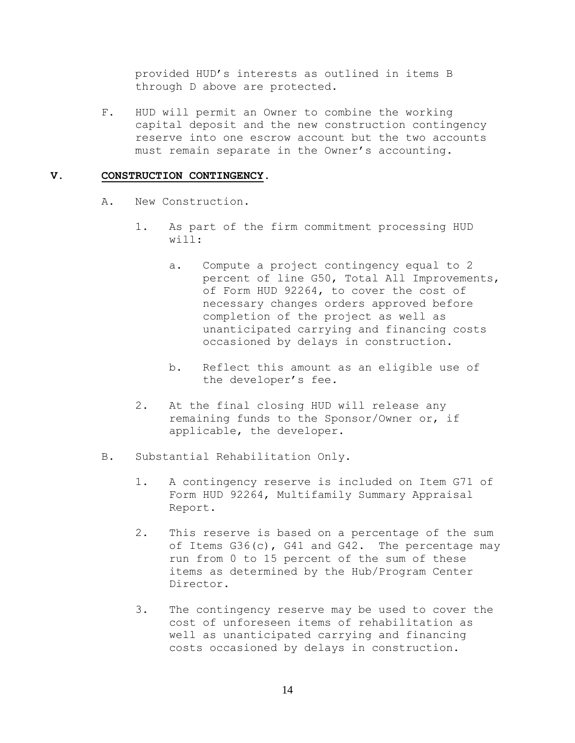provided HUD's interests as outlined in items B through D above are protected.

F. HUD will permit an Owner to combine the working capital deposit and the new construction contingency reserve into one escrow account but the two accounts must remain separate in the Owner's accounting.

## V. **CONSTRUCTION CONTINGENCY**.

A. New Construction.

1. As part of the firm commitment processing HUD will:

   a. Compute a project contingency equal to 2 percent of line G50, Total All Improvements, of Form HUD 92264, to cover the cost of necessary changes orders approved before completion of the project as well as unanticipated carrying and financing costs occasioned by delays in construction.

   b. Reflect this amount as an eligible use of the developer's fee.

2. At the final closing HUD will release any remaining funds to the Sponsor/Owner or, if applicable, the developer.

B. Substantial Rehabilitation Only.

1. A contingency reserve is included on Item G71 of Form HUD 92264, Multifamily Summary Appraisal Report.

2. This reserve is based on a percentage of the sum of Items G36(c), G41 and G42. The percentage may run from 0 to 15 percent of the sum of these items as determined by the Hub/Program Center Director.

3. The contingency reserve may be used to cover the cost of unforeseen items of rehabilitation as well as unanticipated carrying and financing costs occasioned by delays in construction.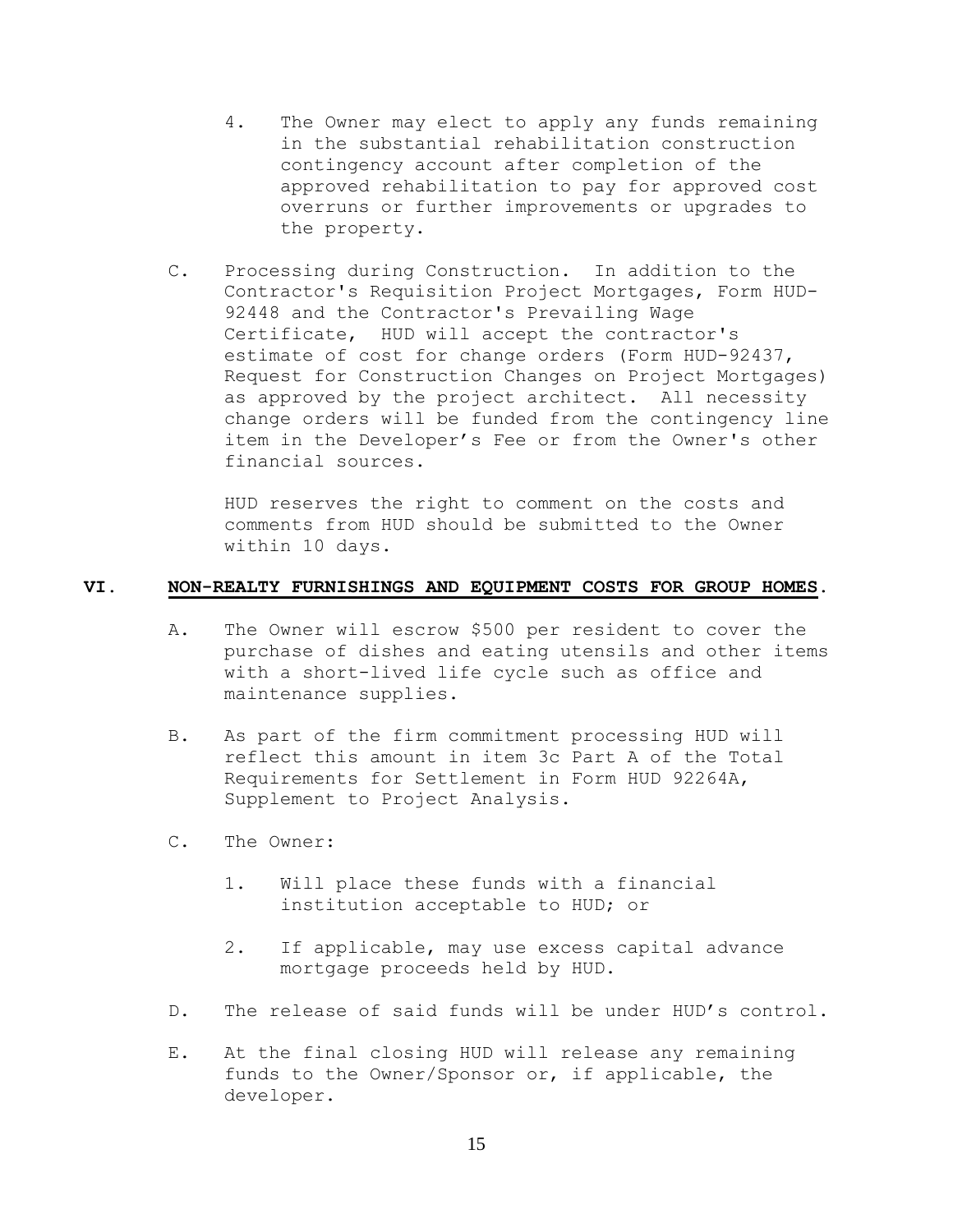4. The Owner may elect to apply any funds remaining in the substantial rehabilitation construction contingency account after completion of the approved rehabilitation to pay for approved cost overruns or further improvements or upgrades to the property.

C. Processing during Construction. In addition to the Contractor's Requisition Project Mortgages, Form HUD-92448 and the Contractor's Prevailing Wage Certificate, HUD will accept the contractor's estimate of cost for change orders (Form HUD-92437, Request for Construction Changes on Project Mortgages) as approved by the project architect. All necessity change orders will be funded from the contingency line item in the Developer's Fee or from the Owner's other financial sources.

HUD reserves the right to comment on the costs and comments from HUD should be submitted to the Owner within 10 days.

## VI. NON-REALTY FURNISHINGS AND EQUIPMENT COSTS FOR GROUP HOMES.

A. The Owner will escrow $500 per resident to cover the purchase of dishes and eating utensils and other items with a short-lived life cycle such as office and maintenance supplies.

B. As part of the firm commitment processing HUD will reflect this amount in item 3c Part A of the Total Requirements for Settlement in Form HUD 92264A, Supplement to Project Analysis.

C. The Owner:

1. Will place these funds with a financial institution acceptable to HUD; or

2. If applicable, may use excess capital advance mortgage proceeds held by HUD.

D. The release of said funds will be under HUD's control.

E. At the final closing HUD will release any remaining funds to the Owner/Sponsor or, if applicable, the developer.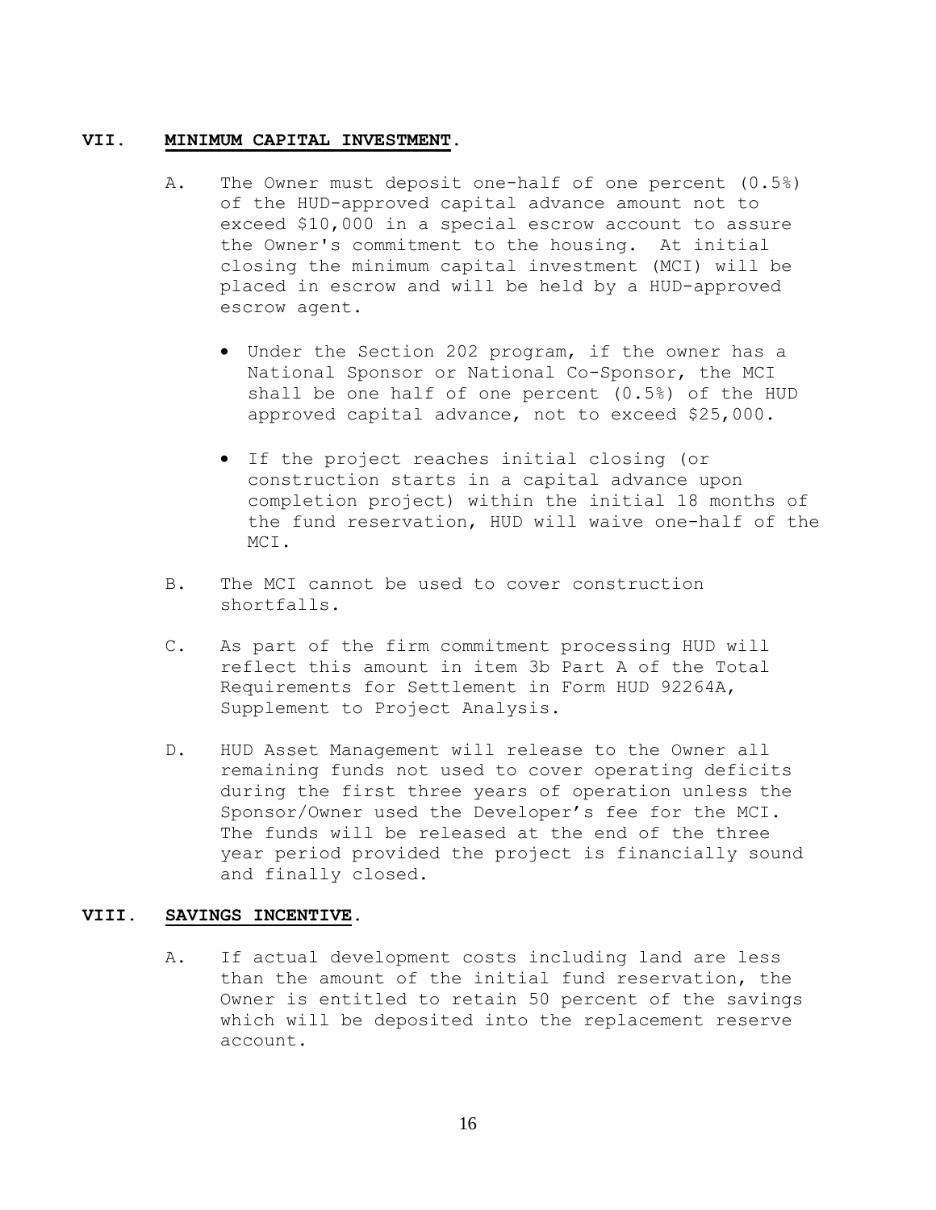## VII. MINIMUM CAPITAL INVESTMENT.

A. The Owner must deposit one-half of one percent (0.5%) of the HUD-approved capital advance amount not to exceed $10,000 in a special escrow account to assure the Owner's commitment to the housing. At initial closing the minimum capital investment (MCI) will be placed in escrow and will be held by a HUD-approved escrow agent.

- Under the Section 202 program, if the owner has a National Sponsor or National Co-Sponsor, the MCI shall be one half of one percent (0.5%) of the HUD approved capital advance, not to exceed $25,000.
- If the project reaches initial closing (or construction starts in a capital advance upon completion project) within the initial 18 months of the fund reservation, HUD will waive one-half of the MCI.

B. The MCI cannot be used to cover construction shortfalls.

C. As part of the firm commitment processing HUD will reflect this amount in item 3b Part A of the Total Requirements for Settlement in Form HUD 92264A, Supplement to Project Analysis.

D. HUD Asset Management will release to the Owner all remaining funds not used to cover operating deficits during the first three years of operation unless the Sponsor/Owner used the Developer's fee for the MCI. The funds will be released at the end of the three year period provided the project is financially sound and finally closed.

## VIII. SAVINGS INCENTIVE.

A. If actual development costs including land are less than the amount of the initial fund reservation, the Owner is entitled to retain 50 percent of the savings which will be deposited into the replacement reserve account.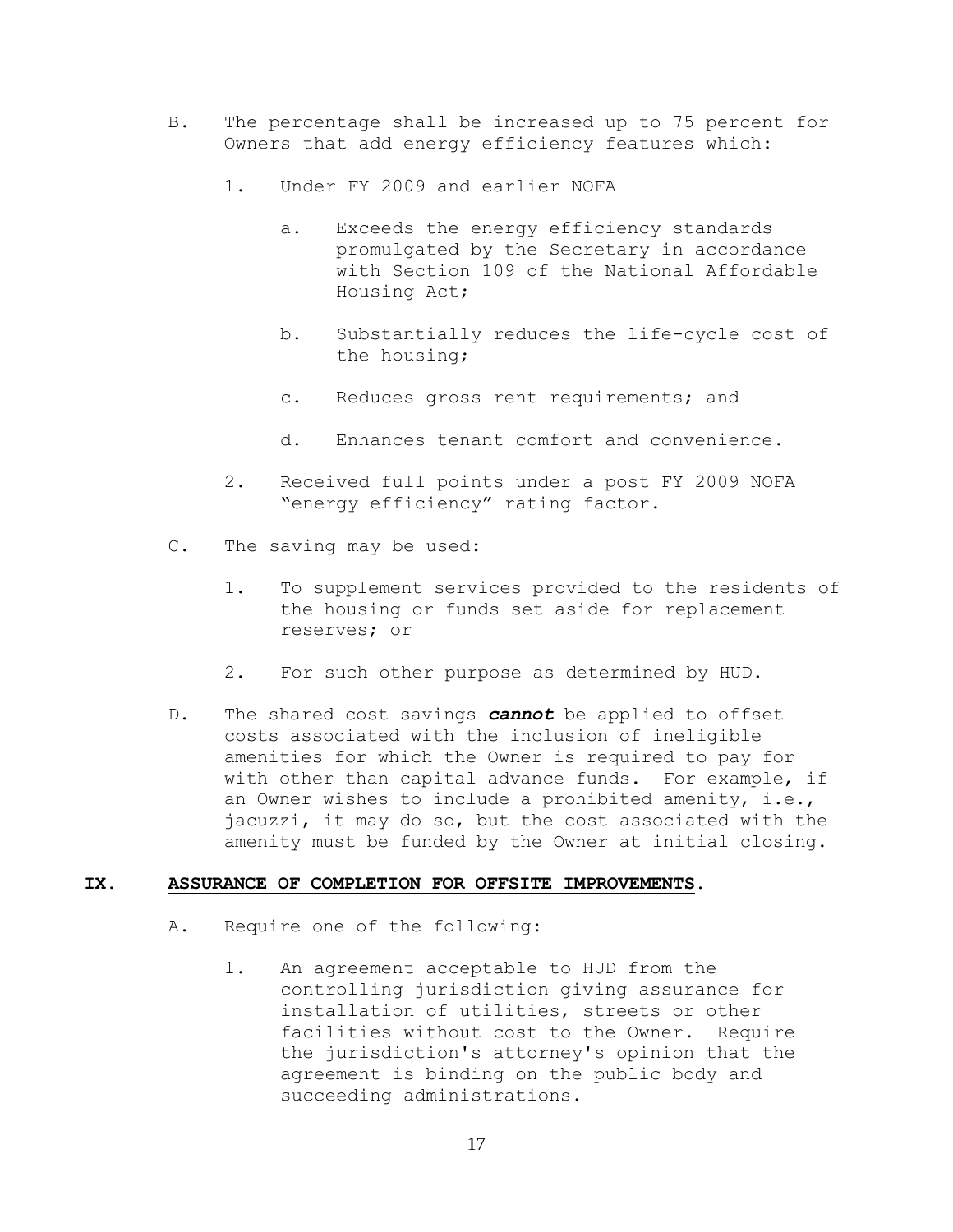B. The percentage shall be increased up to 75 percent for Owners that add energy efficiency features which:

   1. Under FY 2009 and earlier NOFA

      a. Exceeds the energy efficiency standards promulgated by the Secretary in accordance with Section 109 of the National Affordable Housing Act;

      b. Substantially reduces the life-cycle cost of the housing;

      c. Reduces gross rent requirements; and

      d. Enhances tenant comfort and convenience.

   2. Received full points under a post FY 2009 NOFA "energy efficiency" rating factor.

C. The saving may be used:

   1. To supplement services provided to the residents of the housing or funds set aside for replacement reserves; or

   2. For such other purpose as determined by HUD.

D. The shared cost savings ***cannot*** be applied to offset costs associated with the inclusion of ineligible amenities for which the Owner is required to pay for with other than capital advance funds. For example, if an Owner wishes to include a prohibited amenity, i.e., jacuzzi, it may do so, but the cost associated with the amenity must be funded by the Owner at initial closing.

## IX. ASSURANCE OF COMPLETION FOR OFFSITE IMPROVEMENTS.

A. Require one of the following:

   1. An agreement acceptable to HUD from the controlling jurisdiction giving assurance for installation of utilities, streets or other facilities without cost to the Owner. Require the jurisdiction's attorney's opinion that the agreement is binding on the public body and succeeding administrations.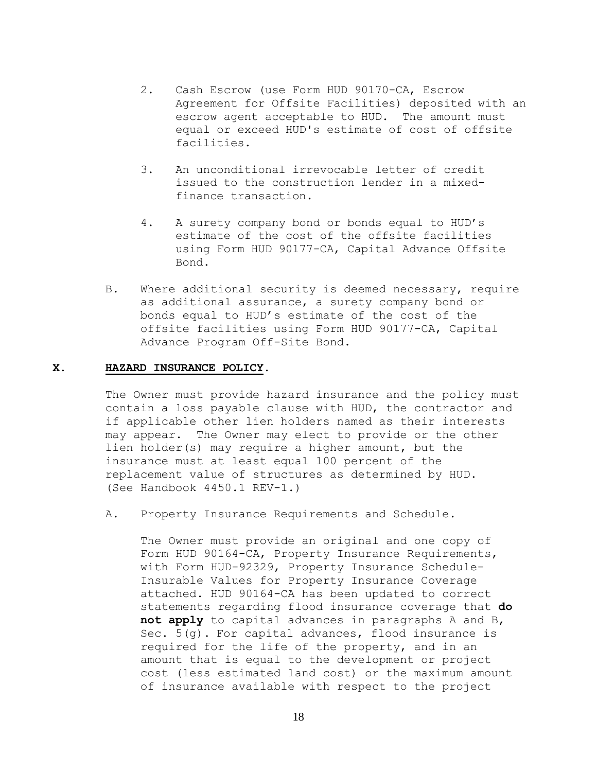2. Cash Escrow (use Form HUD 90170-CA, Escrow Agreement for Offsite Facilities) deposited with an escrow agent acceptable to HUD. The amount must equal or exceed HUD's estimate of cost of offsite facilities.

3. An unconditional irrevocable letter of credit issued to the construction lender in a mixed-finance transaction.

4. A surety company bond or bonds equal to HUD's estimate of the cost of the offsite facilities using Form HUD 90177-CA, Capital Advance Offsite Bond.

B. Where additional security is deemed necessary, require as additional assurance, a surety company bond or bonds equal to HUD's estimate of the cost of the offsite facilities using Form HUD 90177-CA, Capital Advance Program Off-Site Bond.

## X. HAZARD INSURANCE POLICY.

The Owner must provide hazard insurance and the policy must contain a loss payable clause with HUD, the contractor and if applicable other lien holders named as their interests may appear. The Owner may elect to provide or the other lien holder(s) may require a higher amount, but the insurance must at least equal 100 percent of the replacement value of structures as determined by HUD. (See Handbook 4450.1 REV-1.)

A. Property Insurance Requirements and Schedule.

The Owner must provide an original and one copy of Form HUD 90164-CA, Property Insurance Requirements, with Form HUD-92329, Property Insurance Schedule-Insurable Values for Property Insurance Coverage attached. HUD 90164-CA has been updated to correct statements regarding flood insurance coverage that **do not apply** to capital advances in paragraphs A and B, Sec. 5(g). For capital advances, flood insurance is required for the life of the property, and in an amount that is equal to the development or project cost (less estimated land cost) or the maximum amount of insurance available with respect to the project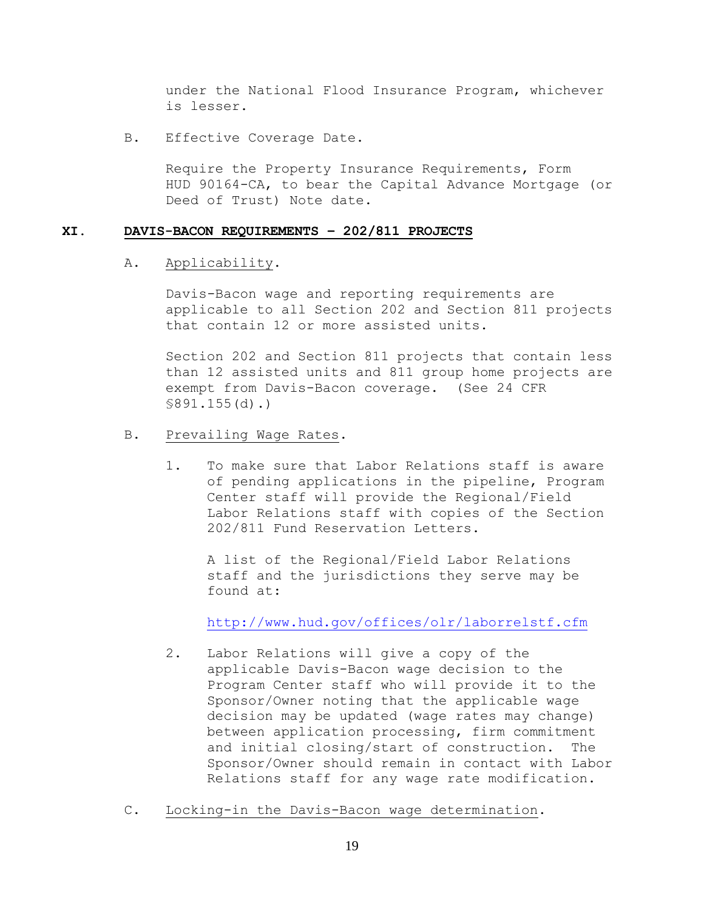under the National Flood Insurance Program, whichever is lesser.

B. Effective Coverage Date.

Require the Property Insurance Requirements, Form HUD 90164-CA, to bear the Capital Advance Mortgage (or Deed of Trust) Note date.

## XI. DAVIS-BACON REQUIREMENTS – 202/811 PROJECTS

A. Applicability.

Davis-Bacon wage and reporting requirements are applicable to all Section 202 and Section 811 projects that contain 12 or more assisted units.

Section 202 and Section 811 projects that contain less than 12 assisted units and 811 group home projects are exempt from Davis-Bacon coverage. (See 24 CFR §891.155(d).)

B. Prevailing Wage Rates.

1. To make sure that Labor Relations staff is aware of pending applications in the pipeline, Program Center staff will provide the Regional/Field Labor Relations staff with copies of the Section 202/811 Fund Reservation Letters.

   A list of the Regional/Field Labor Relations staff and the jurisdictions they serve may be found at:

   http://www.hud.gov/offices/olr/laborrelstf.cfm

2. Labor Relations will give a copy of the applicable Davis-Bacon wage decision to the Program Center staff who will provide it to the Sponsor/Owner noting that the applicable wage decision may be updated (wage rates may change) between application processing, firm commitment and initial closing/start of construction. The Sponsor/Owner should remain in contact with Labor Relations staff for any wage rate modification.

C. Locking-in the Davis-Bacon wage determination.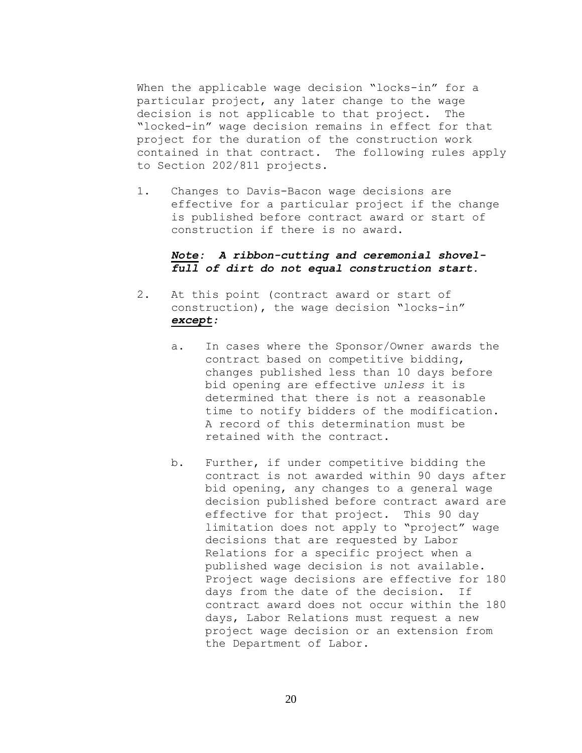When the applicable wage decision "locks-in" for a particular project, any later change to the wage decision is not applicable to that project. The "locked-in" wage decision remains in effect for that project for the duration of the construction work contained in that contract. The following rules apply to Section 202/811 projects.

1. Changes to Davis-Bacon wage decisions are effective for a particular project if the change is published before contract award or start of construction if there is no award.

   ***Note:* A ribbon-cutting and ceremonial shovel-full of dirt do not equal construction start.**

2. At this point (contract award or start of construction), the wage decision "locks-in" ***except:***

   a. In cases where the Sponsor/Owner awards the contract based on competitive bidding, changes published less than 10 days before bid opening are effective *unless* it is determined that there is not a reasonable time to notify bidders of the modification. A record of this determination must be retained with the contract.

   b. Further, if under competitive bidding the contract is not awarded within 90 days after bid opening, any changes to a general wage decision published before contract award are effective for that project. This 90 day limitation does not apply to "project" wage decisions that are requested by Labor Relations for a specific project when a published wage decision is not available. Project wage decisions are effective for 180 days from the date of the decision. If contract award does not occur within the 180 days, Labor Relations must request a new project wage decision or an extension from the Department of Labor.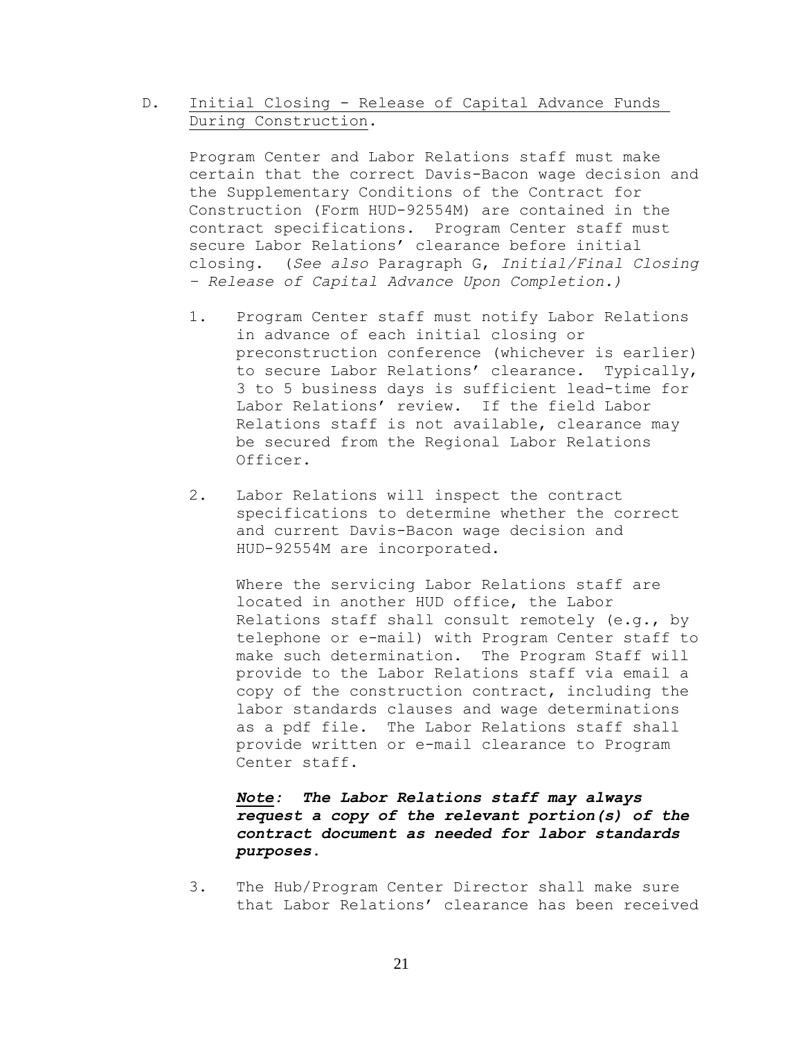D. <u>Initial Closing - Release of Capital Advance Funds During Construction</u>.

Program Center and Labor Relations staff must make certain that the correct Davis-Bacon wage decision and the Supplementary Conditions of the Contract for Construction (Form HUD-92554M) are contained in the contract specifications. Program Center staff must secure Labor Relations' clearance before initial closing. (*See also* Paragraph G, *Initial/Final Closing – Release of Capital Advance Upon Completion.)*

1. Program Center staff must notify Labor Relations in advance of each initial closing or preconstruction conference (whichever is earlier) to secure Labor Relations' clearance. Typically, 3 to 5 business days is sufficient lead-time for Labor Relations' review. If the field Labor Relations staff is not available, clearance may be secured from the Regional Labor Relations Officer.

2. Labor Relations will inspect the contract specifications to determine whether the correct and current Davis-Bacon wage decision and HUD-92554M are incorporated.

   Where the servicing Labor Relations staff are located in another HUD office, the Labor Relations staff shall consult remotely (e.g., by telephone or e-mail) with Program Center staff to make such determination. The Program Staff will provide to the Labor Relations staff via email a copy of the construction contract, including the labor standards clauses and wage determinations as a pdf file. The Labor Relations staff shall provide written or e-mail clearance to Program Center staff.

   ***<u>Note</u>: The Labor Relations staff may always request a copy of the relevant portion(s) of the contract document as needed for labor standards purposes.***

3. The Hub/Program Center Director shall make sure that Labor Relations' clearance has been received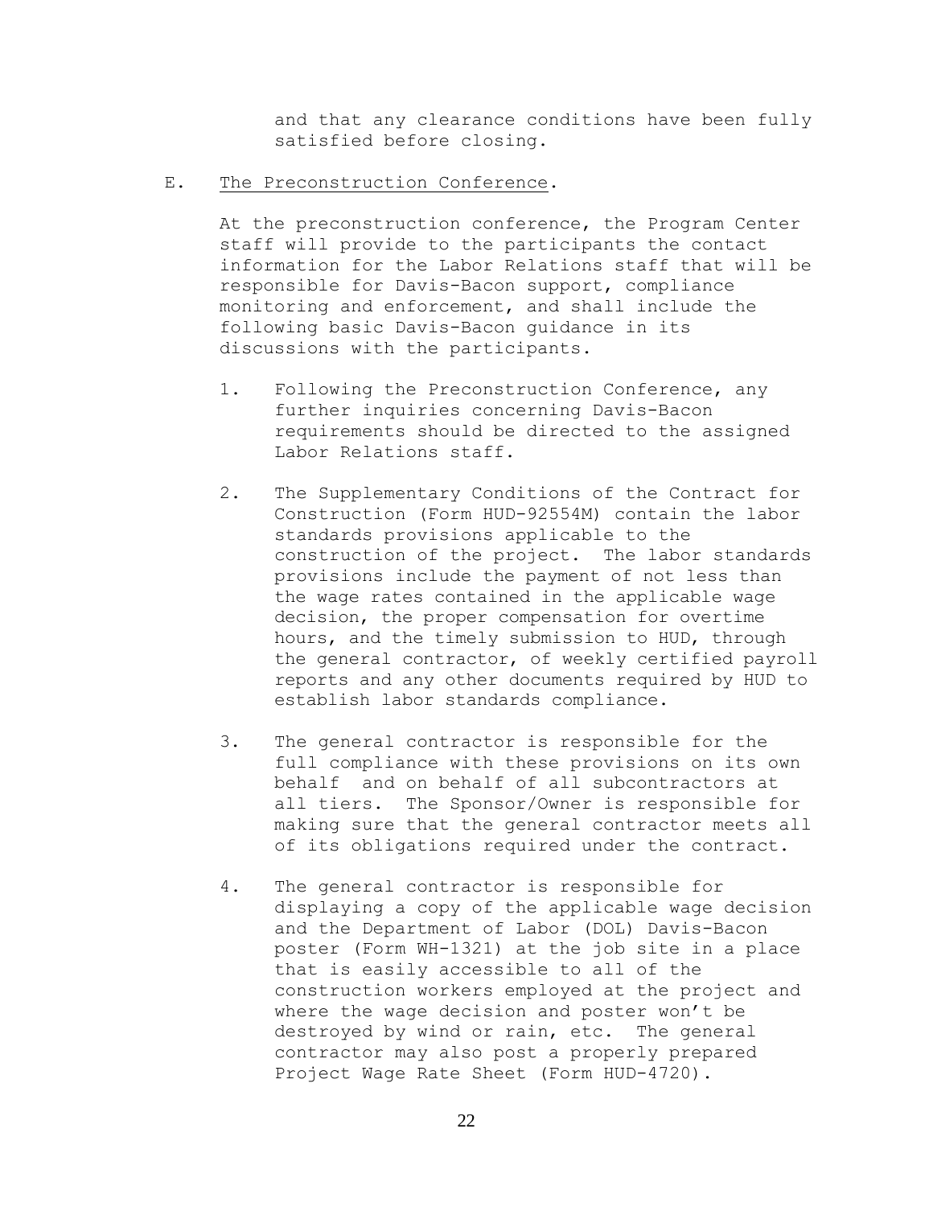and that any clearance conditions have been fully satisfied before closing.

E. <u>The Preconstruction Conference</u>.

At the preconstruction conference, the Program Center staff will provide to the participants the contact information for the Labor Relations staff that will be responsible for Davis-Bacon support, compliance monitoring and enforcement, and shall include the following basic Davis-Bacon guidance in its discussions with the participants.

1. Following the Preconstruction Conference, any further inquiries concerning Davis-Bacon requirements should be directed to the assigned Labor Relations staff.

2. The Supplementary Conditions of the Contract for Construction (Form HUD-92554M) contain the labor standards provisions applicable to the construction of the project. The labor standards provisions include the payment of not less than the wage rates contained in the applicable wage decision, the proper compensation for overtime hours, and the timely submission to HUD, through the general contractor, of weekly certified payroll reports and any other documents required by HUD to establish labor standards compliance.

3. The general contractor is responsible for the full compliance with these provisions on its own behalf and on behalf of all subcontractors at all tiers. The Sponsor/Owner is responsible for making sure that the general contractor meets all of its obligations required under the contract.

4. The general contractor is responsible for displaying a copy of the applicable wage decision and the Department of Labor (DOL) Davis-Bacon poster (Form WH-1321) at the job site in a place that is easily accessible to all of the construction workers employed at the project and where the wage decision and poster won't be destroyed by wind or rain, etc. The general contractor may also post a properly prepared Project Wage Rate Sheet (Form HUD-4720).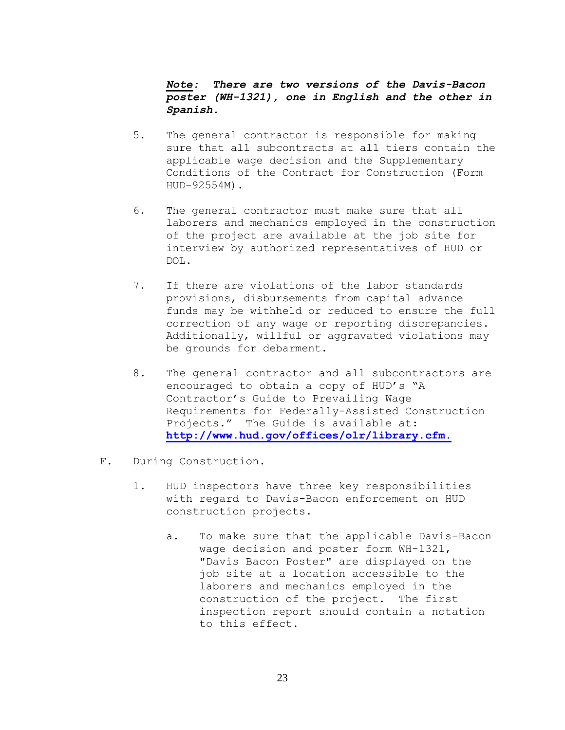***Note:*** ***There are two versions of the Davis-Bacon poster (WH-1321), one in English and the other in Spanish.***

5. The general contractor is responsible for making sure that all subcontracts at all tiers contain the applicable wage decision and the Supplementary Conditions of the Contract for Construction (Form HUD-92554M).

6. The general contractor must make sure that all laborers and mechanics employed in the construction of the project are available at the job site for interview by authorized representatives of HUD or DOL.

7. If there are violations of the labor standards provisions, disbursements from capital advance funds may be withheld or reduced to ensure the full correction of any wage or reporting discrepancies. Additionally, willful or aggravated violations may be grounds for debarment.

8. The general contractor and all subcontractors are encouraged to obtain a copy of HUD's "A Contractor's Guide to Prevailing Wage Requirements for Federally-Assisted Construction Projects." The Guide is available at: **http://www.hud.gov/offices/olr/library.cfm.**

F. During Construction.

1. HUD inspectors have three key responsibilities with regard to Davis-Bacon enforcement on HUD construction projects.

    a. To make sure that the applicable Davis-Bacon wage decision and poster form WH-1321, "Davis Bacon Poster" are displayed on the job site at a location accessible to the laborers and mechanics employed in the construction of the project. The first inspection report should contain a notation to this effect.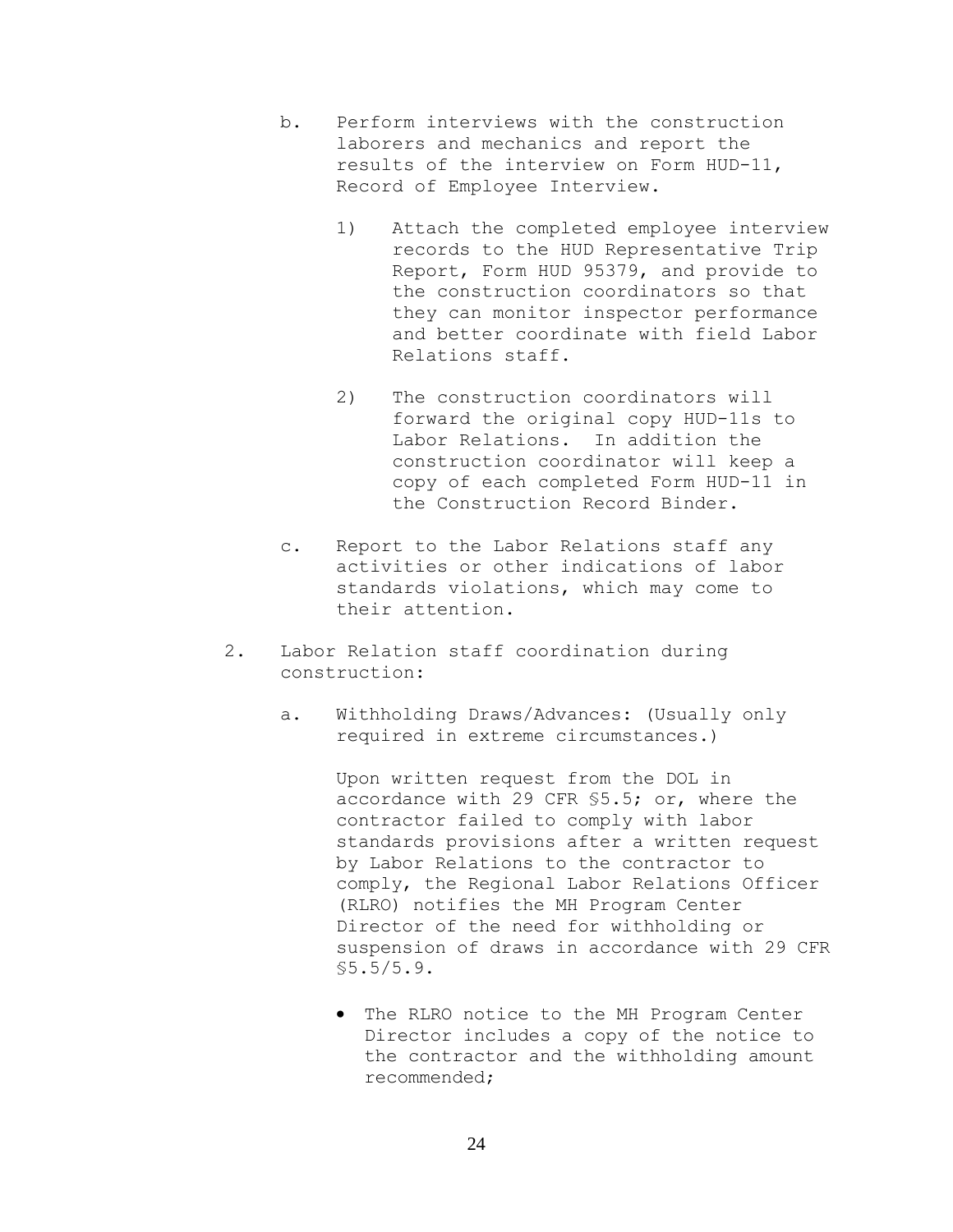b. Perform interviews with the construction laborers and mechanics and report the results of the interview on Form HUD-11, Record of Employee Interview.

   1) Attach the completed employee interview records to the HUD Representative Trip Report, Form HUD 95379, and provide to the construction coordinators so that they can monitor inspector performance and better coordinate with field Labor Relations staff.

   2) The construction coordinators will forward the original copy HUD-11s to Labor Relations. In addition the construction coordinator will keep a copy of each completed Form HUD-11 in the Construction Record Binder.

c. Report to the Labor Relations staff any activities or other indications of labor standards violations, which may come to their attention.

2. Labor Relation staff coordination during construction:

   a. Withholding Draws/Advances: (Usually only required in extreme circumstances.)

      Upon written request from the DOL in accordance with 29 CFR §5.5; or, where the contractor failed to comply with labor standards provisions after a written request by Labor Relations to the contractor to comply, the Regional Labor Relations Officer (RLRO) notifies the MH Program Center Director of the need for withholding or suspension of draws in accordance with 29 CFR §5.5/5.9.

      - The RLRO notice to the MH Program Center Director includes a copy of the notice to the contractor and the withholding amount recommended;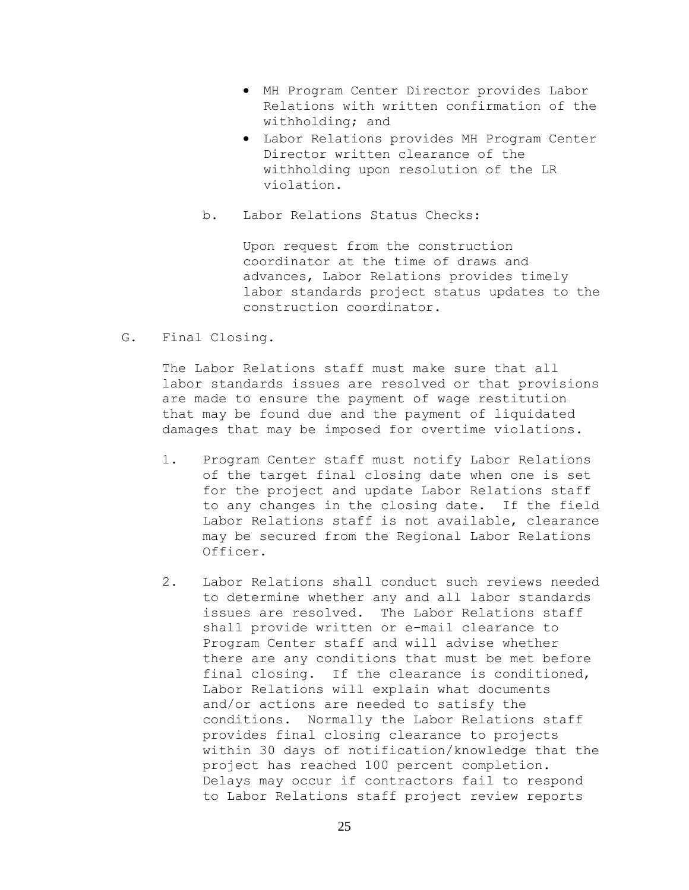- MH Program Center Director provides Labor Relations with written confirmation of the withholding; and
- Labor Relations provides MH Program Center Director written clearance of the withholding upon resolution of the LR violation.

b. Labor Relations Status Checks:

Upon request from the construction coordinator at the time of draws and advances, Labor Relations provides timely labor standards project status updates to the construction coordinator.

G. Final Closing.

The Labor Relations staff must make sure that all labor standards issues are resolved or that provisions are made to ensure the payment of wage restitution that may be found due and the payment of liquidated damages that may be imposed for overtime violations.

1. Program Center staff must notify Labor Relations of the target final closing date when one is set for the project and update Labor Relations staff to any changes in the closing date. If the field Labor Relations staff is not available, clearance may be secured from the Regional Labor Relations Officer.

2. Labor Relations shall conduct such reviews needed to determine whether any and all labor standards issues are resolved. The Labor Relations staff shall provide written or e-mail clearance to Program Center staff and will advise whether there are any conditions that must be met before final closing. If the clearance is conditioned, Labor Relations will explain what documents and/or actions are needed to satisfy the conditions. Normally the Labor Relations staff provides final closing clearance to projects within 30 days of notification/knowledge that the project has reached 100 percent completion. Delays may occur if contractors fail to respond to Labor Relations staff project review reports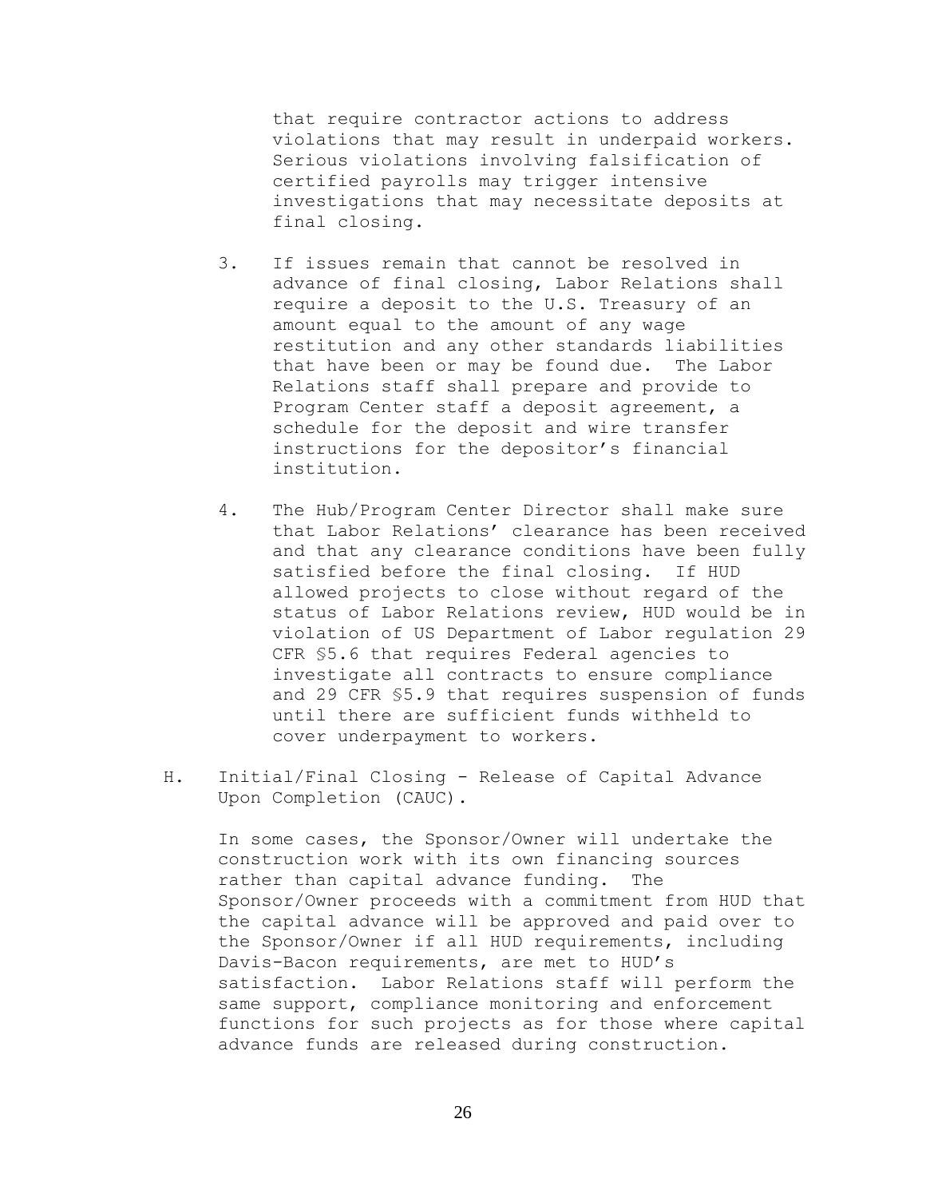that require contractor actions to address violations that may result in underpaid workers. Serious violations involving falsification of certified payrolls may trigger intensive investigations that may necessitate deposits at final closing.

3. If issues remain that cannot be resolved in advance of final closing, Labor Relations shall require a deposit to the U.S. Treasury of an amount equal to the amount of any wage restitution and any other standards liabilities that have been or may be found due. The Labor Relations staff shall prepare and provide to Program Center staff a deposit agreement, a schedule for the deposit and wire transfer instructions for the depositor's financial institution.

4. The Hub/Program Center Director shall make sure that Labor Relations' clearance has been received and that any clearance conditions have been fully satisfied before the final closing. If HUD allowed projects to close without regard of the status of Labor Relations review, HUD would be in violation of US Department of Labor regulation 29 CFR §5.6 that requires Federal agencies to investigate all contracts to ensure compliance and 29 CFR §5.9 that requires suspension of funds until there are sufficient funds withheld to cover underpayment to workers.

H. Initial/Final Closing - Release of Capital Advance Upon Completion (CAUC).

In some cases, the Sponsor/Owner will undertake the construction work with its own financing sources rather than capital advance funding. The Sponsor/Owner proceeds with a commitment from HUD that the capital advance will be approved and paid over to the Sponsor/Owner if all HUD requirements, including Davis-Bacon requirements, are met to HUD's satisfaction. Labor Relations staff will perform the same support, compliance monitoring and enforcement functions for such projects as for those where capital advance funds are released during construction.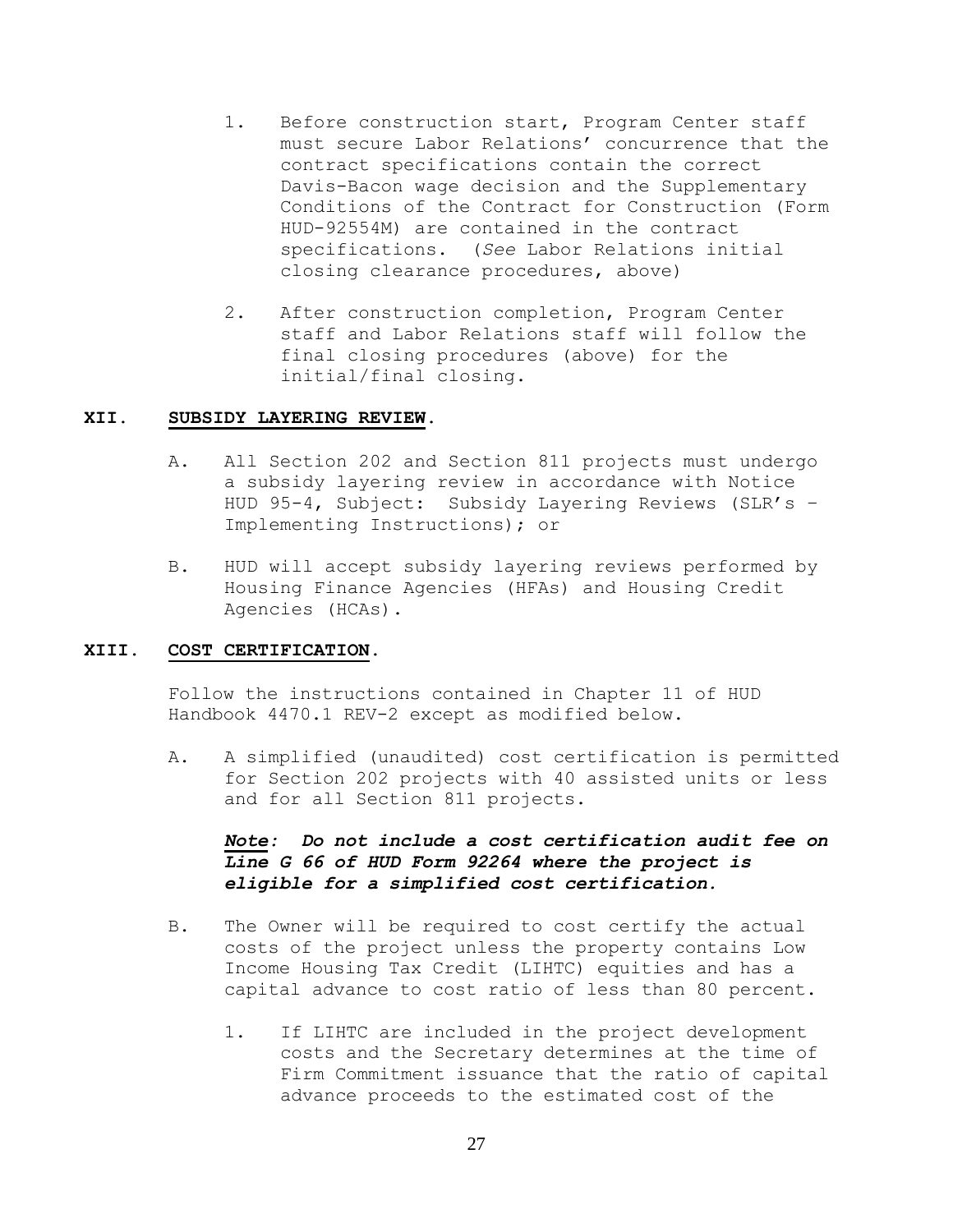1. Before construction start, Program Center staff must secure Labor Relations' concurrence that the contract specifications contain the correct Davis-Bacon wage decision and the Supplementary Conditions of the Contract for Construction (Form HUD-92554M) are contained in the contract specifications. (*See* Labor Relations initial closing clearance procedures, above)

2. After construction completion, Program Center staff and Labor Relations staff will follow the final closing procedures (above) for the initial/final closing.

## XII. SUBSIDY LAYERING REVIEW.

A. All Section 202 and Section 811 projects must undergo a subsidy layering review in accordance with Notice HUD 95-4, Subject: Subsidy Layering Reviews (SLR's – Implementing Instructions); or

B. HUD will accept subsidy layering reviews performed by Housing Finance Agencies (HFAs) and Housing Credit Agencies (HCAs).

## XIII. COST CERTIFICATION.

Follow the instructions contained in Chapter 11 of HUD Handbook 4470.1 REV-2 except as modified below.

A. A simplified (unaudited) cost certification is permitted for Section 202 projects with 40 assisted units or less and for all Section 811 projects.

***Note: Do not include a cost certification audit fee on Line G 66 of HUD Form 92264 where the project is eligible for a simplified cost certification.***

B. The Owner will be required to cost certify the actual costs of the project unless the property contains Low Income Housing Tax Credit (LIHTC) equities and has a capital advance to cost ratio of less than 80 percent.

1. If LIHTC are included in the project development costs and the Secretary determines at the time of Firm Commitment issuance that the ratio of capital advance proceeds to the estimated cost of the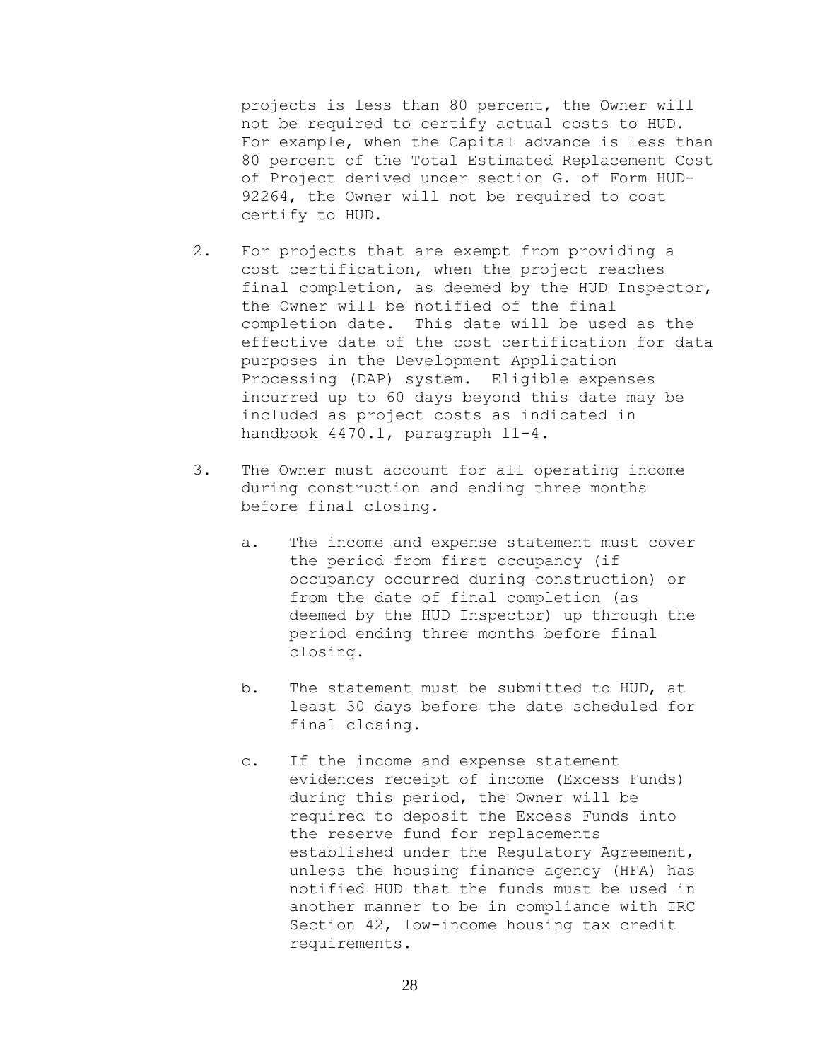projects is less than 80 percent, the Owner will not be required to certify actual costs to HUD. For example, when the Capital advance is less than 80 percent of the Total Estimated Replacement Cost of Project derived under section G. of Form HUD-92264, the Owner will not be required to cost certify to HUD.

2. For projects that are exempt from providing a cost certification, when the project reaches final completion, as deemed by the HUD Inspector, the Owner will be notified of the final completion date. This date will be used as the effective date of the cost certification for data purposes in the Development Application Processing (DAP) system. Eligible expenses incurred up to 60 days beyond this date may be included as project costs as indicated in handbook 4470.1, paragraph 11-4.

3. The Owner must account for all operating income during construction and ending three months before final closing.

   a. The income and expense statement must cover the period from first occupancy (if occupancy occurred during construction) or from the date of final completion (as deemed by the HUD Inspector) up through the period ending three months before final closing.

   b. The statement must be submitted to HUD, at least 30 days before the date scheduled for final closing.

   c. If the income and expense statement evidences receipt of income (Excess Funds) during this period, the Owner will be required to deposit the Excess Funds into the reserve fund for replacements established under the Regulatory Agreement, unless the housing finance agency (HFA) has notified HUD that the funds must be used in another manner to be in compliance with IRC Section 42, low-income housing tax credit requirements.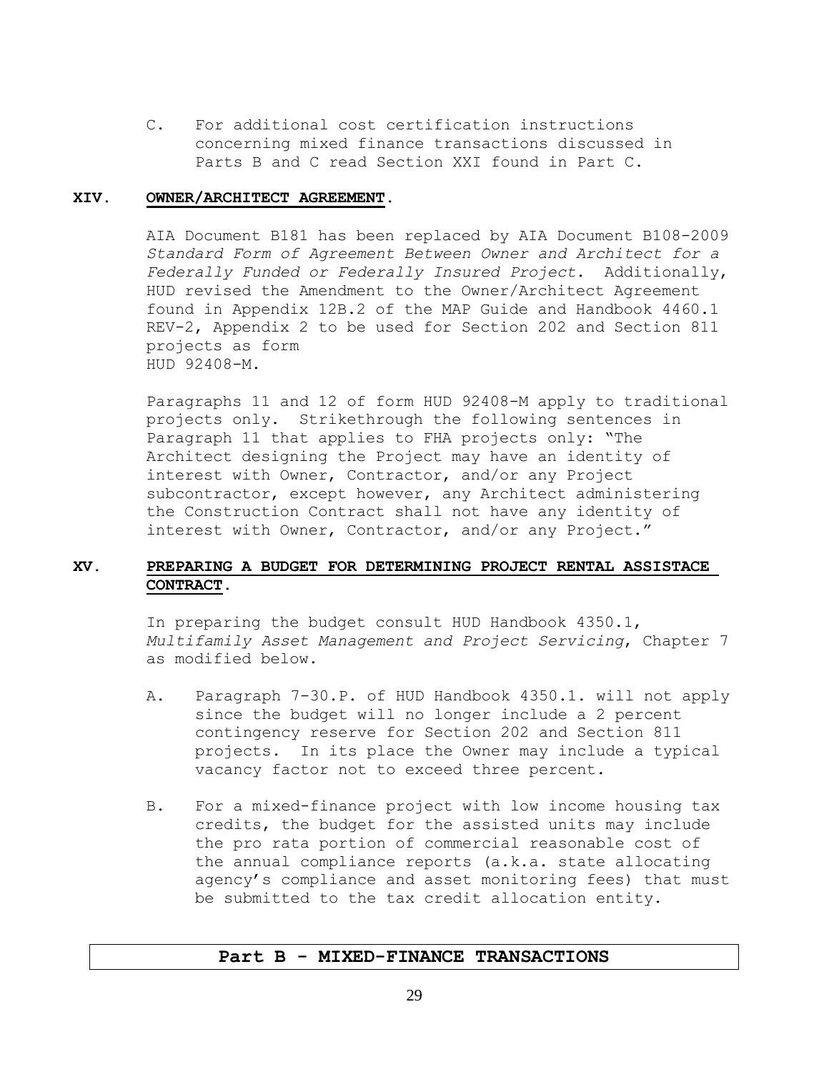C. For additional cost certification instructions concerning mixed finance transactions discussed in Parts B and C read Section XXI found in Part C.

## XIV. OWNER/ARCHITECT AGREEMENT.

AIA Document B181 has been replaced by AIA Document B108-2009 *Standard Form of Agreement Between Owner and Architect for a Federally Funded or Federally Insured Project*. Additionally, HUD revised the Amendment to the Owner/Architect Agreement found in Appendix 12B.2 of the MAP Guide and Handbook 4460.1 REV-2, Appendix 2 to be used for Section 202 and Section 811 projects as form HUD 92408-M.

Paragraphs 11 and 12 of form HUD 92408-M apply to traditional projects only. Strikethrough the following sentences in Paragraph 11 that applies to FHA projects only: "The Architect designing the Project may have an identity of interest with Owner, Contractor, and/or any Project subcontractor, except however, any Architect administering the Construction Contract shall not have any identity of interest with Owner, Contractor, and/or any Project."

## XV. PREPARING A BUDGET FOR DETERMINING PROJECT RENTAL ASSISTACE CONTRACT.

In preparing the budget consult HUD Handbook 4350.1, *Multifamily Asset Management and Project Servicing*, Chapter 7 as modified below.

A. Paragraph 7-30.P. of HUD Handbook 4350.1. will not apply since the budget will no longer include a 2 percent contingency reserve for Section 202 and Section 811 projects. In its place the Owner may include a typical vacancy factor not to exceed three percent.

B. For a mixed-finance project with low income housing tax credits, the budget for the assisted units may include the pro rata portion of commercial reasonable cost of the annual compliance reports (a.k.a. state allocating agency's compliance and asset monitoring fees) that must be submitted to the tax credit allocation entity.

# Part B - MIXED-FINANCE TRANSACTIONS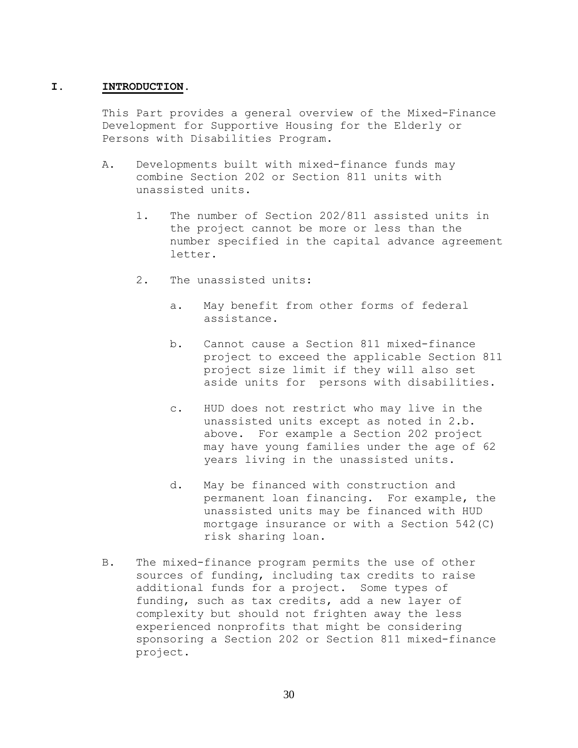## I. **INTRODUCTION.**

This Part provides a general overview of the Mixed-Finance Development for Supportive Housing for the Elderly or Persons with Disabilities Program.

A. Developments built with mixed-finance funds may combine Section 202 or Section 811 units with unassisted units.

   1. The number of Section 202/811 assisted units in the project cannot be more or less than the number specified in the capital advance agreement letter.

   2. The unassisted units:

      a. May benefit from other forms of federal assistance.

      b. Cannot cause a Section 811 mixed-finance project to exceed the applicable Section 811 project size limit if they will also set aside units for persons with disabilities.

      c. HUD does not restrict who may live in the unassisted units except as noted in 2.b. above. For example a Section 202 project may have young families under the age of 62 years living in the unassisted units.

      d. May be financed with construction and permanent loan financing. For example, the unassisted units may be financed with HUD mortgage insurance or with a Section 542(C) risk sharing loan.

B. The mixed-finance program permits the use of other sources of funding, including tax credits to raise additional funds for a project. Some types of funding, such as tax credits, add a new layer of complexity but should not frighten away the less experienced nonprofits that might be considering sponsoring a Section 202 or Section 811 mixed-finance project.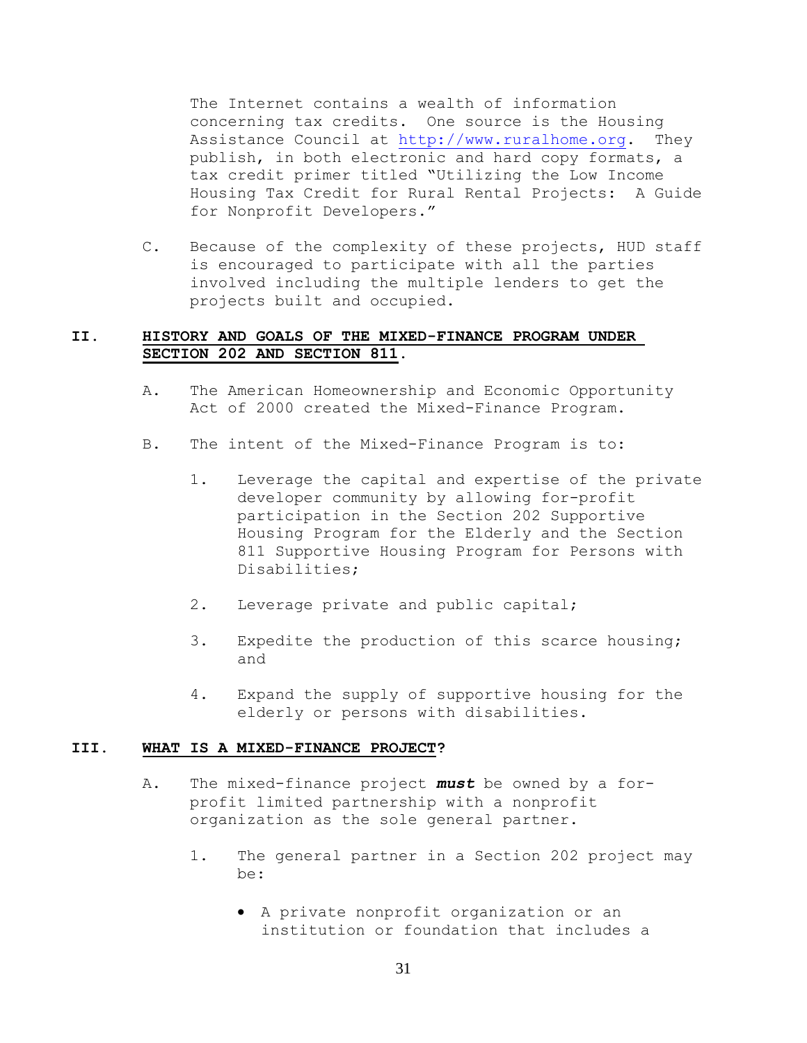The Internet contains a wealth of information concerning tax credits. One source is the Housing Assistance Council at [http://www.ruralhome.org](http://www.ruralhome.org). They publish, in both electronic and hard copy formats, a tax credit primer titled "Utilizing the Low Income Housing Tax Credit for Rural Rental Projects: A Guide for Nonprofit Developers."

C. Because of the complexity of these projects, HUD staff is encouraged to participate with all the parties involved including the multiple lenders to get the projects built and occupied.

## II. HISTORY AND GOALS OF THE MIXED-FINANCE PROGRAM UNDER SECTION 202 AND SECTION 811.

A. The American Homeownership and Economic Opportunity Act of 2000 created the Mixed-Finance Program.

B. The intent of the Mixed-Finance Program is to:

1. Leverage the capital and expertise of the private developer community by allowing for-profit participation in the Section 202 Supportive Housing Program for the Elderly and the Section 811 Supportive Housing Program for Persons with Disabilities;

2. Leverage private and public capital;

3. Expedite the production of this scarce housing; and

4. Expand the supply of supportive housing for the elderly or persons with disabilities.

## III. WHAT IS A MIXED-FINANCE PROJECT?

A. The mixed-finance project ***must*** be owned by a for-profit limited partnership with a nonprofit organization as the sole general partner.

1. The general partner in a Section 202 project may be:

   - A private nonprofit organization or an institution or foundation that includes a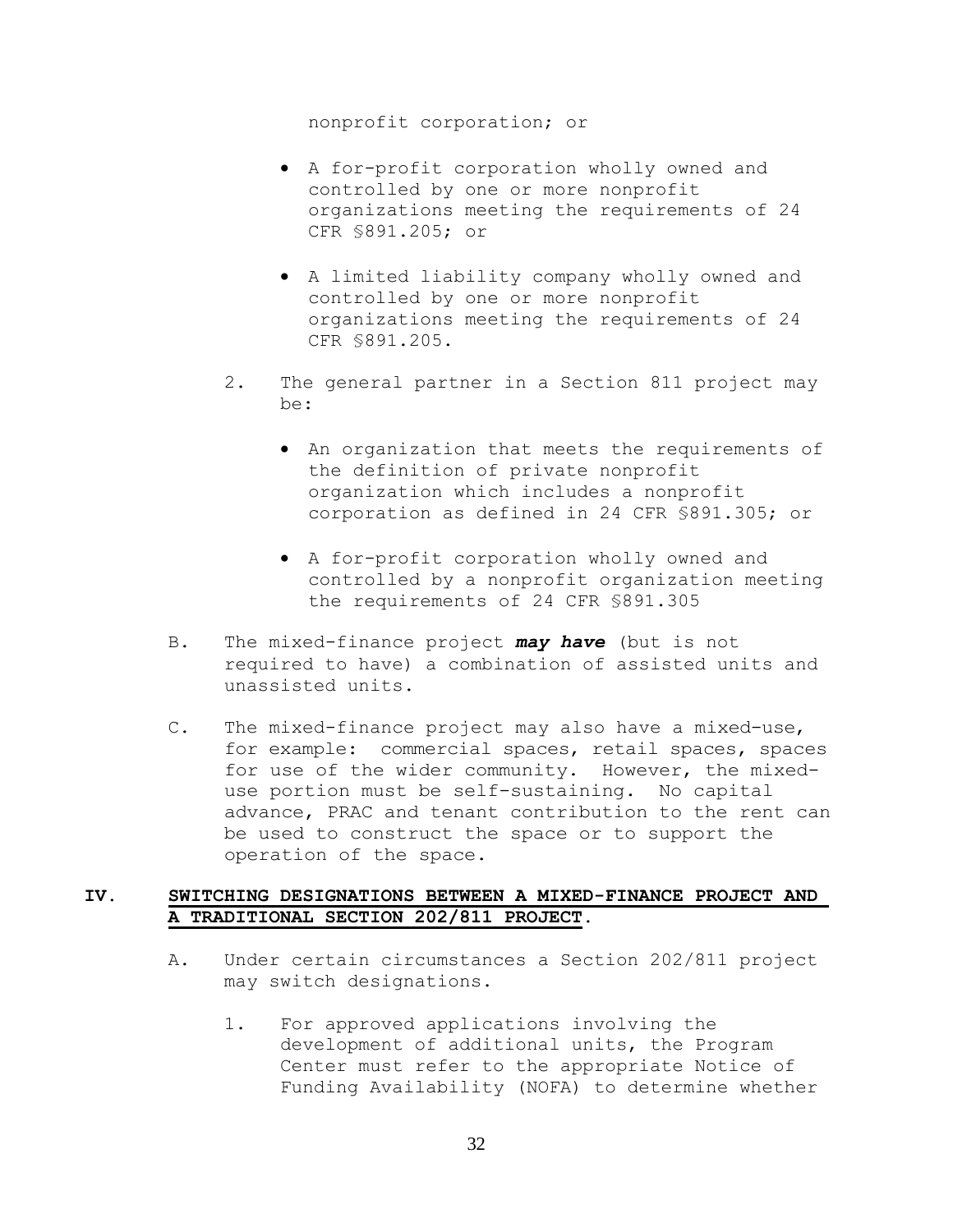nonprofit corporation; or

- A for-profit corporation wholly owned and controlled by one or more nonprofit organizations meeting the requirements of 24 CFR §891.205; or

- A limited liability company wholly owned and controlled by one or more nonprofit organizations meeting the requirements of 24 CFR §891.205.

2. The general partner in a Section 811 project may be:

   - An organization that meets the requirements of the definition of private nonprofit organization which includes a nonprofit corporation as defined in 24 CFR §891.305; or

   - A for-profit corporation wholly owned and controlled by a nonprofit organization meeting the requirements of 24 CFR §891.305

B. The mixed-finance project ***may have*** (but is not required to have) a combination of assisted units and unassisted units.

C. The mixed-finance project may also have a mixed-use, for example: commercial spaces, retail spaces, spaces for use of the wider community. However, the mixed-use portion must be self-sustaining. No capital advance, PRAC and tenant contribution to the rent can be used to construct the space or to support the operation of the space.

## IV. SWITCHING DESIGNATIONS BETWEEN A MIXED-FINANCE PROJECT AND A TRADITIONAL SECTION 202/811 PROJECT.

A. Under certain circumstances a Section 202/811 project may switch designations.

1. For approved applications involving the development of additional units, the Program Center must refer to the appropriate Notice of Funding Availability (NOFA) to determine whether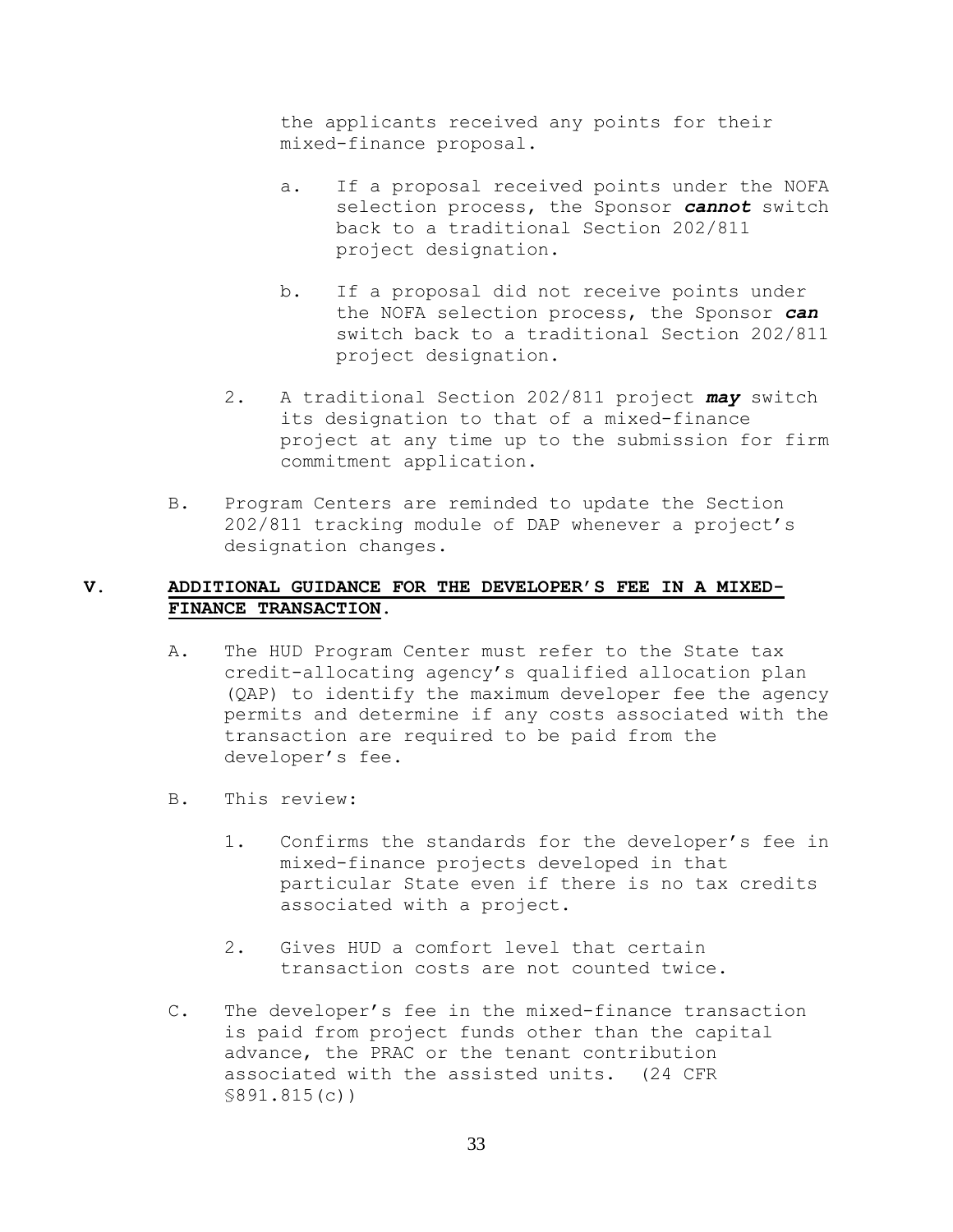the applicants received any points for their mixed-finance proposal.

   a. If a proposal received points under the NOFA selection process, the Sponsor ***cannot*** switch back to a traditional Section 202/811 project designation.

   b. If a proposal did not receive points under the NOFA selection process, the Sponsor ***can*** switch back to a traditional Section 202/811 project designation.

2. A traditional Section 202/811 project ***may*** switch its designation to that of a mixed-finance project at any time up to the submission for firm commitment application.

B. Program Centers are reminded to update the Section 202/811 tracking module of DAP whenever a project's designation changes.

## V. ADDITIONAL GUIDANCE FOR THE DEVELOPER'S FEE IN A MIXED-FINANCE TRANSACTION.

A. The HUD Program Center must refer to the State tax credit-allocating agency's qualified allocation plan (QAP) to identify the maximum developer fee the agency permits and determine if any costs associated with the transaction are required to be paid from the developer's fee.

B. This review:

   1. Confirms the standards for the developer's fee in mixed-finance projects developed in that particular State even if there is no tax credits associated with a project.

   2. Gives HUD a comfort level that certain transaction costs are not counted twice.

C. The developer's fee in the mixed-finance transaction is paid from project funds other than the capital advance, the PRAC or the tenant contribution associated with the assisted units. (24 CFR §891.815(c))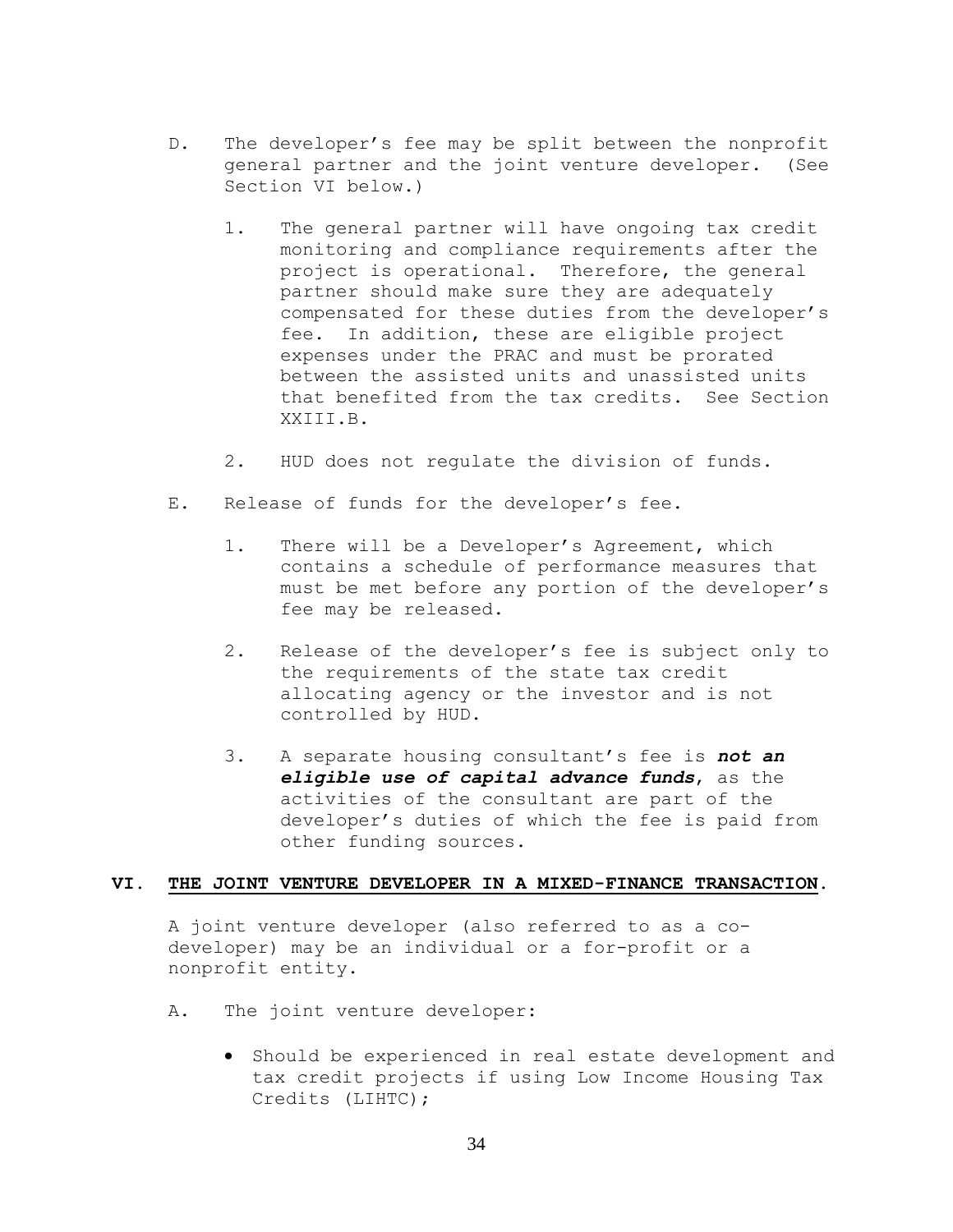D. The developer's fee may be split between the nonprofit general partner and the joint venture developer. (See Section VI below.)

   1. The general partner will have ongoing tax credit monitoring and compliance requirements after the project is operational. Therefore, the general partner should make sure they are adequately compensated for these duties from the developer's fee. In addition, these are eligible project expenses under the PRAC and must be prorated between the assisted units and unassisted units that benefited from the tax credits. See Section XXIII.B.

   2. HUD does not regulate the division of funds.

E. Release of funds for the developer's fee.

   1. There will be a Developer's Agreement, which contains a schedule of performance measures that must be met before any portion of the developer's fee may be released.

   2. Release of the developer's fee is subject only to the requirements of the state tax credit allocating agency or the investor and is not controlled by HUD.

   3. A separate housing consultant's fee is ***not an eligible use of capital advance funds***, as the activities of the consultant are part of the developer's duties of which the fee is paid from other funding sources.

## VI. THE JOINT VENTURE DEVELOPER IN A MIXED-FINANCE TRANSACTION.

A joint venture developer (also referred to as a co-developer) may be an individual or a for-profit or a nonprofit entity.

A. The joint venture developer:

   - Should be experienced in real estate development and tax credit projects if using Low Income Housing Tax Credits (LIHTC);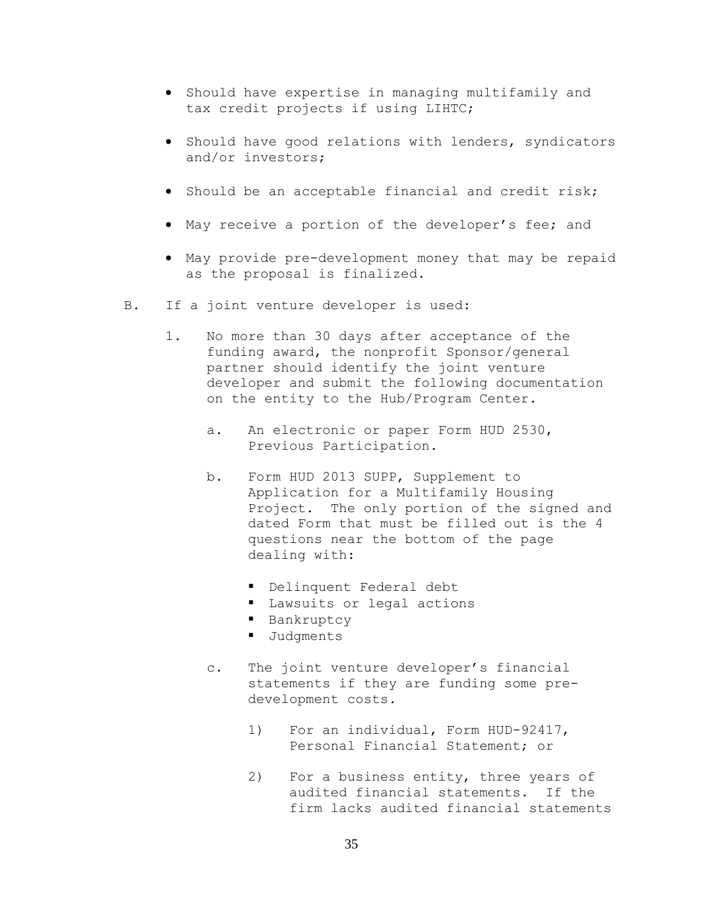- Should have expertise in managing multifamily and tax credit projects if using LIHTC;
- Should have good relations with lenders, syndicators and/or investors;
- Should be an acceptable financial and credit risk;
- May receive a portion of the developer's fee; and
- May provide pre-development money that may be repaid as the proposal is finalized.

B. If a joint venture developer is used:

1. No more than 30 days after acceptance of the funding award, the nonprofit Sponsor/general partner should identify the joint venture developer and submit the following documentation on the entity to the Hub/Program Center.

   a. An electronic or paper Form HUD 2530, Previous Participation.

   b. Form HUD 2013 SUPP, Supplement to Application for a Multifamily Housing Project. The only portion of the signed and dated Form that must be filled out is the 4 questions near the bottom of the page dealing with:

      - Delinquent Federal debt
      - Lawsuits or legal actions
      - Bankruptcy
      - Judgments

   c. The joint venture developer's financial statements if they are funding some pre-development costs.

      1) For an individual, Form HUD-92417, Personal Financial Statement; or

      2) For a business entity, three years of audited financial statements. If the firm lacks audited financial statements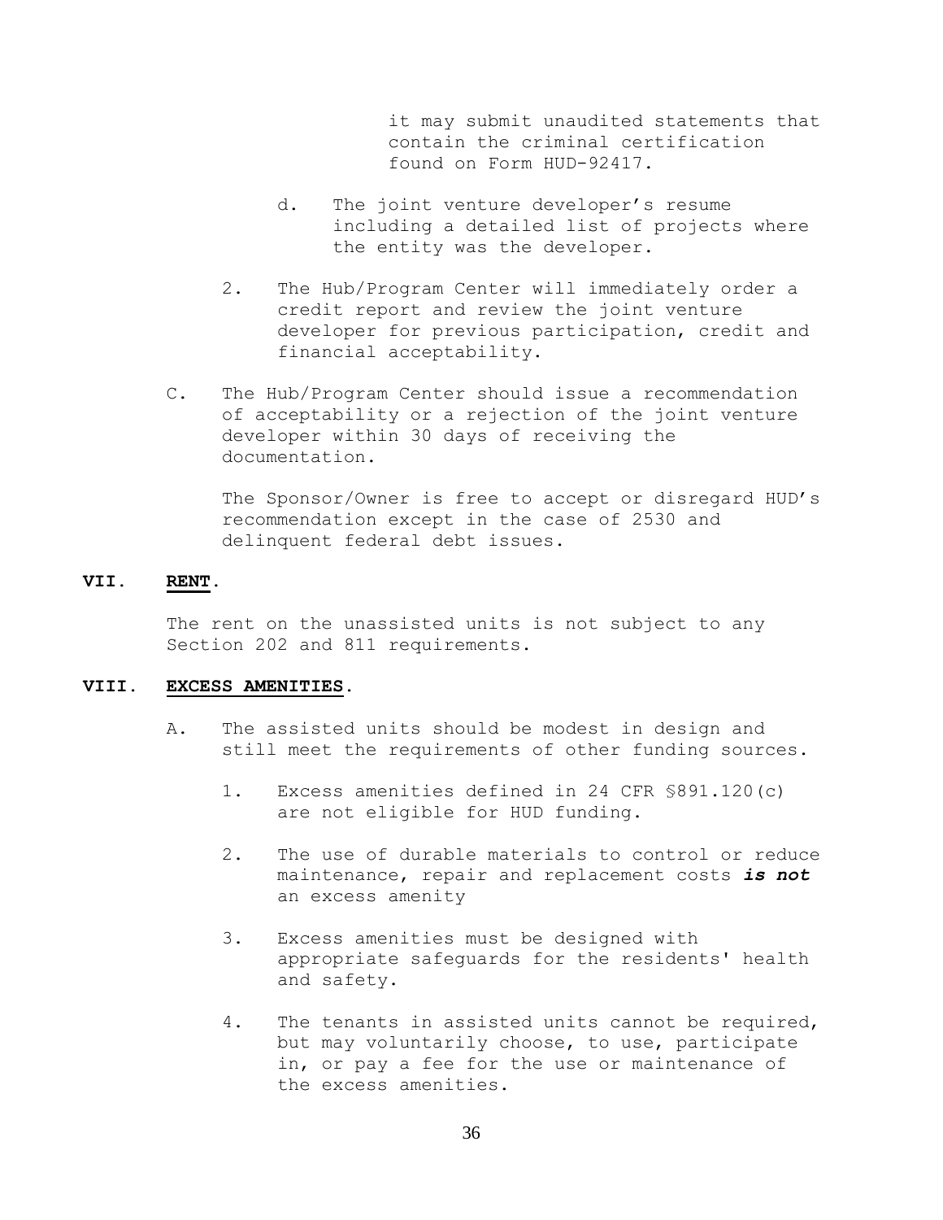it may submit unaudited statements that contain the criminal certification found on Form HUD-92417.

d. The joint venture developer's resume including a detailed list of projects where the entity was the developer.

2. The Hub/Program Center will immediately order a credit report and review the joint venture developer for previous participation, credit and financial acceptability.

C. The Hub/Program Center should issue a recommendation of acceptability or a rejection of the joint venture developer within 30 days of receiving the documentation.

The Sponsor/Owner is free to accept or disregard HUD's recommendation except in the case of 2530 and delinquent federal debt issues.

## VII. <u>RENT</u>.

The rent on the unassisted units is not subject to any Section 202 and 811 requirements.

## VIII. <u>EXCESS AMENITIES</u>.

A. The assisted units should be modest in design and still meet the requirements of other funding sources.

1. Excess amenities defined in 24 CFR §891.120(c) are not eligible for HUD funding.

2. The use of durable materials to control or reduce maintenance, repair and replacement costs ***is not*** an excess amenity

3. Excess amenities must be designed with appropriate safeguards for the residents' health and safety.

4. The tenants in assisted units cannot be required, but may voluntarily choose, to use, participate in, or pay a fee for the use or maintenance of the excess amenities.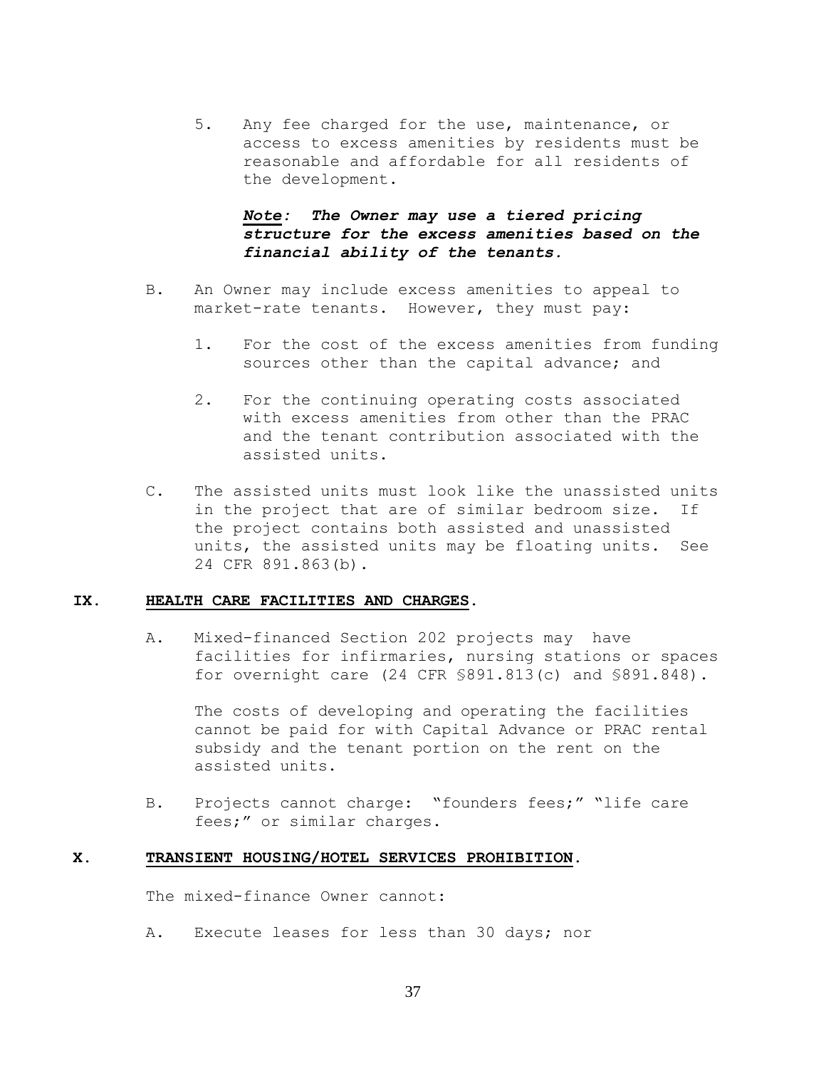5. Any fee charged for the use, maintenance, or access to excess amenities by residents must be reasonable and affordable for all residents of the development.

   ***<u>Note</u>: The Owner may use a tiered pricing structure for the excess amenities based on the financial ability of the tenants.***

B. An Owner may include excess amenities to appeal to market-rate tenants. However, they must pay:

   1. For the cost of the excess amenities from funding sources other than the capital advance; and

   2. For the continuing operating costs associated with excess amenities from other than the PRAC and the tenant contribution associated with the assisted units.

C. The assisted units must look like the unassisted units in the project that are of similar bedroom size. If the project contains both assisted and unassisted units, the assisted units may be floating units. See 24 CFR 891.863(b).

## IX. <u>HEALTH CARE FACILITIES AND CHARGES</u>.

A. Mixed-financed Section 202 projects may have facilities for infirmaries, nursing stations or spaces for overnight care (24 CFR §891.813(c) and §891.848).

   The costs of developing and operating the facilities cannot be paid for with Capital Advance or PRAC rental subsidy and the tenant portion on the rent on the assisted units.

B. Projects cannot charge: "founders fees;" "life care fees;" or similar charges.

## X. <u>TRANSIENT HOUSING/HOTEL SERVICES PROHIBITION</u>.

The mixed-finance Owner cannot:

A. Execute leases for less than 30 days; nor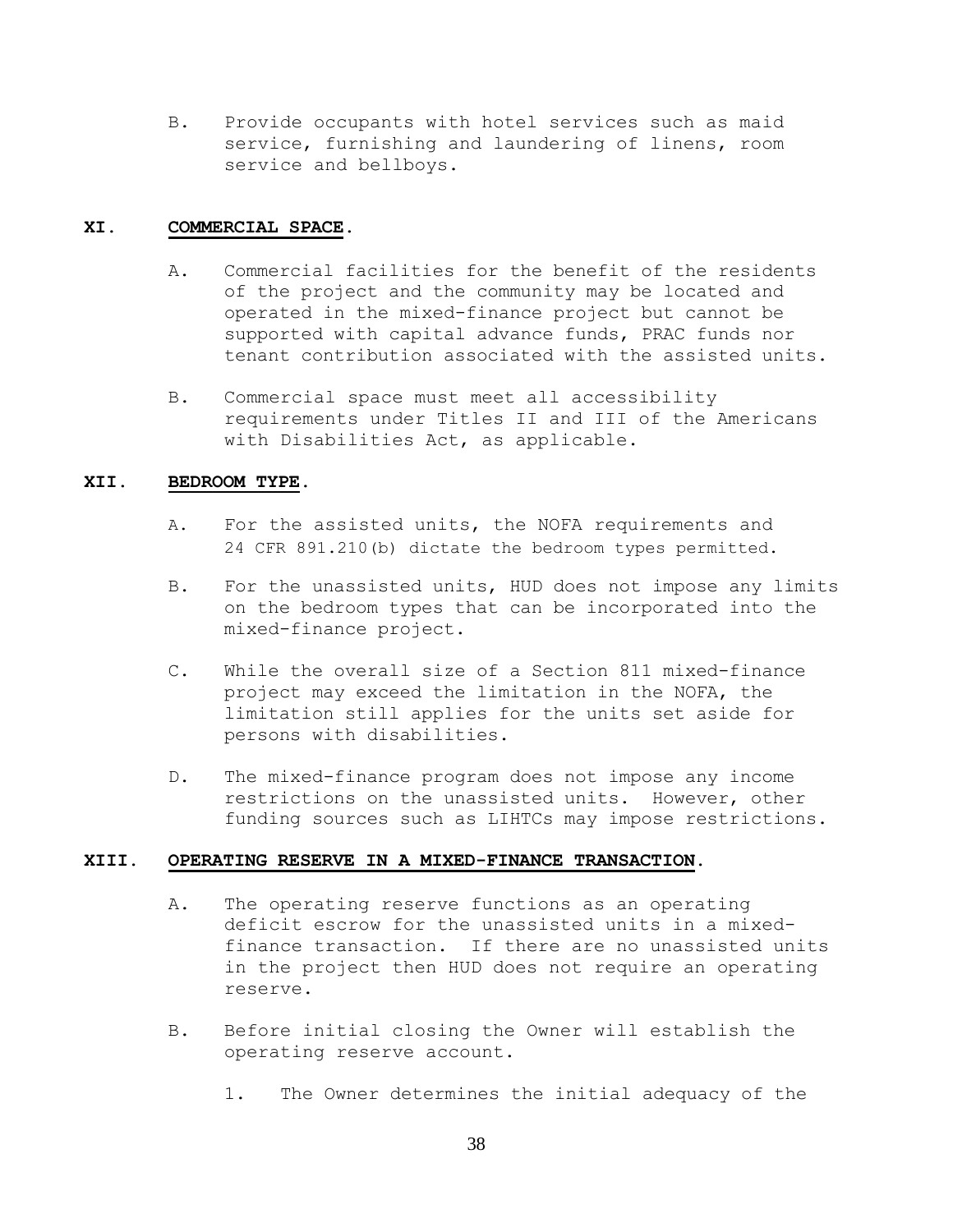B. Provide occupants with hotel services such as maid service, furnishing and laundering of linens, room service and bellboys.

## XI. COMMERCIAL SPACE.

A. Commercial facilities for the benefit of the residents of the project and the community may be located and operated in the mixed-finance project but cannot be supported with capital advance funds, PRAC funds nor tenant contribution associated with the assisted units.

B. Commercial space must meet all accessibility requirements under Titles II and III of the Americans with Disabilities Act, as applicable.

## XII. BEDROOM TYPE.

A. For the assisted units, the NOFA requirements and 24 CFR 891.210(b) dictate the bedroom types permitted.

B. For the unassisted units, HUD does not impose any limits on the bedroom types that can be incorporated into the mixed-finance project.

C. While the overall size of a Section 811 mixed-finance project may exceed the limitation in the NOFA, the limitation still applies for the units set aside for persons with disabilities.

D. The mixed-finance program does not impose any income restrictions on the unassisted units. However, other funding sources such as LIHTCs may impose restrictions.

## XIII. OPERATING RESERVE IN A MIXED-FINANCE TRANSACTION.

A. The operating reserve functions as an operating deficit escrow for the unassisted units in a mixed-finance transaction. If there are no unassisted units in the project then HUD does not require an operating reserve.

B. Before initial closing the Owner will establish the operating reserve account.

1. The Owner determines the initial adequacy of the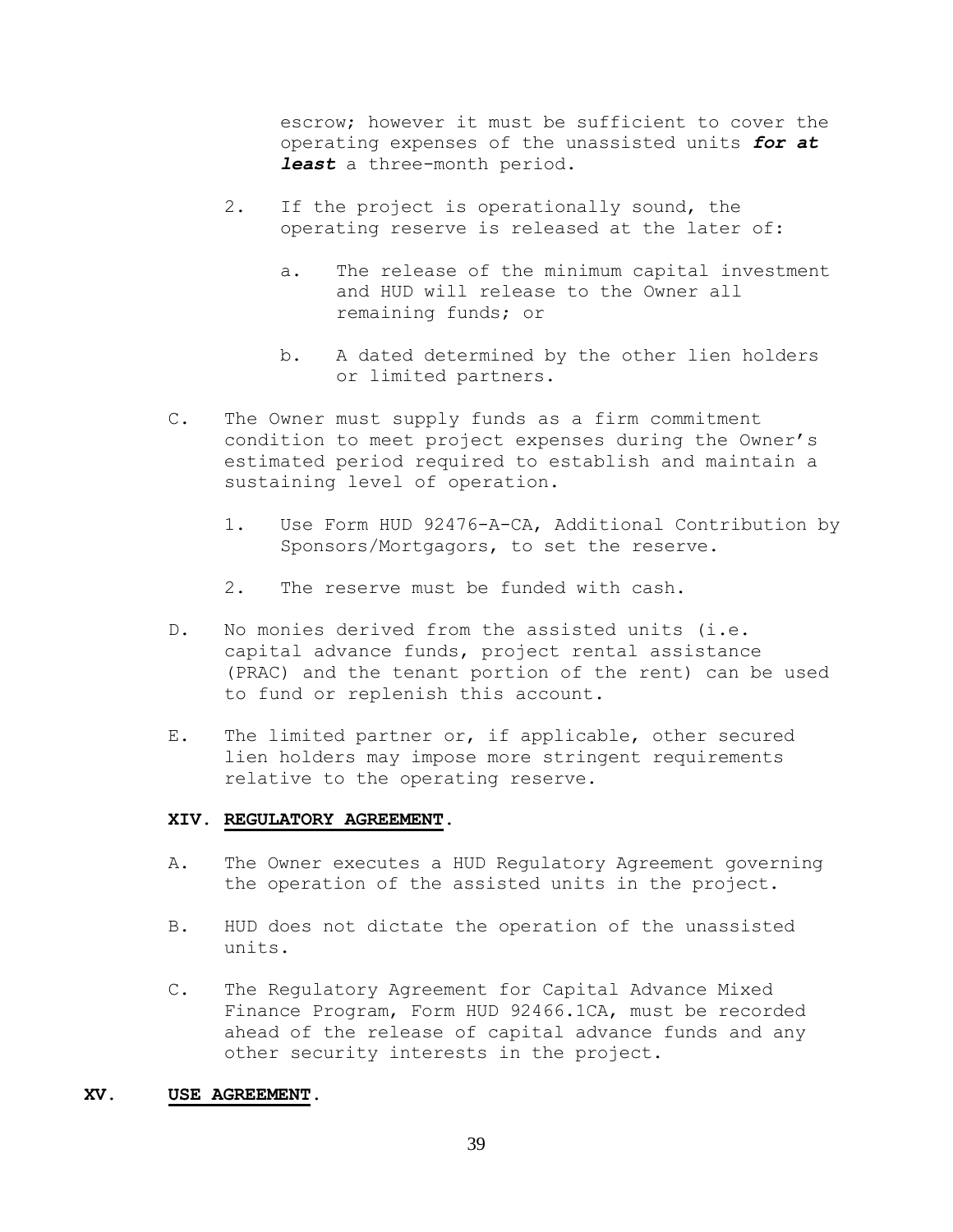escrow; however it must be sufficient to cover the operating expenses of the unassisted units ***for at least*** a three-month period.

2. If the project is operationally sound, the operating reserve is released at the later of:

   a. The release of the minimum capital investment and HUD will release to the Owner all remaining funds; or

   b. A dated determined by the other lien holders or limited partners.

C. The Owner must supply funds as a firm commitment condition to meet project expenses during the Owner's estimated period required to establish and maintain a sustaining level of operation.

   1. Use Form HUD 92476-A-CA, Additional Contribution by Sponsors/Mortgagors, to set the reserve.

   2. The reserve must be funded with cash.

D. No monies derived from the assisted units (i.e. capital advance funds, project rental assistance (PRAC) and the tenant portion of the rent) can be used to fund or replenish this account.

E. The limited partner or, if applicable, other secured lien holders may impose more stringent requirements relative to the operating reserve.

### XIV. REGULATORY AGREEMENT.

A. The Owner executes a HUD Regulatory Agreement governing the operation of the assisted units in the project.

B. HUD does not dictate the operation of the unassisted units.

C. The Regulatory Agreement for Capital Advance Mixed Finance Program, Form HUD 92466.1CA, must be recorded ahead of the release of capital advance funds and any other security interests in the project.

## XV. USE AGREEMENT.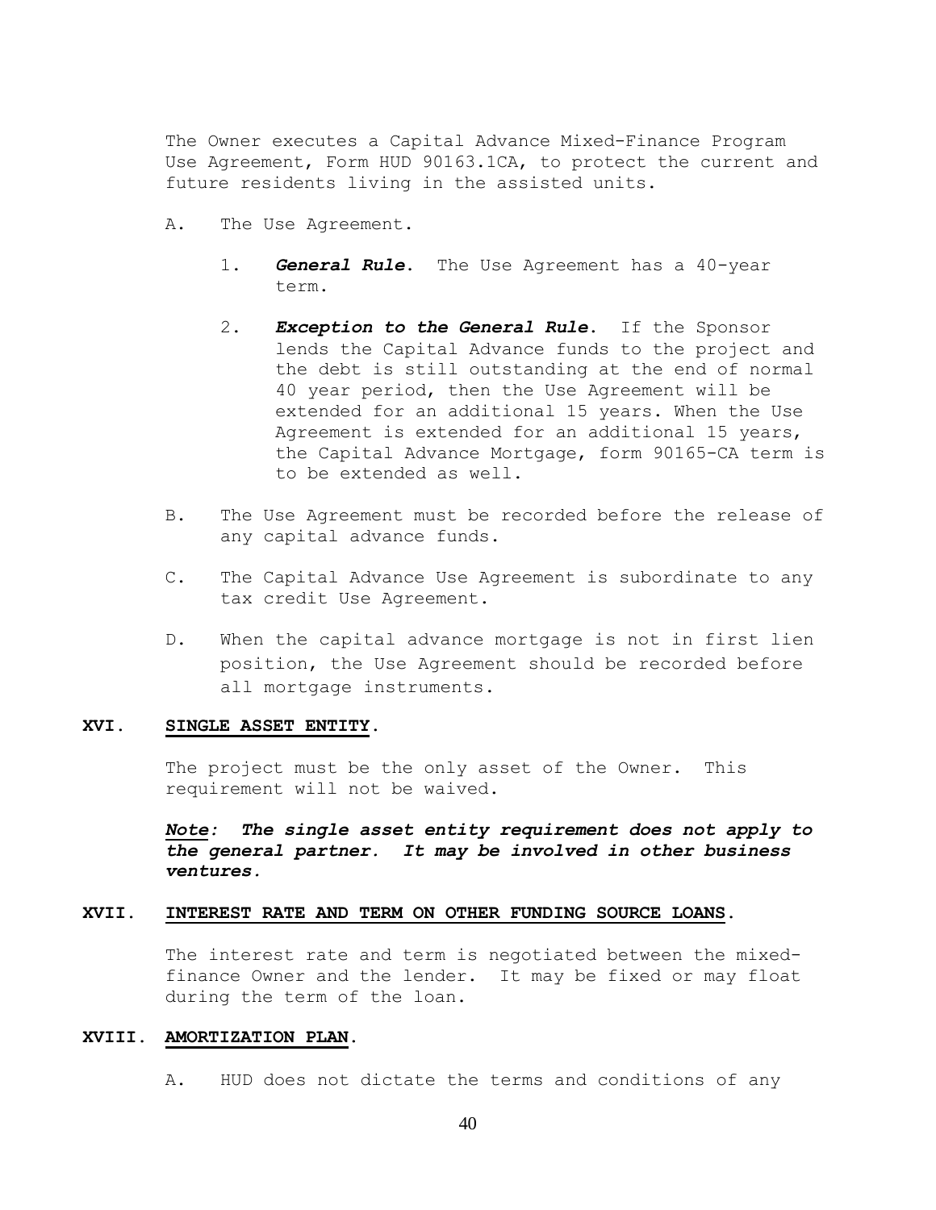The Owner executes a Capital Advance Mixed-Finance Program Use Agreement, Form HUD 90163.1CA, to protect the current and future residents living in the assisted units.

A. The Use Agreement.

1. ***General Rule.*** The Use Agreement has a 40-year term.

2. ***Exception to the General Rule.*** If the Sponsor lends the Capital Advance funds to the project and the debt is still outstanding at the end of normal 40 year period, then the Use Agreement will be extended for an additional 15 years. When the Use Agreement is extended for an additional 15 years, the Capital Advance Mortgage, form 90165-CA term is to be extended as well.

B. The Use Agreement must be recorded before the release of any capital advance funds.

C. The Capital Advance Use Agreement is subordinate to any tax credit Use Agreement.

D. When the capital advance mortgage is not in first lien position, the Use Agreement should be recorded before all mortgage instruments.

## XVI. SINGLE ASSET ENTITY.

The project must be the only asset of the Owner. This requirement will not be waived.

***Note:** The single asset entity requirement does not apply to the general partner. It may be involved in other business ventures.*

## XVII. INTEREST RATE AND TERM ON OTHER FUNDING SOURCE LOANS.

The interest rate and term is negotiated between the mixed-finance Owner and the lender. It may be fixed or may float during the term of the loan.

## XVIII. AMORTIZATION PLAN.

A. HUD does not dictate the terms and conditions of any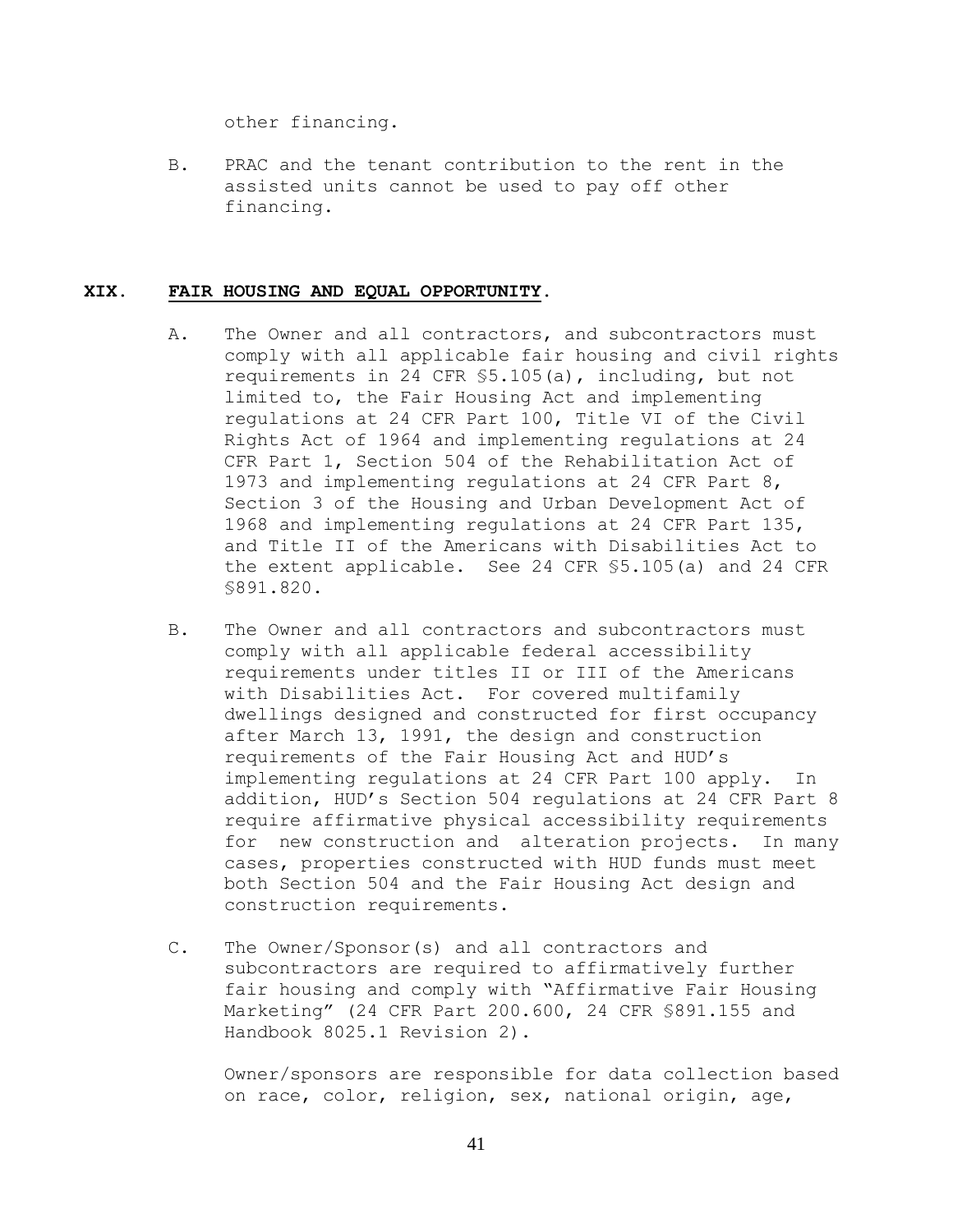other financing.

B. PRAC and the tenant contribution to the rent in the assisted units cannot be used to pay off other financing.

## XIX. **FAIR HOUSING AND EQUAL OPPORTUNITY**.

A. The Owner and all contractors, and subcontractors must comply with all applicable fair housing and civil rights requirements in 24 CFR §5.105(a), including, but not limited to, the Fair Housing Act and implementing regulations at 24 CFR Part 100, Title VI of the Civil Rights Act of 1964 and implementing regulations at 24 CFR Part 1, Section 504 of the Rehabilitation Act of 1973 and implementing regulations at 24 CFR Part 8, Section 3 of the Housing and Urban Development Act of 1968 and implementing regulations at 24 CFR Part 135, and Title II of the Americans with Disabilities Act to the extent applicable. See 24 CFR §5.105(a) and 24 CFR §891.820.

B. The Owner and all contractors and subcontractors must comply with all applicable federal accessibility requirements under titles II or III of the Americans with Disabilities Act. For covered multifamily dwellings designed and constructed for first occupancy after March 13, 1991, the design and construction requirements of the Fair Housing Act and HUD's implementing regulations at 24 CFR Part 100 apply. In addition, HUD's Section 504 regulations at 24 CFR Part 8 require affirmative physical accessibility requirements for new construction and alteration projects. In many cases, properties constructed with HUD funds must meet both Section 504 and the Fair Housing Act design and construction requirements.

C. The Owner/Sponsor(s) and all contractors and subcontractors are required to affirmatively further fair housing and comply with "Affirmative Fair Housing Marketing" (24 CFR Part 200.600, 24 CFR §891.155 and Handbook 8025.1 Revision 2).

Owner/sponsors are responsible for data collection based on race, color, religion, sex, national origin, age,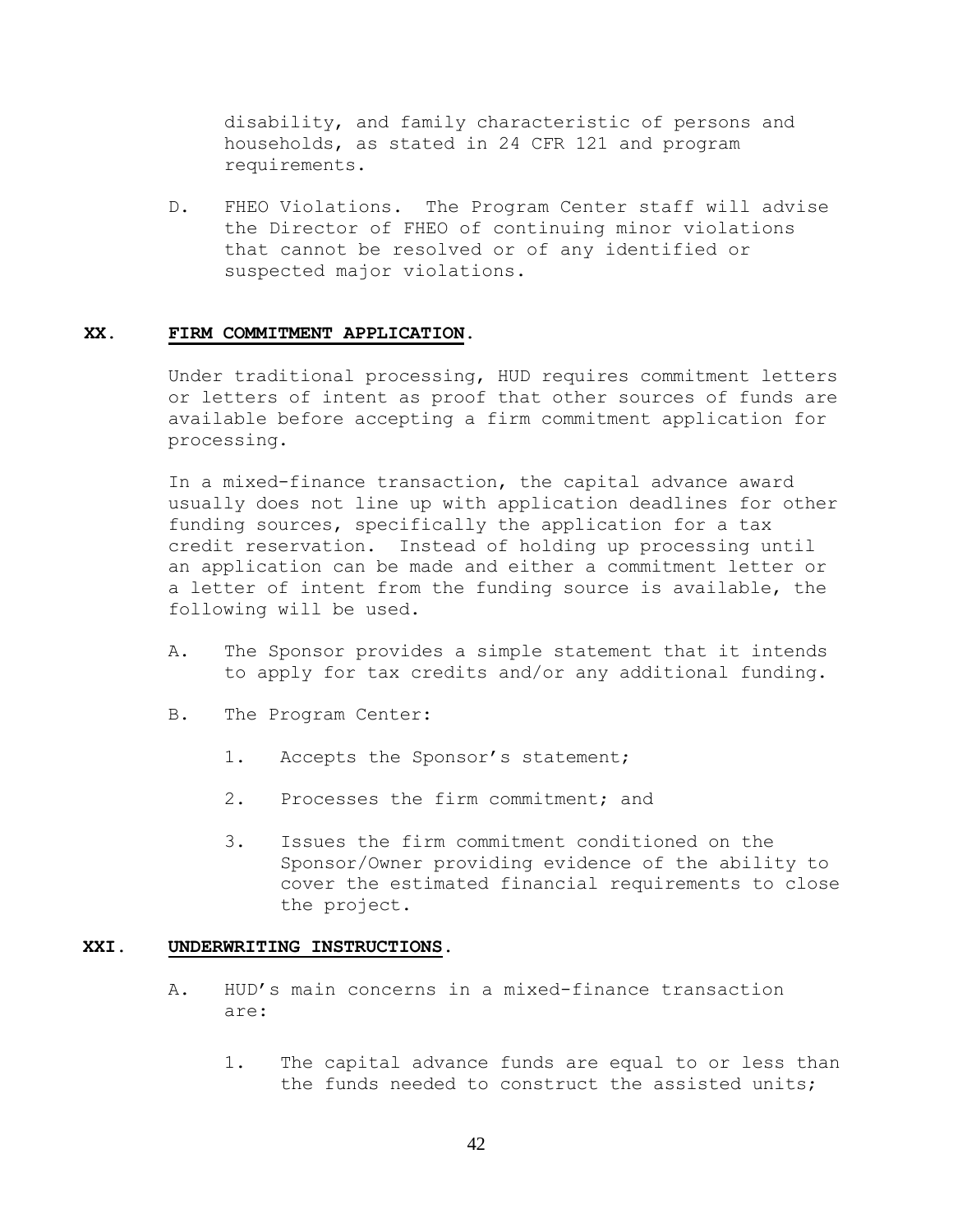disability, and family characteristic of persons and households, as stated in 24 CFR 121 and program requirements.

D. FHEO Violations. The Program Center staff will advise the Director of FHEO of continuing minor violations that cannot be resolved or of any identified or suspected major violations.

## XX. FIRM COMMITMENT APPLICATION.

Under traditional processing, HUD requires commitment letters or letters of intent as proof that other sources of funds are available before accepting a firm commitment application for processing.

In a mixed-finance transaction, the capital advance award usually does not line up with application deadlines for other funding sources, specifically the application for a tax credit reservation. Instead of holding up processing until an application can be made and either a commitment letter or a letter of intent from the funding source is available, the following will be used.

A. The Sponsor provides a simple statement that it intends to apply for tax credits and/or any additional funding.

B. The Program Center:

1. Accepts the Sponsor's statement;

2. Processes the firm commitment; and

3. Issues the firm commitment conditioned on the Sponsor/Owner providing evidence of the ability to cover the estimated financial requirements to close the project.

## XXI. UNDERWRITING INSTRUCTIONS.

A. HUD's main concerns in a mixed-finance transaction are:

1. The capital advance funds are equal to or less than the funds needed to construct the assisted units;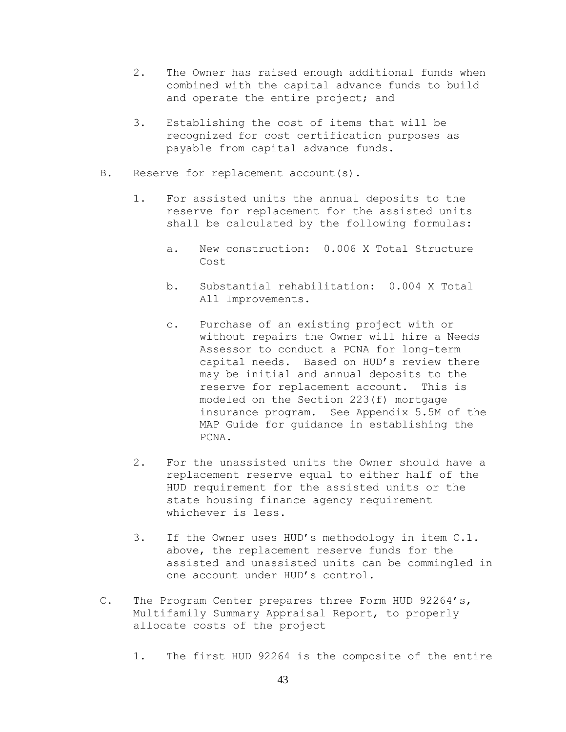2. The Owner has raised enough additional funds when combined with the capital advance funds to build and operate the entire project; and

3. Establishing the cost of items that will be recognized for cost certification purposes as payable from capital advance funds.

B. Reserve for replacement account(s).

   1. For assisted units the annual deposits to the reserve for replacement for the assisted units shall be calculated by the following formulas:

      a. New construction: 0.006 X Total Structure Cost

      b. Substantial rehabilitation: 0.004 X Total All Improvements.

      c. Purchase of an existing project with or without repairs the Owner will hire a Needs Assessor to conduct a PCNA for long-term capital needs. Based on HUD's review there may be initial and annual deposits to the reserve for replacement account. This is modeled on the Section 223(f) mortgage insurance program. See Appendix 5.5M of the MAP Guide for guidance in establishing the PCNA.

   2. For the unassisted units the Owner should have a replacement reserve equal to either half of the HUD requirement for the assisted units or the state housing finance agency requirement whichever is less.

   3. If the Owner uses HUD's methodology in item C.1. above, the replacement reserve funds for the assisted and unassisted units can be commingled in one account under HUD's control.

C. The Program Center prepares three Form HUD 92264's, Multifamily Summary Appraisal Report, to properly allocate costs of the project

   1. The first HUD 92264 is the composite of the entire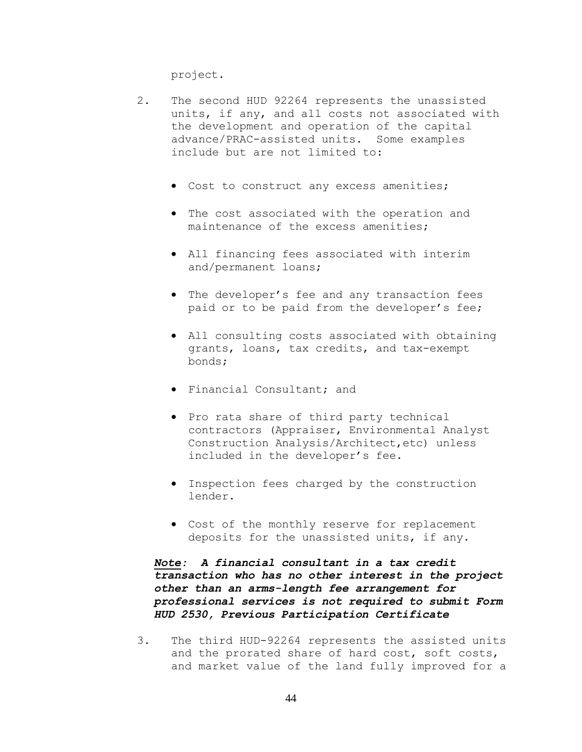project.

2. The second HUD 92264 represents the unassisted units, if any, and all costs not associated with the development and operation of the capital advance/PRAC-assisted units. Some examples include but are not limited to:

   - Cost to construct any excess amenities;
   - The cost associated with the operation and maintenance of the excess amenities;
   - All financing fees associated with interim and/permanent loans;
   - The developer's fee and any transaction fees paid or to be paid from the developer's fee;
   - All consulting costs associated with obtaining grants, loans, tax credits, and tax-exempt bonds;
   - Financial Consultant; and
   - Pro rata share of third party technical contractors (Appraiser, Environmental Analyst Construction Analysis/Architect,etc) unless included in the developer's fee.
   - Inspection fees charged by the construction lender.
   - Cost of the monthly reserve for replacement deposits for the unassisted units, if any.

   ***<u>Note</u>: A financial consultant in a tax credit transaction who has no other interest in the project other than an arms-length fee arrangement for professional services is not required to submit Form HUD 2530, Previous Participation Certificate***

3. The third HUD-92264 represents the assisted units and the prorated share of hard cost, soft costs, and market value of the land fully improved for a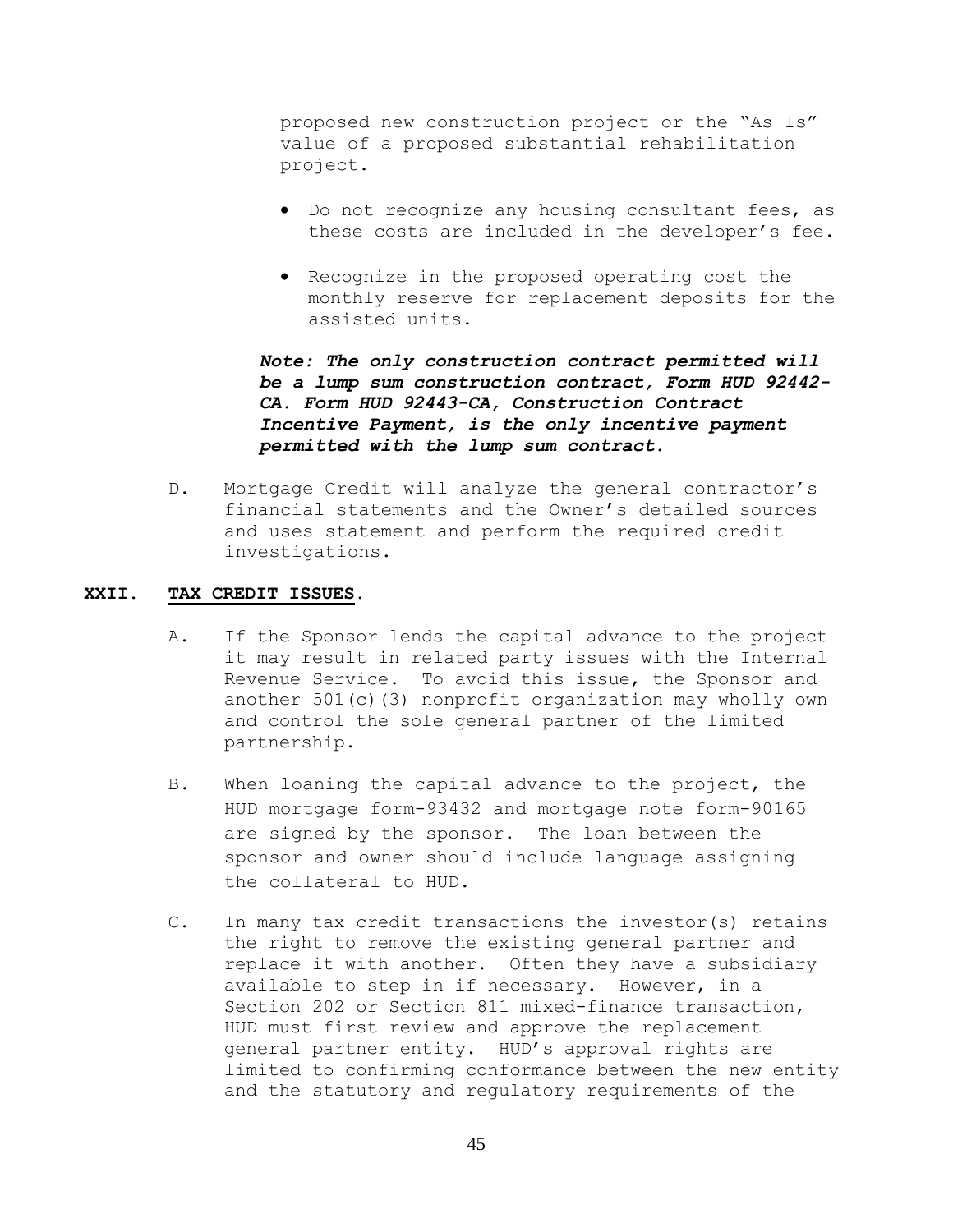proposed new construction project or the "As Is" value of a proposed substantial rehabilitation project.

- Do not recognize any housing consultant fees, as these costs are included in the developer's fee.
- Recognize in the proposed operating cost the monthly reserve for replacement deposits for the assisted units.

***Note: The only construction contract permitted will be a lump sum construction contract, Form HUD 92442-CA. Form HUD 92443-CA, Construction Contract Incentive Payment, is the only incentive payment permitted with the lump sum contract.***

D. Mortgage Credit will analyze the general contractor's financial statements and the Owner's detailed sources and uses statement and perform the required credit investigations.

## XXII. TAX CREDIT ISSUES.

A. If the Sponsor lends the capital advance to the project it may result in related party issues with the Internal Revenue Service. To avoid this issue, the Sponsor and another 501(c)(3) nonprofit organization may wholly own and control the sole general partner of the limited partnership.

B. When loaning the capital advance to the project, the HUD mortgage form-93432 and mortgage note form-90165 are signed by the sponsor. The loan between the sponsor and owner should include language assigning the collateral to HUD.

C. In many tax credit transactions the investor(s) retains the right to remove the existing general partner and replace it with another. Often they have a subsidiary available to step in if necessary. However, in a Section 202 or Section 811 mixed-finance transaction, HUD must first review and approve the replacement general partner entity. HUD's approval rights are limited to confirming conformance between the new entity and the statutory and regulatory requirements of the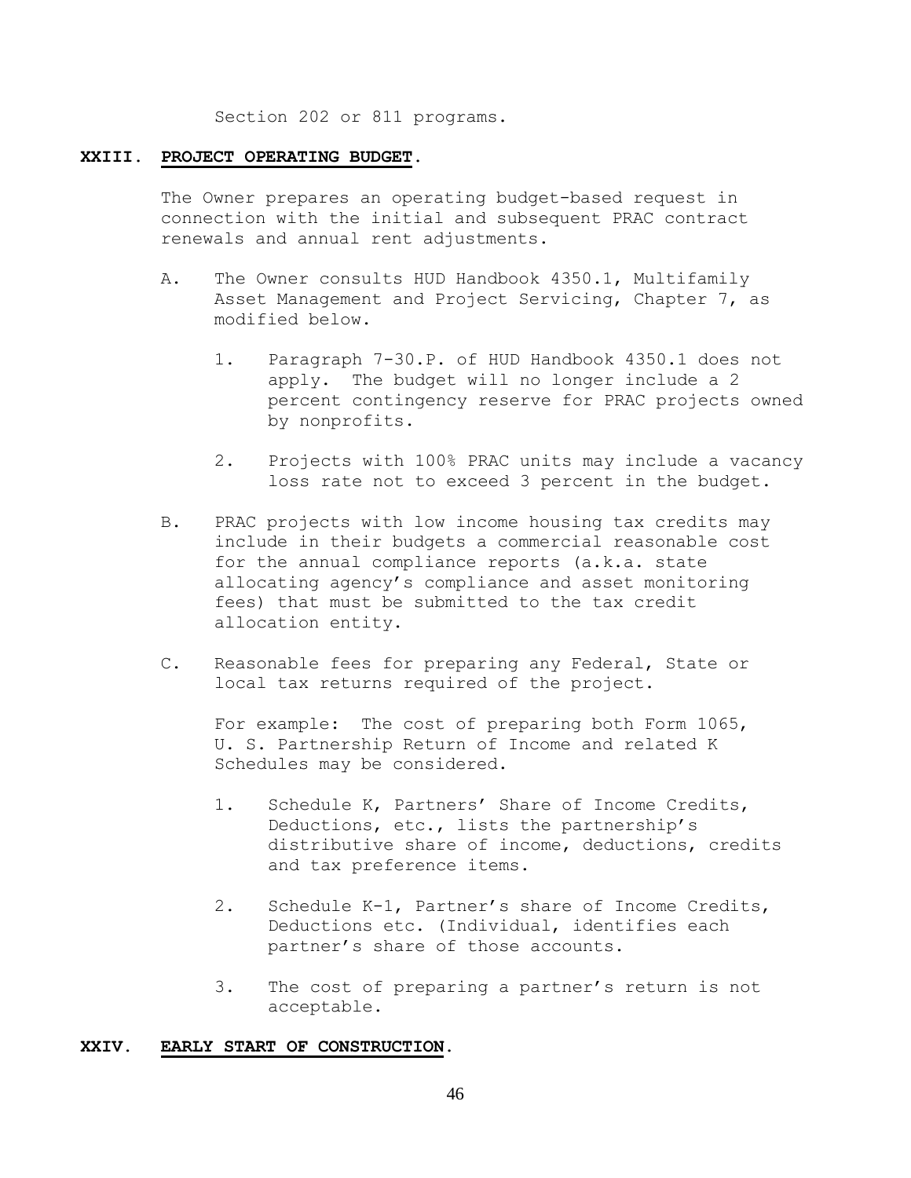Section 202 or 811 programs.

## XXIII. PROJECT OPERATING BUDGET.

The Owner prepares an operating budget-based request in connection with the initial and subsequent PRAC contract renewals and annual rent adjustments.

A. The Owner consults HUD Handbook 4350.1, Multifamily Asset Management and Project Servicing, Chapter 7, as modified below.

   1. Paragraph 7-30.P. of HUD Handbook 4350.1 does not apply. The budget will no longer include a 2 percent contingency reserve for PRAC projects owned by nonprofits.

   2. Projects with 100% PRAC units may include a vacancy loss rate not to exceed 3 percent in the budget.

B. PRAC projects with low income housing tax credits may include in their budgets a commercial reasonable cost for the annual compliance reports (a.k.a. state allocating agency's compliance and asset monitoring fees) that must be submitted to the tax credit allocation entity.

C. Reasonable fees for preparing any Federal, State or local tax returns required of the project.

   For example: The cost of preparing both Form 1065, U. S. Partnership Return of Income and related K Schedules may be considered.

   1. Schedule K, Partners' Share of Income Credits, Deductions, etc., lists the partnership's distributive share of income, deductions, credits and tax preference items.

   2. Schedule K-1, Partner's share of Income Credits, Deductions etc. (Individual, identifies each partner's share of those accounts.

   3. The cost of preparing a partner's return is not acceptable.

## XXIV. EARLY START OF CONSTRUCTION.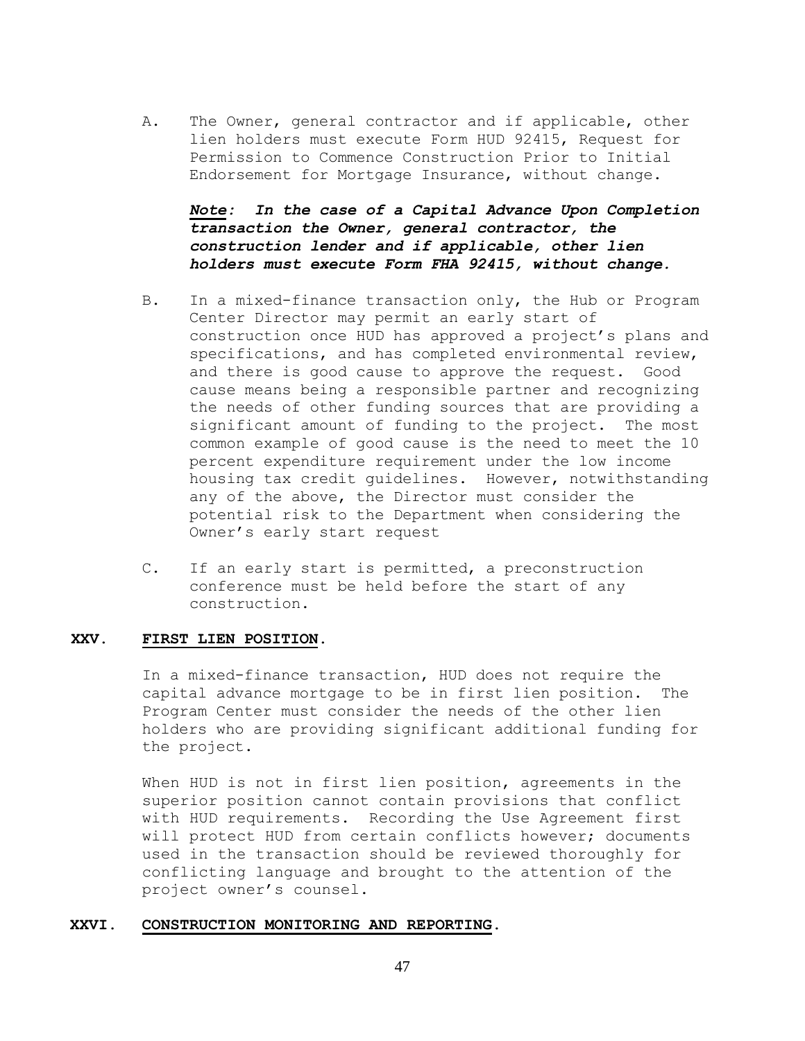A. The Owner, general contractor and if applicable, other lien holders must execute Form HUD 92415, Request for Permission to Commence Construction Prior to Initial Endorsement for Mortgage Insurance, without change.

***Note:* In the case of a Capital Advance Upon Completion transaction the Owner, general contractor, the construction lender and if applicable, other lien holders must execute Form FHA 92415, without change.**

B. In a mixed-finance transaction only, the Hub or Program Center Director may permit an early start of construction once HUD has approved a project's plans and specifications, and has completed environmental review, and there is good cause to approve the request. Good cause means being a responsible partner and recognizing the needs of other funding sources that are providing a significant amount of funding to the project. The most common example of good cause is the need to meet the 10 percent expenditure requirement under the low income housing tax credit guidelines. However, notwithstanding any of the above, the Director must consider the potential risk to the Department when considering the Owner's early start request

C. If an early start is permitted, a preconstruction conference must be held before the start of any construction.

## XXV. FIRST LIEN POSITION.

In a mixed-finance transaction, HUD does not require the capital advance mortgage to be in first lien position. The Program Center must consider the needs of the other lien holders who are providing significant additional funding for the project.

When HUD is not in first lien position, agreements in the superior position cannot contain provisions that conflict with HUD requirements. Recording the Use Agreement first will protect HUD from certain conflicts however; documents used in the transaction should be reviewed thoroughly for conflicting language and brought to the attention of the project owner's counsel.

## XXVI. CONSTRUCTION MONITORING AND REPORTING.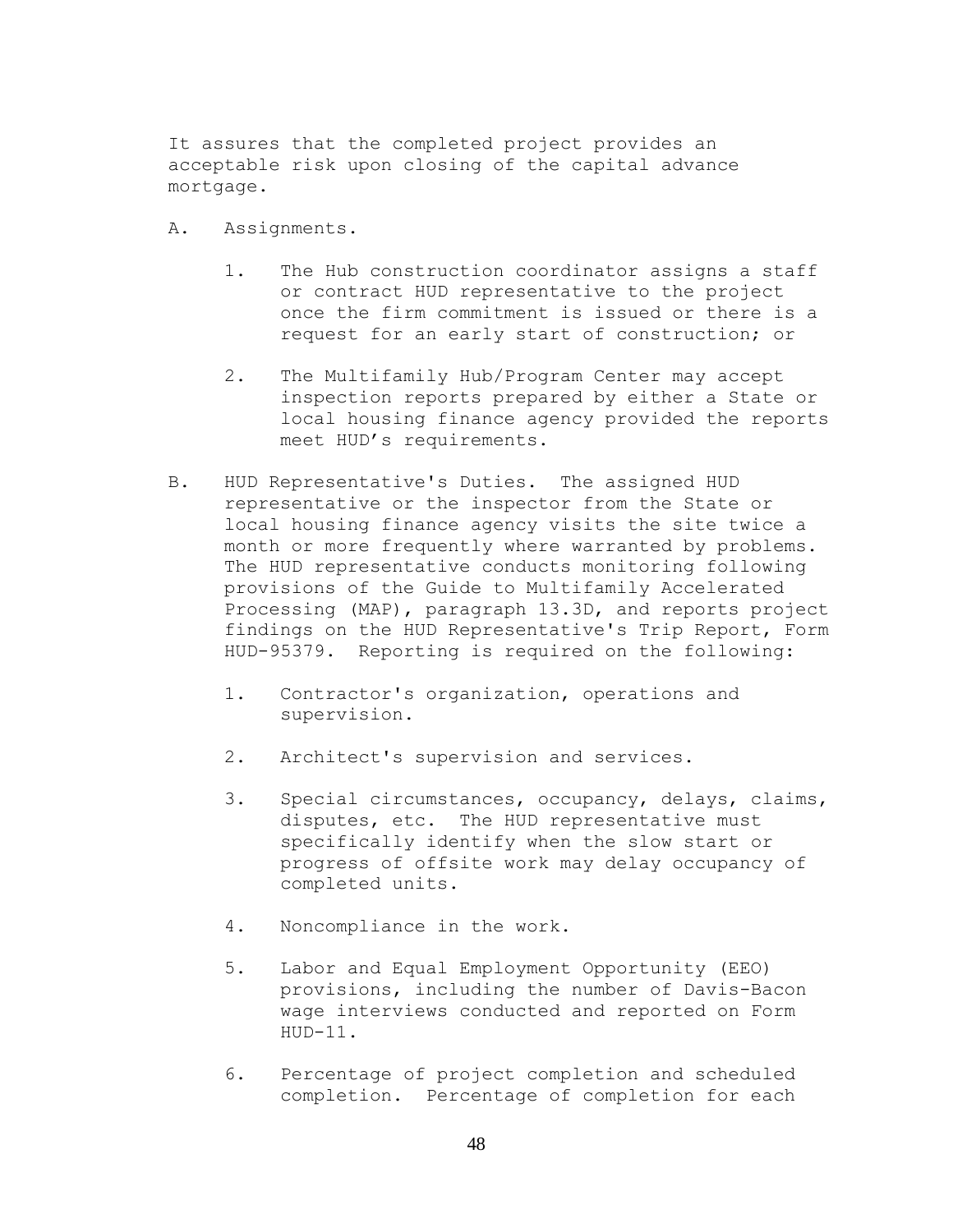It assures that the completed project provides an acceptable risk upon closing of the capital advance mortgage.

A. Assignments.

   1. The Hub construction coordinator assigns a staff or contract HUD representative to the project once the firm commitment is issued or there is a request for an early start of construction; or

   2. The Multifamily Hub/Program Center may accept inspection reports prepared by either a State or local housing finance agency provided the reports meet HUD's requirements.

B. HUD Representative's Duties. The assigned HUD representative or the inspector from the State or local housing finance agency visits the site twice a month or more frequently where warranted by problems. The HUD representative conducts monitoring following provisions of the Guide to Multifamily Accelerated Processing (MAP), paragraph 13.3D, and reports project findings on the HUD Representative's Trip Report, Form HUD-95379. Reporting is required on the following:

   1. Contractor's organization, operations and supervision.

   2. Architect's supervision and services.

   3. Special circumstances, occupancy, delays, claims, disputes, etc. The HUD representative must specifically identify when the slow start or progress of offsite work may delay occupancy of completed units.

   4. Noncompliance in the work.

   5. Labor and Equal Employment Opportunity (EEO) provisions, including the number of Davis-Bacon wage interviews conducted and reported on Form HUD-11.

   6. Percentage of project completion and scheduled completion. Percentage of completion for each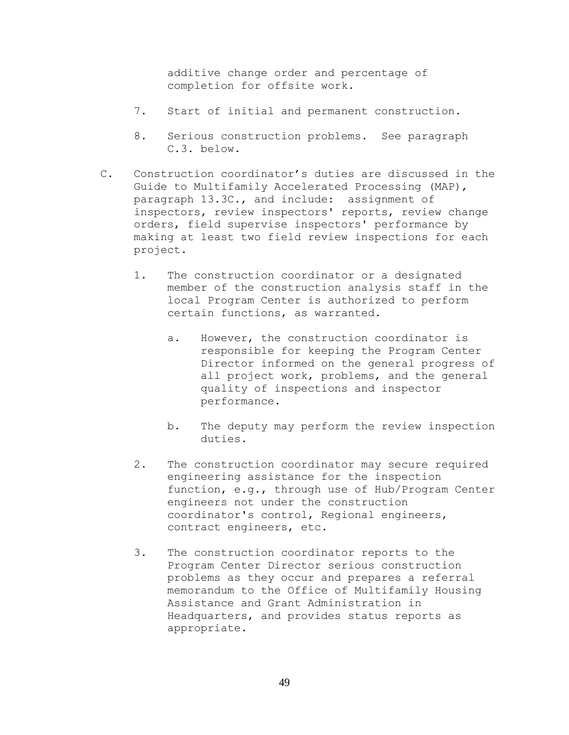additive change order and percentage of completion for offsite work.

7. Start of initial and permanent construction.

8. Serious construction problems. See paragraph C.3. below.

C. Construction coordinator's duties are discussed in the Guide to Multifamily Accelerated Processing (MAP), paragraph 13.3C., and include: assignment of inspectors, review inspectors' reports, review change orders, field supervise inspectors' performance by making at least two field review inspections for each project.

   1. The construction coordinator or a designated member of the construction analysis staff in the local Program Center is authorized to perform certain functions, as warranted.

      a. However, the construction coordinator is responsible for keeping the Program Center Director informed on the general progress of all project work, problems, and the general quality of inspections and inspector performance.

      b. The deputy may perform the review inspection duties.

   2. The construction coordinator may secure required engineering assistance for the inspection function, e.g., through use of Hub/Program Center engineers not under the construction coordinator's control, Regional engineers, contract engineers, etc.

   3. The construction coordinator reports to the Program Center Director serious construction problems as they occur and prepares a referral memorandum to the Office of Multifamily Housing Assistance and Grant Administration in Headquarters, and provides status reports as appropriate.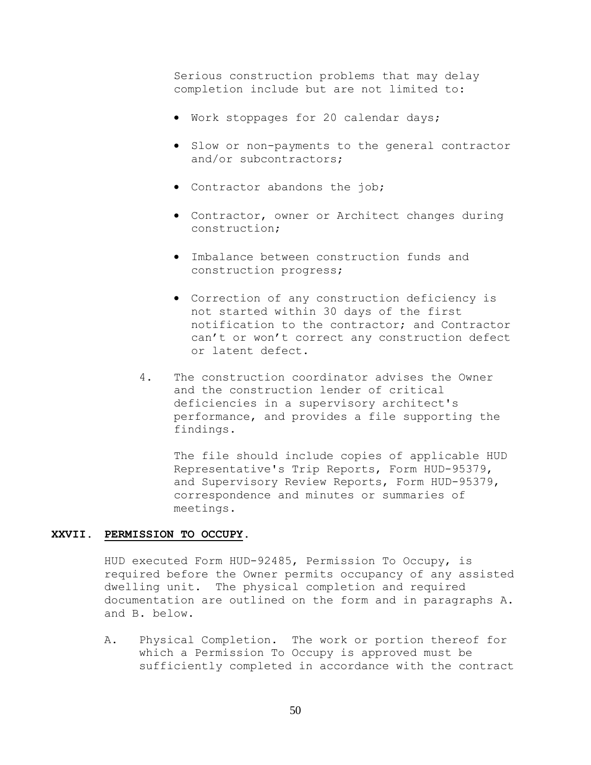Serious construction problems that may delay completion include but are not limited to:

- Work stoppages for 20 calendar days;
- Slow or non-payments to the general contractor and/or subcontractors;
- Contractor abandons the job;
- Contractor, owner or Architect changes during construction;
- Imbalance between construction funds and construction progress;
- Correction of any construction deficiency is not started within 30 days of the first notification to the contractor; and Contractor can't or won't correct any construction defect or latent defect.

4. The construction coordinator advises the Owner and the construction lender of critical deficiencies in a supervisory architect's performance, and provides a file supporting the findings.

   The file should include copies of applicable HUD Representative's Trip Reports, Form HUD-95379, and Supervisory Review Reports, Form HUD-95379, correspondence and minutes or summaries of meetings.

## XXVII. **PERMISSION TO OCCUPY**.

HUD executed Form HUD-92485, Permission To Occupy, is required before the Owner permits occupancy of any assisted dwelling unit. The physical completion and required documentation are outlined on the form and in paragraphs A. and B. below.

A. Physical Completion. The work or portion thereof for which a Permission To Occupy is approved must be sufficiently completed in accordance with the contract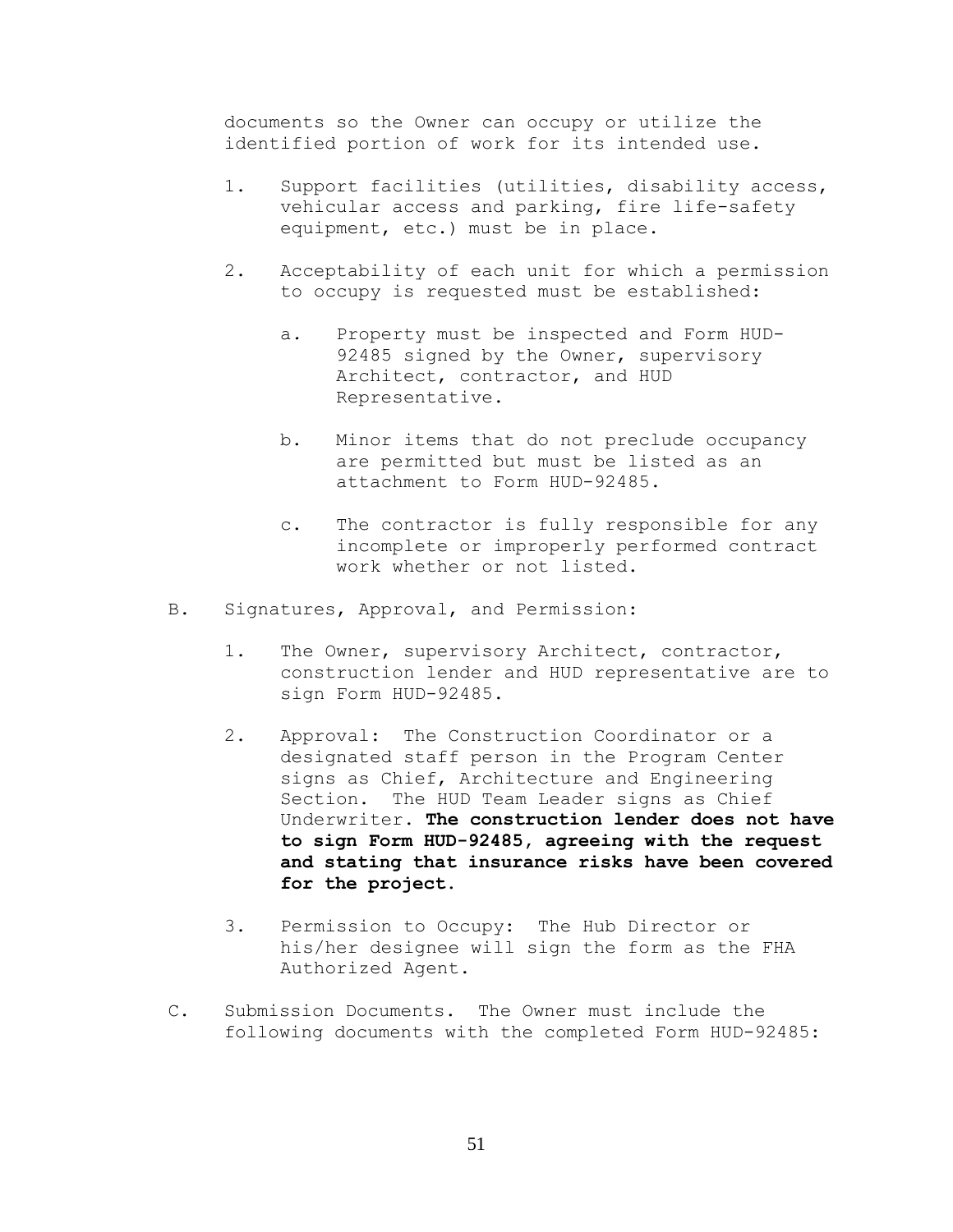documents so the Owner can occupy or utilize the identified portion of work for its intended use.

1. Support facilities (utilities, disability access, vehicular access and parking, fire life-safety equipment, etc.) must be in place.

2. Acceptability of each unit for which a permission to occupy is requested must be established:

   a. Property must be inspected and Form HUD-92485 signed by the Owner, supervisory Architect, contractor, and HUD Representative.

   b. Minor items that do not preclude occupancy are permitted but must be listed as an attachment to Form HUD-92485.

   c. The contractor is fully responsible for any incomplete or improperly performed contract work whether or not listed.

B. Signatures, Approval, and Permission:

1. The Owner, supervisory Architect, contractor, construction lender and HUD representative are to sign Form HUD-92485.

2. Approval: The Construction Coordinator or a designated staff person in the Program Center signs as Chief, Architecture and Engineering Section. The HUD Team Leader signs as Chief Underwriter. **The construction lender does not have to sign Form HUD-92485, agreeing with the request and stating that insurance risks have been covered for the project.**

3. Permission to Occupy: The Hub Director or his/her designee will sign the form as the FHA Authorized Agent.

C. Submission Documents. The Owner must include the following documents with the completed Form HUD-92485: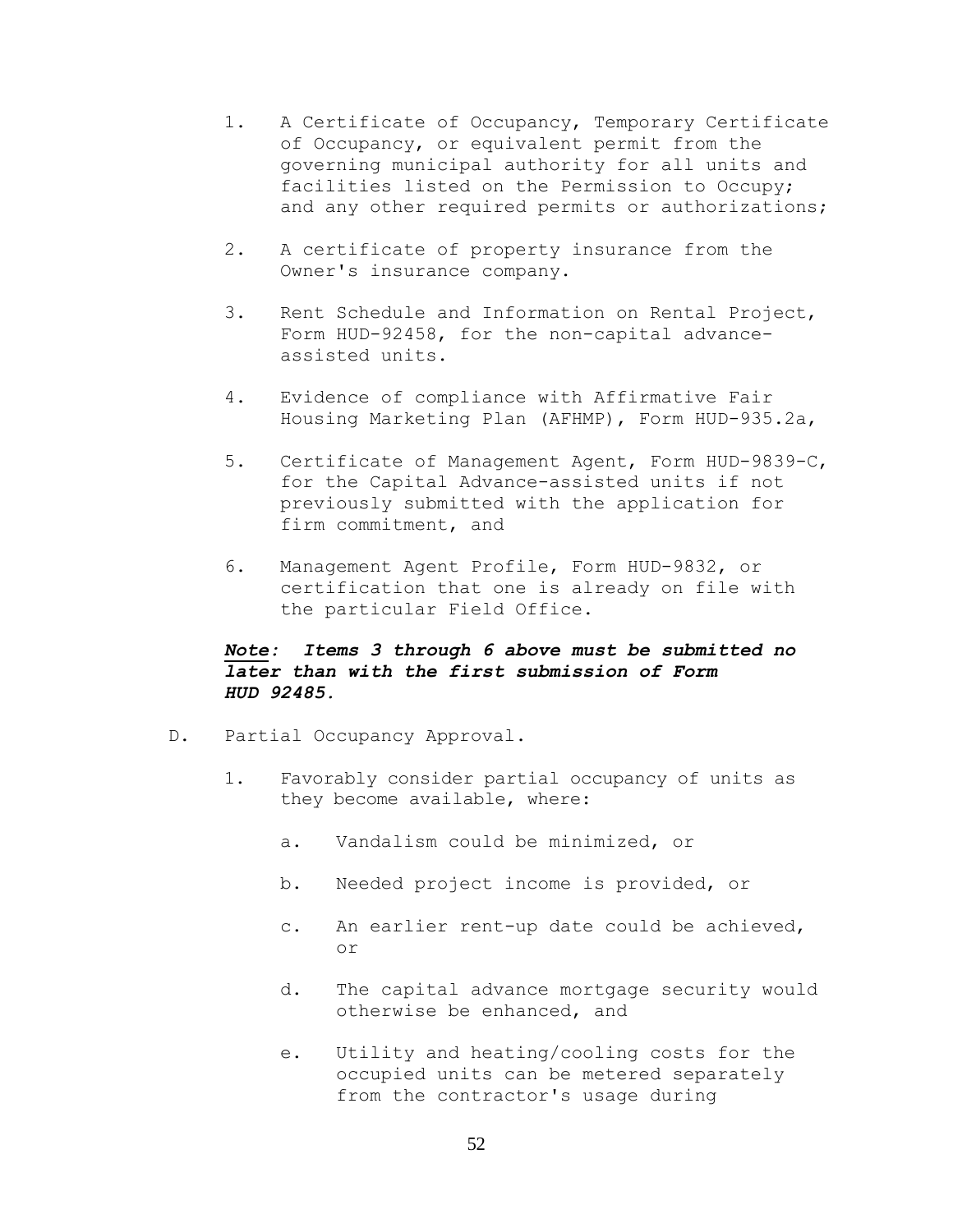1. A Certificate of Occupancy, Temporary Certificate of Occupancy, or equivalent permit from the governing municipal authority for all units and facilities listed on the Permission to Occupy; and any other required permits or authorizations;

2. A certificate of property insurance from the Owner's insurance company.

3. Rent Schedule and Information on Rental Project, Form HUD-92458, for the non-capital advance-assisted units.

4. Evidence of compliance with Affirmative Fair Housing Marketing Plan (AFHMP), Form HUD-935.2a,

5. Certificate of Management Agent, Form HUD-9839-C, for the Capital Advance-assisted units if not previously submitted with the application for firm commitment, and

6. Management Agent Profile, Form HUD-9832, or certification that one is already on file with the particular Field Office.

***Note:* Items 3 through 6 above must be submitted no later than with the first submission of Form HUD 92485.**

D. Partial Occupancy Approval.

1. Favorably consider partial occupancy of units as they become available, where:

   a. Vandalism could be minimized, or

   b. Needed project income is provided, or

   c. An earlier rent-up date could be achieved, or

   d. The capital advance mortgage security would otherwise be enhanced, and

   e. Utility and heating/cooling costs for the occupied units can be metered separately from the contractor's usage during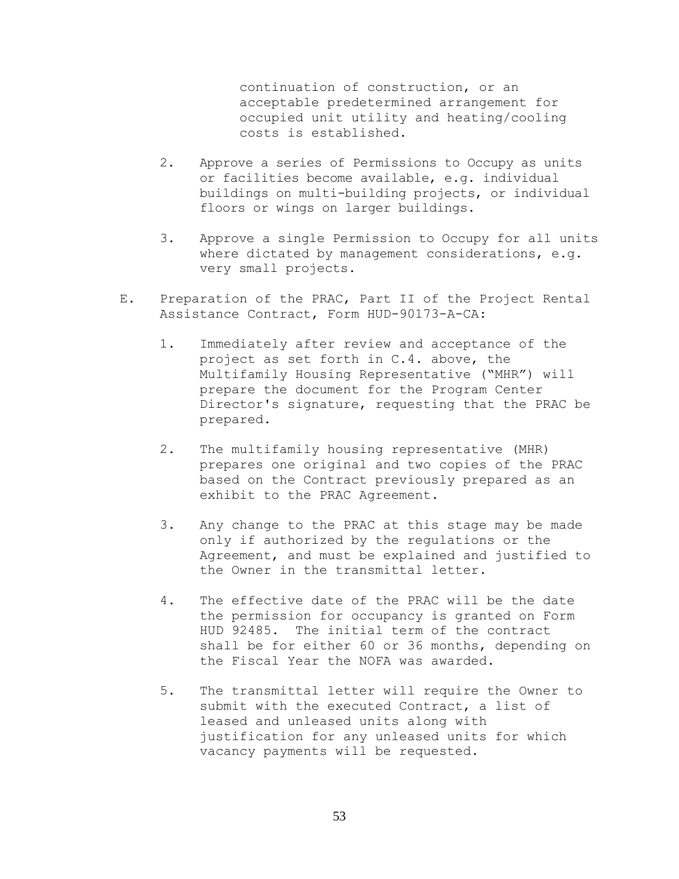continuation of construction, or an acceptable predetermined arrangement for occupied unit utility and heating/cooling costs is established.

2. Approve a series of Permissions to Occupy as units or facilities become available, e.g. individual buildings on multi-building projects, or individual floors or wings on larger buildings.

3. Approve a single Permission to Occupy for all units where dictated by management considerations, e.g. very small projects.

E. Preparation of the PRAC, Part II of the Project Rental Assistance Contract, Form HUD-90173-A-CA:

   1. Immediately after review and acceptance of the project as set forth in C.4. above, the Multifamily Housing Representative ("MHR") will prepare the document for the Program Center Director's signature, requesting that the PRAC be prepared.

   2. The multifamily housing representative (MHR) prepares one original and two copies of the PRAC based on the Contract previously prepared as an exhibit to the PRAC Agreement.

   3. Any change to the PRAC at this stage may be made only if authorized by the regulations or the Agreement, and must be explained and justified to the Owner in the transmittal letter.

   4. The effective date of the PRAC will be the date the permission for occupancy is granted on Form HUD 92485. The initial term of the contract shall be for either 60 or 36 months, depending on the Fiscal Year the NOFA was awarded.

   5. The transmittal letter will require the Owner to submit with the executed Contract, a list of leased and unleased units along with justification for any unleased units for which vacancy payments will be requested.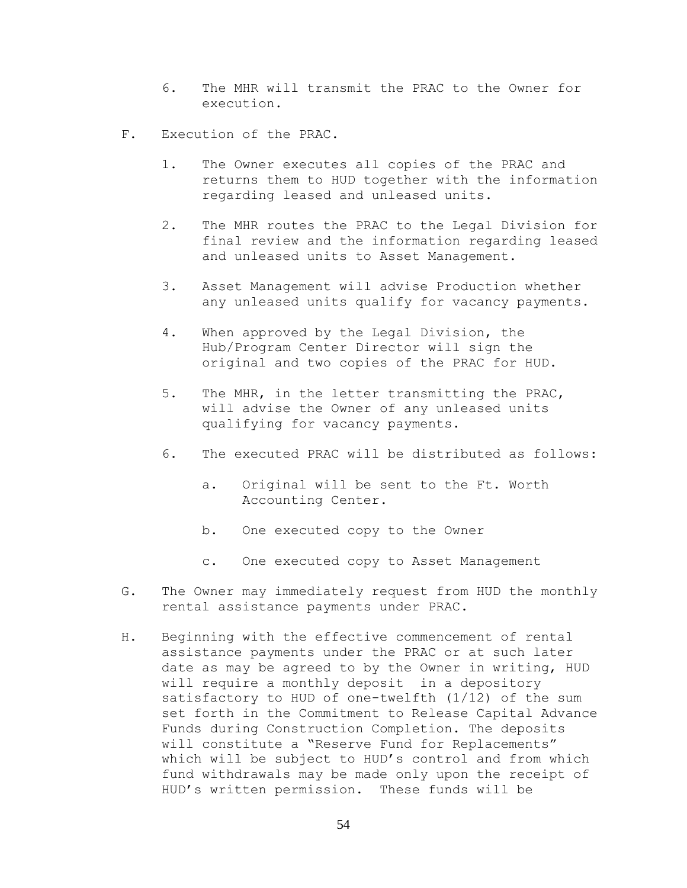6. The MHR will transmit the PRAC to the Owner for execution.

F. Execution of the PRAC.

   1. The Owner executes all copies of the PRAC and returns them to HUD together with the information regarding leased and unleased units.

   2. The MHR routes the PRAC to the Legal Division for final review and the information regarding leased and unleased units to Asset Management.

   3. Asset Management will advise Production whether any unleased units qualify for vacancy payments.

   4. When approved by the Legal Division, the Hub/Program Center Director will sign the original and two copies of the PRAC for HUD.

   5. The MHR, in the letter transmitting the PRAC, will advise the Owner of any unleased units qualifying for vacancy payments.

   6. The executed PRAC will be distributed as follows:

      a. Original will be sent to the Ft. Worth Accounting Center.

      b. One executed copy to the Owner

      c. One executed copy to Asset Management

G. The Owner may immediately request from HUD the monthly rental assistance payments under PRAC.

H. Beginning with the effective commencement of rental assistance payments under the PRAC or at such later date as may be agreed to by the Owner in writing, HUD will require a monthly deposit in a depository satisfactory to HUD of one-twelfth (1/12) of the sum set forth in the Commitment to Release Capital Advance Funds during Construction Completion. The deposits will constitute a "Reserve Fund for Replacements" which will be subject to HUD's control and from which fund withdrawals may be made only upon the receipt of HUD's written permission. These funds will be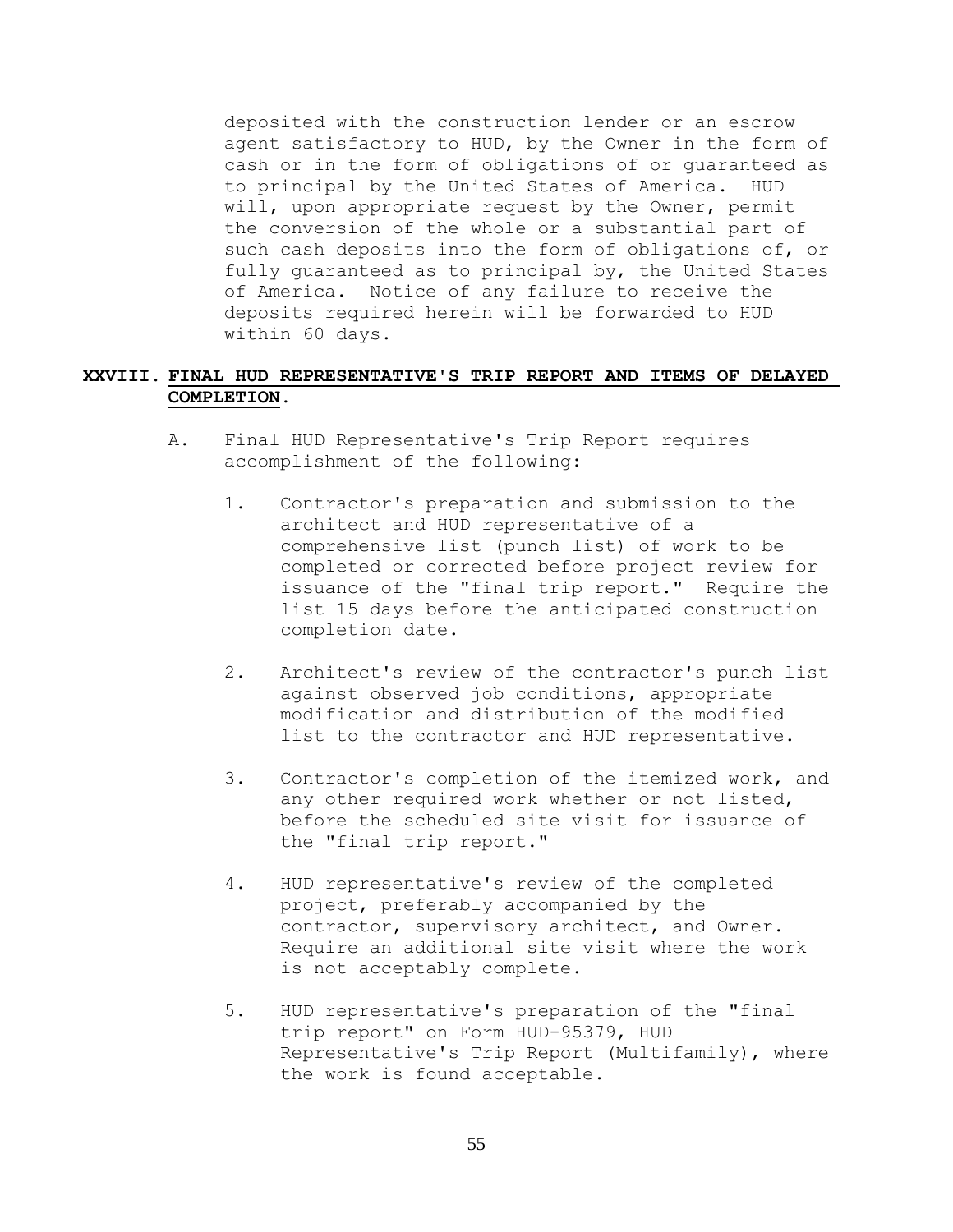deposited with the construction lender or an escrow agent satisfactory to HUD, by the Owner in the form of cash or in the form of obligations of or guaranteed as to principal by the United States of America. HUD will, upon appropriate request by the Owner, permit the conversion of the whole or a substantial part of such cash deposits into the form of obligations of, or fully guaranteed as to principal by, the United States of America. Notice of any failure to receive the deposits required herein will be forwarded to HUD within 60 days.

## XXVIII. FINAL HUD REPRESENTATIVE'S TRIP REPORT AND ITEMS OF DELAYED COMPLETION.

A. Final HUD Representative's Trip Report requires accomplishment of the following:

1. Contractor's preparation and submission to the architect and HUD representative of a comprehensive list (punch list) of work to be completed or corrected before project review for issuance of the "final trip report." Require the list 15 days before the anticipated construction completion date.

2. Architect's review of the contractor's punch list against observed job conditions, appropriate modification and distribution of the modified list to the contractor and HUD representative.

3. Contractor's completion of the itemized work, and any other required work whether or not listed, before the scheduled site visit for issuance of the "final trip report."

4. HUD representative's review of the completed project, preferably accompanied by the contractor, supervisory architect, and Owner. Require an additional site visit where the work is not acceptably complete.

5. HUD representative's preparation of the "final trip report" on Form HUD-95379, HUD Representative's Trip Report (Multifamily), where the work is found acceptable.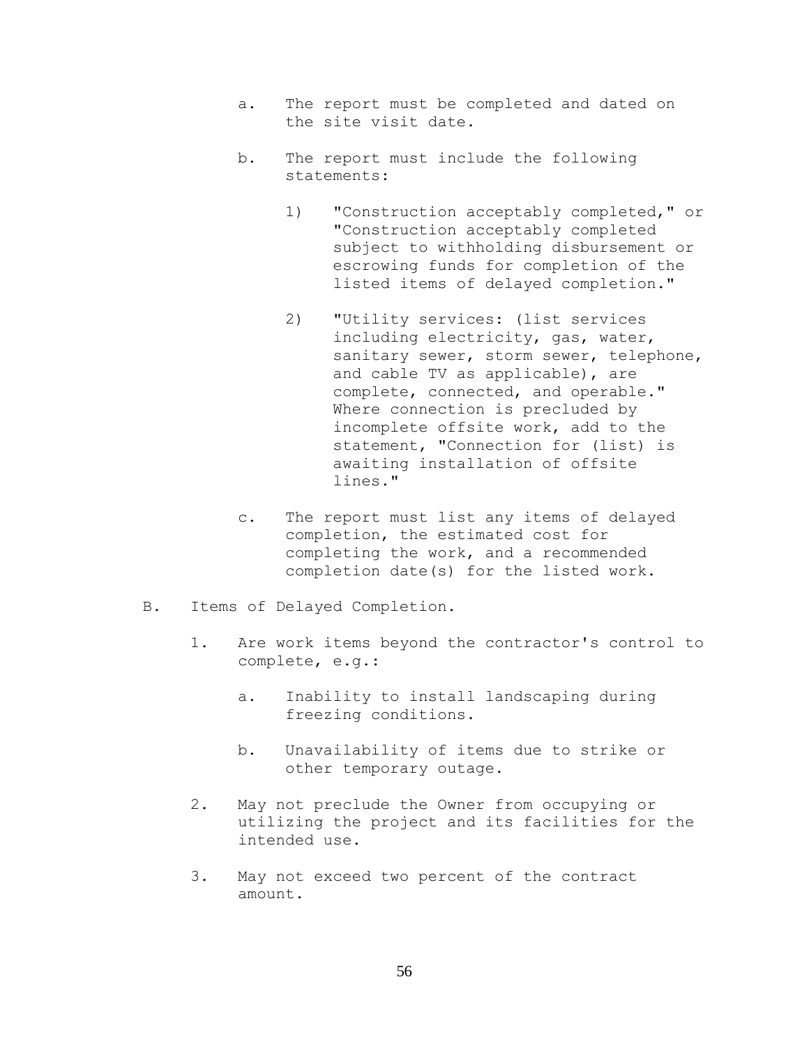a. The report must be completed and dated on the site visit date.

b. The report must include the following statements:

   1) "Construction acceptably completed," or "Construction acceptably completed subject to withholding disbursement or escrowing funds for completion of the listed items of delayed completion."

   2) "Utility services: (list services including electricity, gas, water, sanitary sewer, storm sewer, telephone, and cable TV as applicable), are complete, connected, and operable." Where connection is precluded by incomplete offsite work, add to the statement, "Connection for (list) is awaiting installation of offsite lines."

c. The report must list any items of delayed completion, the estimated cost for completing the work, and a recommended completion date(s) for the listed work.

B. Items of Delayed Completion.

   1. Are work items beyond the contractor's control to complete, e.g.:

      a. Inability to install landscaping during freezing conditions.

      b. Unavailability of items due to strike or other temporary outage.

   2. May not preclude the Owner from occupying or utilizing the project and its facilities for the intended use.

   3. May not exceed two percent of the contract amount.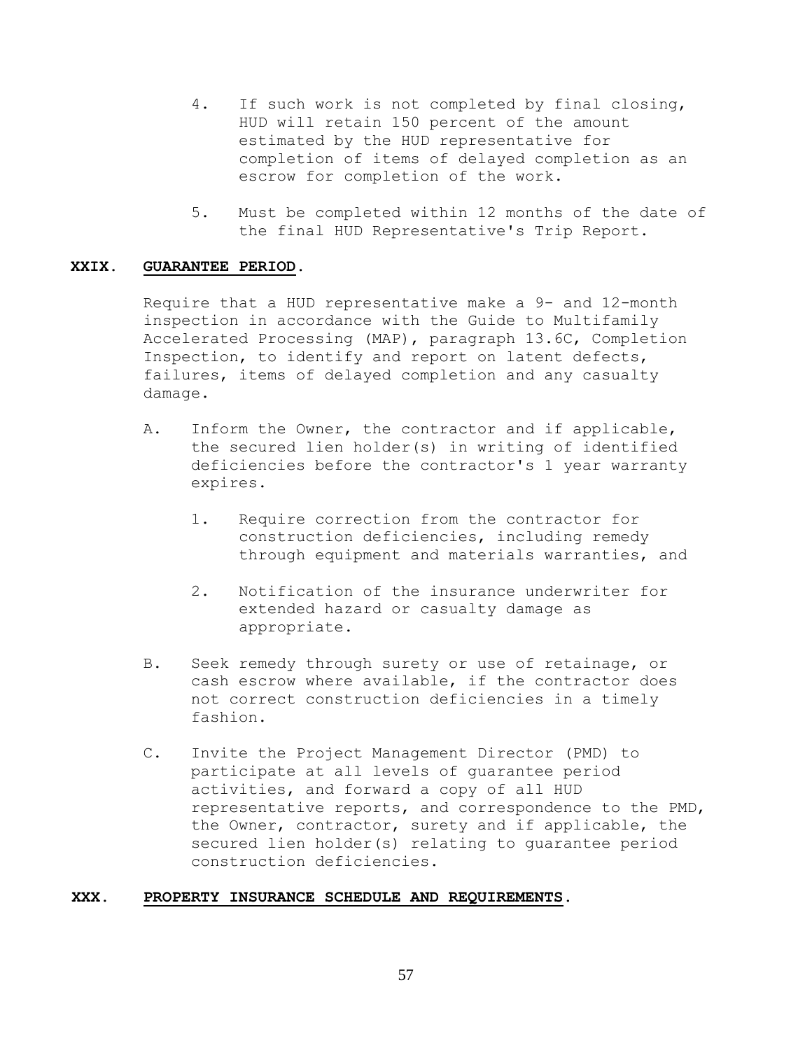4. If such work is not completed by final closing, HUD will retain 150 percent of the amount estimated by the HUD representative for completion of items of delayed completion as an escrow for completion of the work.

5. Must be completed within 12 months of the date of the final HUD Representative's Trip Report.

## XXIX. GUARANTEE PERIOD.

Require that a HUD representative make a 9- and 12-month inspection in accordance with the Guide to Multifamily Accelerated Processing (MAP), paragraph 13.6C, Completion Inspection, to identify and report on latent defects, failures, items of delayed completion and any casualty damage.

A. Inform the Owner, the contractor and if applicable, the secured lien holder(s) in writing of identified deficiencies before the contractor's 1 year warranty expires.

   1. Require correction from the contractor for construction deficiencies, including remedy through equipment and materials warranties, and

   2. Notification of the insurance underwriter for extended hazard or casualty damage as appropriate.

B. Seek remedy through surety or use of retainage, or cash escrow where available, if the contractor does not correct construction deficiencies in a timely fashion.

C. Invite the Project Management Director (PMD) to participate at all levels of guarantee period activities, and forward a copy of all HUD representative reports, and correspondence to the PMD, the Owner, contractor, surety and if applicable, the secured lien holder(s) relating to guarantee period construction deficiencies.

## XXX. PROPERTY INSURANCE SCHEDULE AND REQUIREMENTS.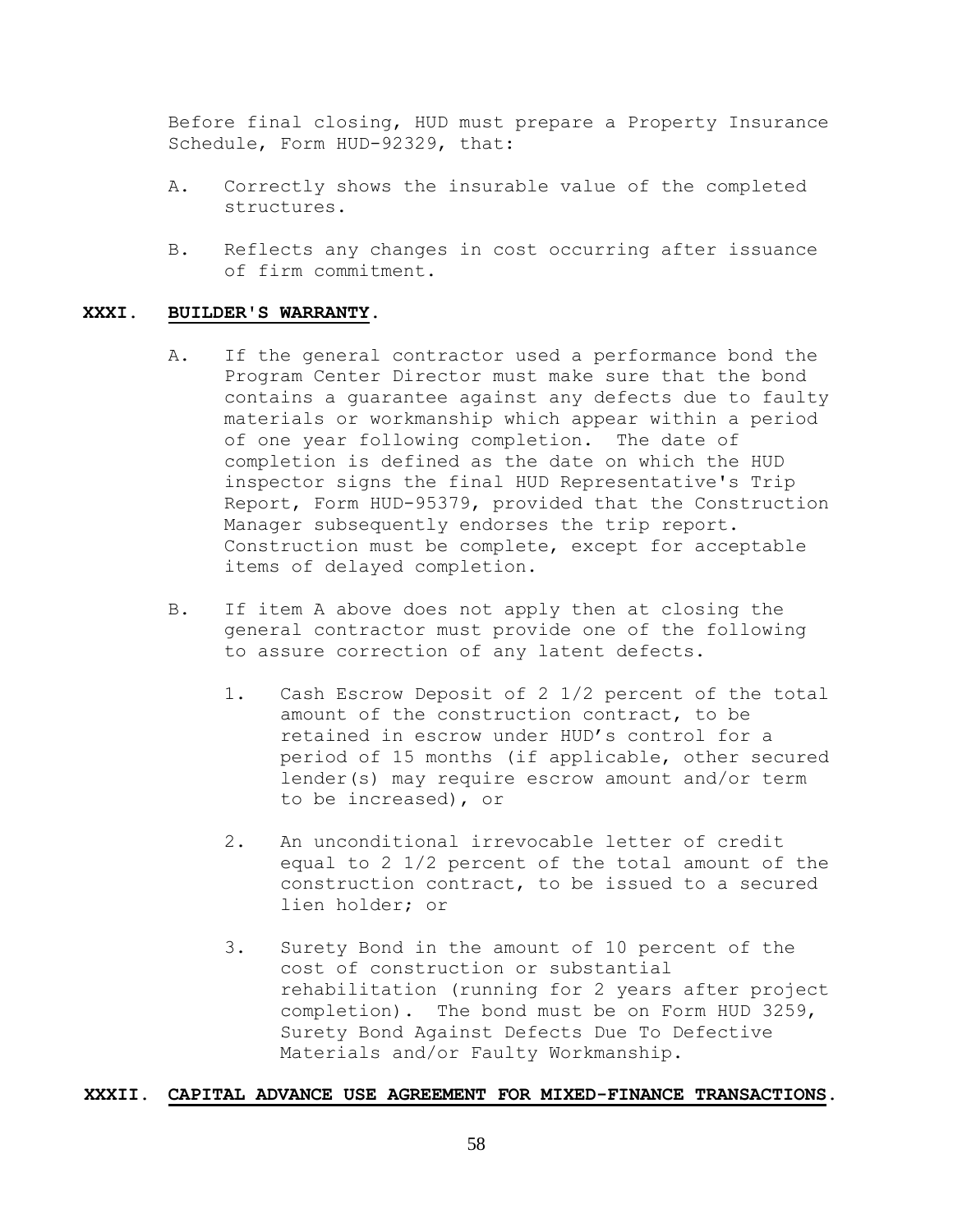Before final closing, HUD must prepare a Property Insurance Schedule, Form HUD-92329, that:

A. Correctly shows the insurable value of the completed structures.

B. Reflects any changes in cost occurring after issuance of firm commitment.

## XXXI. BUILDER'S WARRANTY.

A. If the general contractor used a performance bond the Program Center Director must make sure that the bond contains a guarantee against any defects due to faulty materials or workmanship which appear within a period of one year following completion. The date of completion is defined as the date on which the HUD inspector signs the final HUD Representative's Trip Report, Form HUD-95379, provided that the Construction Manager subsequently endorses the trip report. Construction must be complete, except for acceptable items of delayed completion.

B. If item A above does not apply then at closing the general contractor must provide one of the following to assure correction of any latent defects.

   1. Cash Escrow Deposit of 2 1/2 percent of the total amount of the construction contract, to be retained in escrow under HUD's control for a period of 15 months (if applicable, other secured lender(s) may require escrow amount and/or term to be increased), or

   2. An unconditional irrevocable letter of credit equal to 2 1/2 percent of the total amount of the construction contract, to be issued to a secured lien holder; or

   3. Surety Bond in the amount of 10 percent of the cost of construction or substantial rehabilitation (running for 2 years after project completion). The bond must be on Form HUD 3259, Surety Bond Against Defects Due To Defective Materials and/or Faulty Workmanship.

## XXXII. CAPITAL ADVANCE USE AGREEMENT FOR MIXED-FINANCE TRANSACTIONS.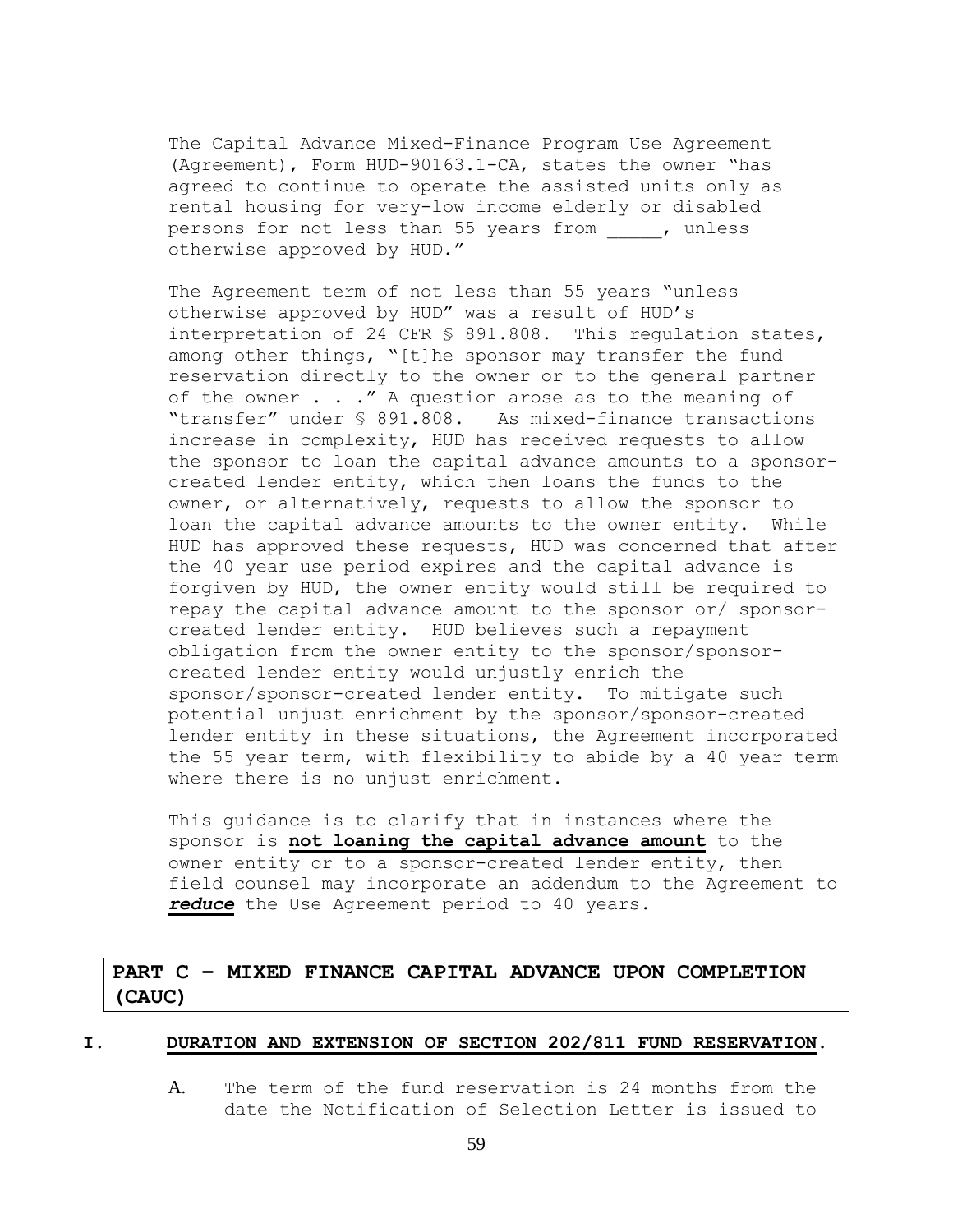The Capital Advance Mixed-Finance Program Use Agreement (Agreement), Form HUD-90163.1-CA, states the owner "has agreed to continue to operate the assisted units only as rental housing for very-low income elderly or disabled persons for not less than 55 years from _____, unless otherwise approved by HUD."

The Agreement term of not less than 55 years "unless otherwise approved by HUD" was a result of HUD's interpretation of 24 CFR § 891.808. This regulation states, among other things, "[t]he sponsor may transfer the fund reservation directly to the owner or to the general partner of the owner . . ." A question arose as to the meaning of "transfer" under § 891.808. As mixed-finance transactions increase in complexity, HUD has received requests to allow the sponsor to loan the capital advance amounts to a sponsor-created lender entity, which then loans the funds to the owner, or alternatively, requests to allow the sponsor to loan the capital advance amounts to the owner entity. While HUD has approved these requests, HUD was concerned that after the 40 year use period expires and the capital advance is forgiven by HUD, the owner entity would still be required to repay the capital advance amount to the sponsor or/ sponsor-created lender entity. HUD believes such a repayment obligation from the owner entity to the sponsor/sponsor-created lender entity would unjustly enrich the sponsor/sponsor-created lender entity. To mitigate such potential unjust enrichment by the sponsor/sponsor-created lender entity in these situations, the Agreement incorporated the 55 year term, with flexibility to abide by a 40 year term where there is no unjust enrichment.

This guidance is to clarify that in instances where the sponsor is **not loaning the capital advance amount** to the owner entity or to a sponsor-created lender entity, then field counsel may incorporate an addendum to the Agreement to ***reduce*** the Use Agreement period to 40 years.

## PART C – MIXED FINANCE CAPITAL ADVANCE UPON COMPLETION (CAUC)

### I. DURATION AND EXTENSION OF SECTION 202/811 FUND RESERVATION.

A. The term of the fund reservation is 24 months from the date the Notification of Selection Letter is issued to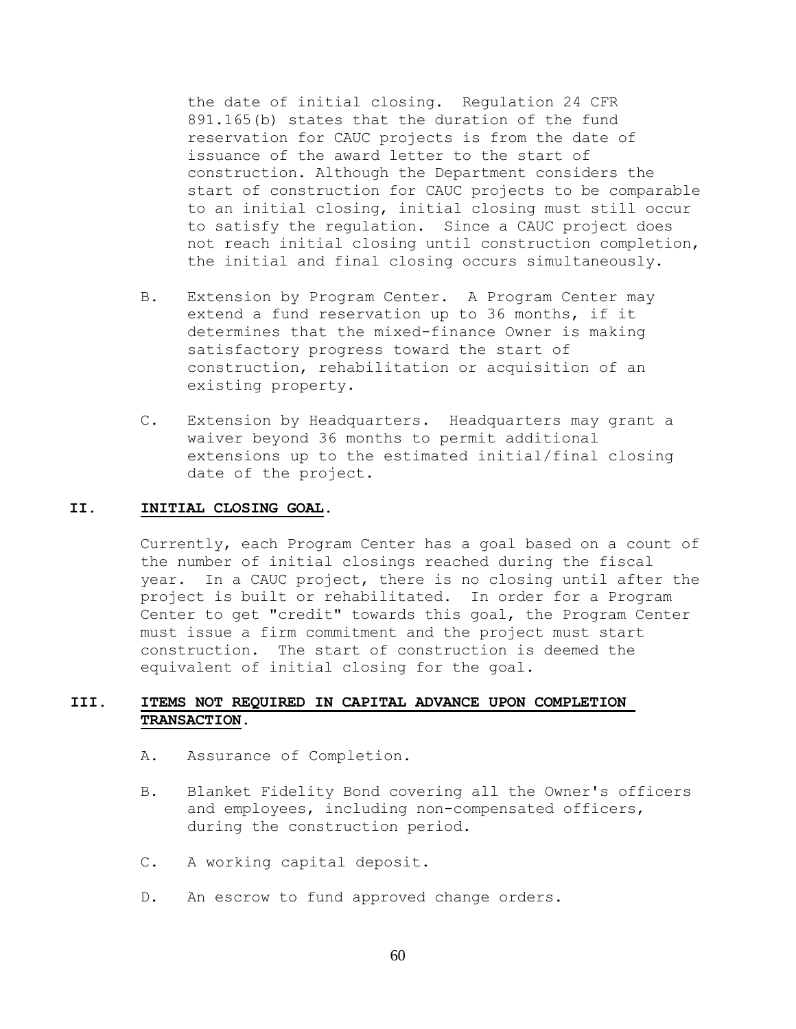the date of initial closing. Regulation 24 CFR 891.165(b) states that the duration of the fund reservation for CAUC projects is from the date of issuance of the award letter to the start of construction. Although the Department considers the start of construction for CAUC projects to be comparable to an initial closing, initial closing must still occur to satisfy the regulation. Since a CAUC project does not reach initial closing until construction completion, the initial and final closing occurs simultaneously.

B. Extension by Program Center. A Program Center may extend a fund reservation up to 36 months, if it determines that the mixed-finance Owner is making satisfactory progress toward the start of construction, rehabilitation or acquisition of an existing property.

C. Extension by Headquarters. Headquarters may grant a waiver beyond 36 months to permit additional extensions up to the estimated initial/final closing date of the project.

## II. INITIAL CLOSING GOAL.

Currently, each Program Center has a goal based on a count of the number of initial closings reached during the fiscal year. In a CAUC project, there is no closing until after the project is built or rehabilitated. In order for a Program Center to get "credit" towards this goal, the Program Center must issue a firm commitment and the project must start construction. The start of construction is deemed the equivalent of initial closing for the goal.

## III. ITEMS NOT REQUIRED IN CAPITAL ADVANCE UPON COMPLETION TRANSACTION.

A. Assurance of Completion.

B. Blanket Fidelity Bond covering all the Owner's officers and employees, including non-compensated officers, during the construction period.

C. A working capital deposit.

D. An escrow to fund approved change orders.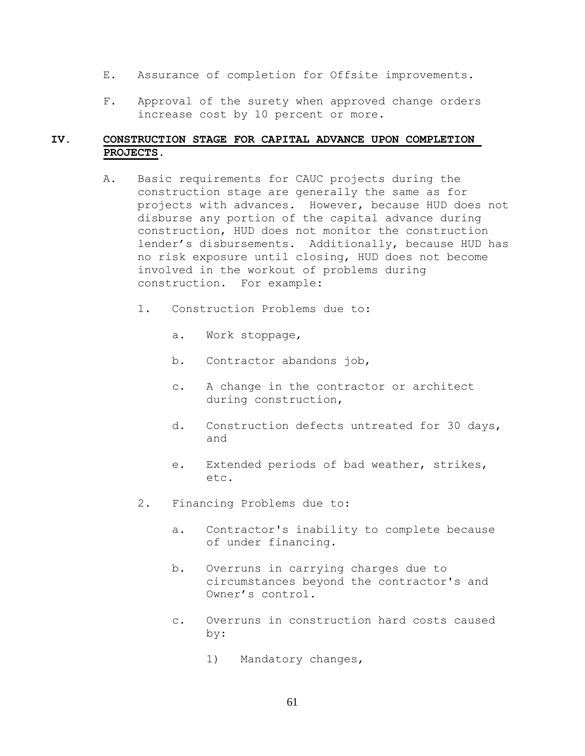E. Assurance of completion for Offsite improvements.

F. Approval of the surety when approved change orders increase cost by 10 percent or more.

## IV. CONSTRUCTION STAGE FOR CAPITAL ADVANCE UPON COMPLETION PROJECTS.

A. Basic requirements for CAUC projects during the construction stage are generally the same as for projects with advances. However, because HUD does not disburse any portion of the capital advance during construction, HUD does not monitor the construction lender's disbursements. Additionally, because HUD has no risk exposure until closing, HUD does not become involved in the workout of problems during construction. For example:

1. Construction Problems due to:

   a. Work stoppage,

   b. Contractor abandons job,

   c. A change in the contractor or architect during construction,

   d. Construction defects untreated for 30 days, and

   e. Extended periods of bad weather, strikes, etc.

2. Financing Problems due to:

   a. Contractor's inability to complete because of under financing.

   b. Overruns in carrying charges due to circumstances beyond the contractor's and Owner's control.

   c. Overruns in construction hard costs caused by:

      1) Mandatory changes,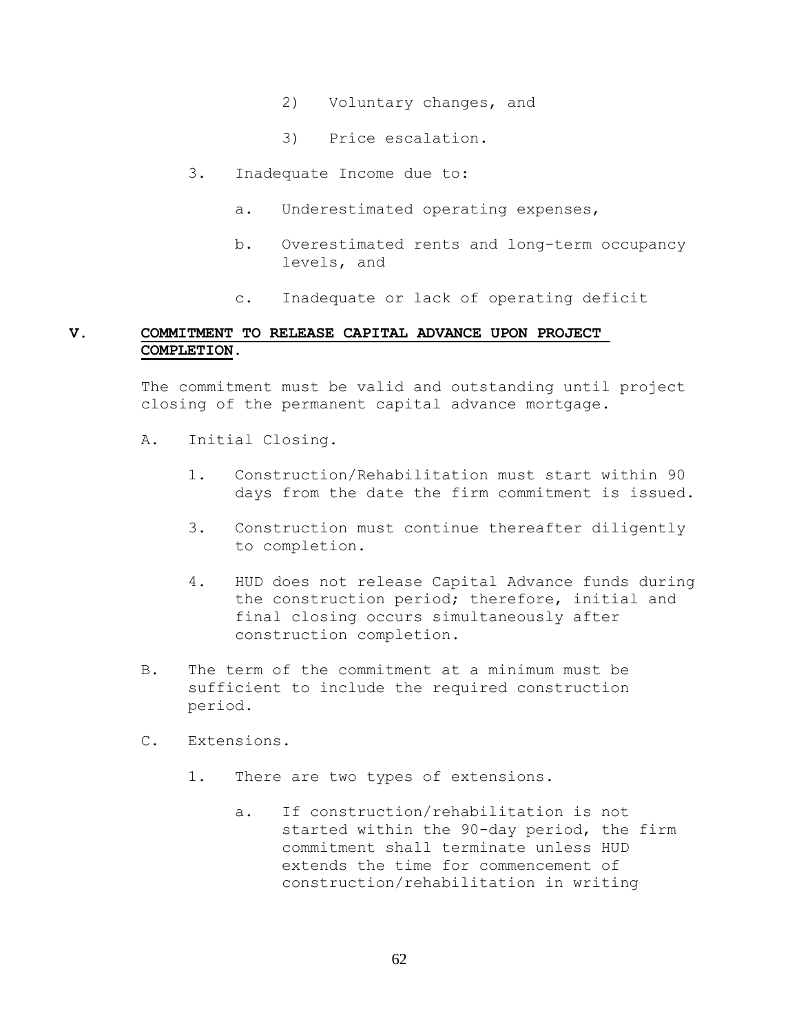2) Voluntary changes, and

3) Price escalation.

3. Inadequate Income due to:

   a. Underestimated operating expenses,

   b. Overestimated rents and long-term occupancy levels, and

   c. Inadequate or lack of operating deficit

## V. COMMITMENT TO RELEASE CAPITAL ADVANCE UPON PROJECT COMPLETION.

The commitment must be valid and outstanding until project closing of the permanent capital advance mortgage.

A. Initial Closing.

   1. Construction/Rehabilitation must start within 90 days from the date the firm commitment is issued.

   3. Construction must continue thereafter diligently to completion.

   4. HUD does not release Capital Advance funds during the construction period; therefore, initial and final closing occurs simultaneously after construction completion.

B. The term of the commitment at a minimum must be sufficient to include the required construction period.

C. Extensions.

   1. There are two types of extensions.

      a. If construction/rehabilitation is not started within the 90-day period, the firm commitment shall terminate unless HUD extends the time for commencement of construction/rehabilitation in writing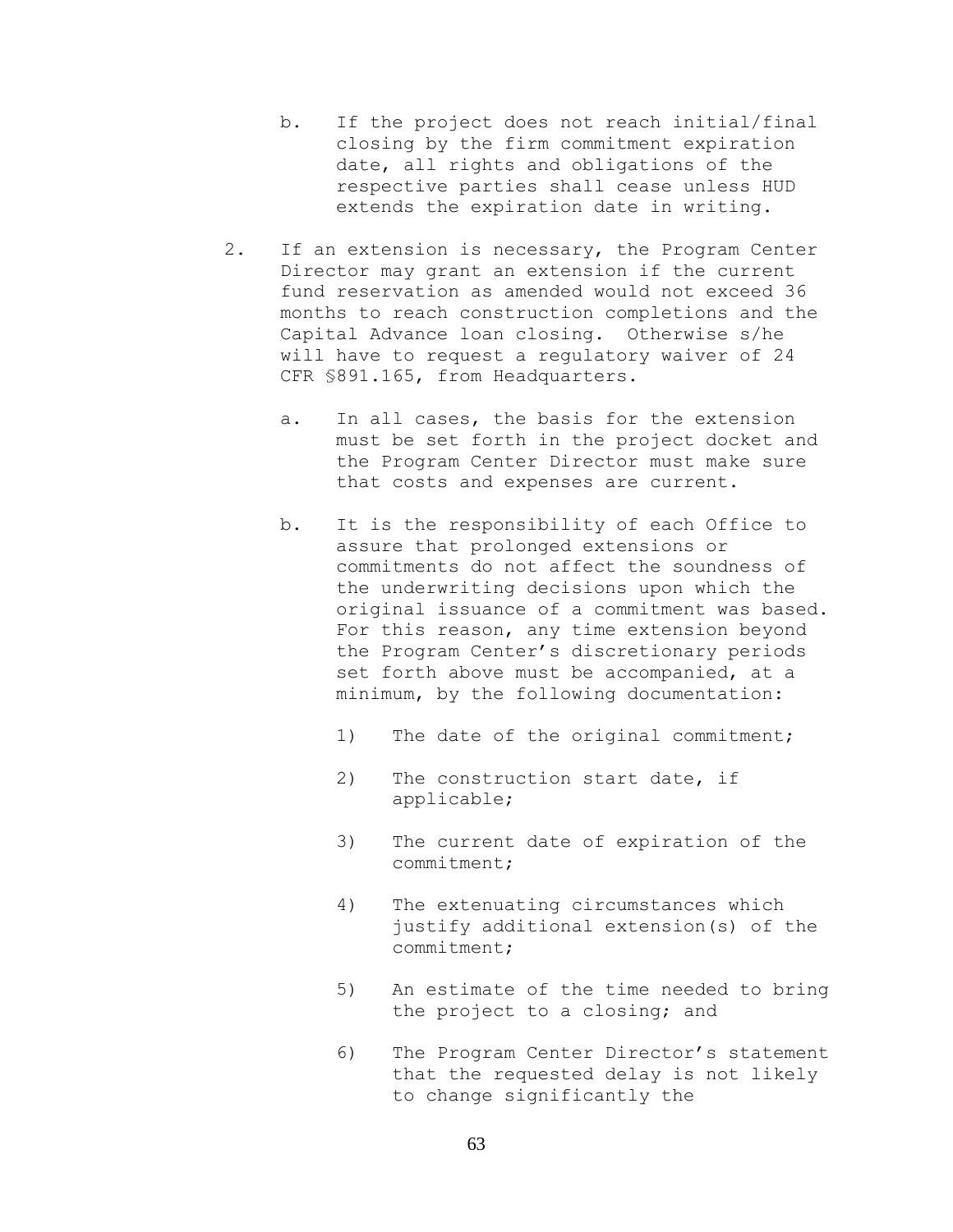b. If the project does not reach initial/final closing by the firm commitment expiration date, all rights and obligations of the respective parties shall cease unless HUD extends the expiration date in writing.

2. If an extension is necessary, the Program Center Director may grant an extension if the current fund reservation as amended would not exceed 36 months to reach construction completions and the Capital Advance loan closing. Otherwise s/he will have to request a regulatory waiver of 24 CFR §891.165, from Headquarters.

   a. In all cases, the basis for the extension must be set forth in the project docket and the Program Center Director must make sure that costs and expenses are current.

   b. It is the responsibility of each Office to assure that prolonged extensions or commitments do not affect the soundness of the underwriting decisions upon which the original issuance of a commitment was based. For this reason, any time extension beyond the Program Center's discretionary periods set forth above must be accompanied, at a minimum, by the following documentation:

      1) The date of the original commitment;

      2) The construction start date, if applicable;

      3) The current date of expiration of the commitment;

      4) The extenuating circumstances which justify additional extension(s) of the commitment;

      5) An estimate of the time needed to bring the project to a closing; and

      6) The Program Center Director's statement that the requested delay is not likely to change significantly the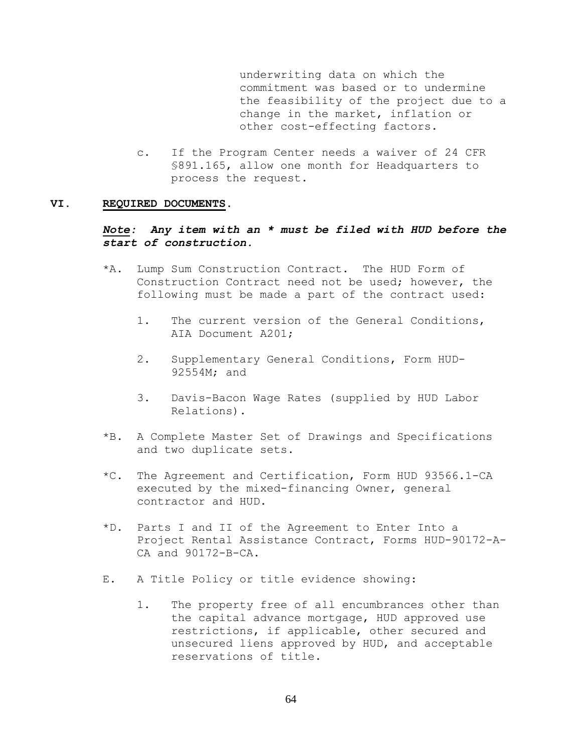underwriting data on which the commitment was based or to undermine the feasibility of the project due to a change in the market, inflation or other cost-effecting factors.

c. If the Program Center needs a waiver of 24 CFR §891.165, allow one month for Headquarters to process the request.

## VI. <u>**REQUIRED DOCUMENTS**</u>.

***<u>Note</u>: Any item with an * must be filed with HUD before the start of construction.***

*A. Lump Sum Construction Contract. The HUD Form of Construction Contract need not be used; however, the following must be made a part of the contract used:

1. The current version of the General Conditions, AIA Document A201;

2. Supplementary General Conditions, Form HUD-92554M; and

3. Davis-Bacon Wage Rates (supplied by HUD Labor Relations).

*B. A Complete Master Set of Drawings and Specifications and two duplicate sets.

*C. The Agreement and Certification, Form HUD 93566.1-CA executed by the mixed-financing Owner, general contractor and HUD.

*D. Parts I and II of the Agreement to Enter Into a Project Rental Assistance Contract, Forms HUD-90172-A-CA and 90172-B-CA.

E. A Title Policy or title evidence showing:

1. The property free of all encumbrances other than the capital advance mortgage, HUD approved use restrictions, if applicable, other secured and unsecured liens approved by HUD, and acceptable reservations of title.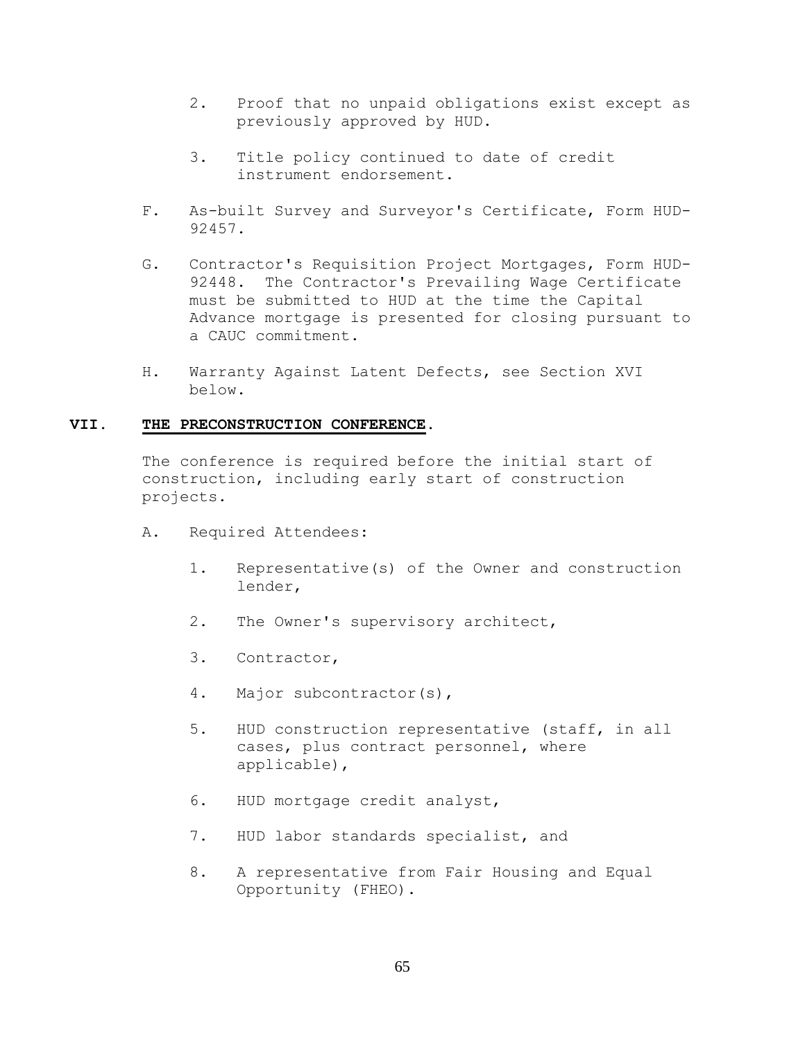2. Proof that no unpaid obligations exist except as previously approved by HUD.

3. Title policy continued to date of credit instrument endorsement.

F. As-built Survey and Surveyor's Certificate, Form HUD-92457.

G. Contractor's Requisition Project Mortgages, Form HUD-92448. The Contractor's Prevailing Wage Certificate must be submitted to HUD at the time the Capital Advance mortgage is presented for closing pursuant to a CAUC commitment.

H. Warranty Against Latent Defects, see Section XVI below.

## VII. THE PRECONSTRUCTION CONFERENCE.

The conference is required before the initial start of construction, including early start of construction projects.

A. Required Attendees:

1. Representative(s) of the Owner and construction lender,

2. The Owner's supervisory architect,

3. Contractor,

4. Major subcontractor(s),

5. HUD construction representative (staff, in all cases, plus contract personnel, where applicable),

6. HUD mortgage credit analyst,

7. HUD labor standards specialist, and

8. A representative from Fair Housing and Equal Opportunity (FHEO).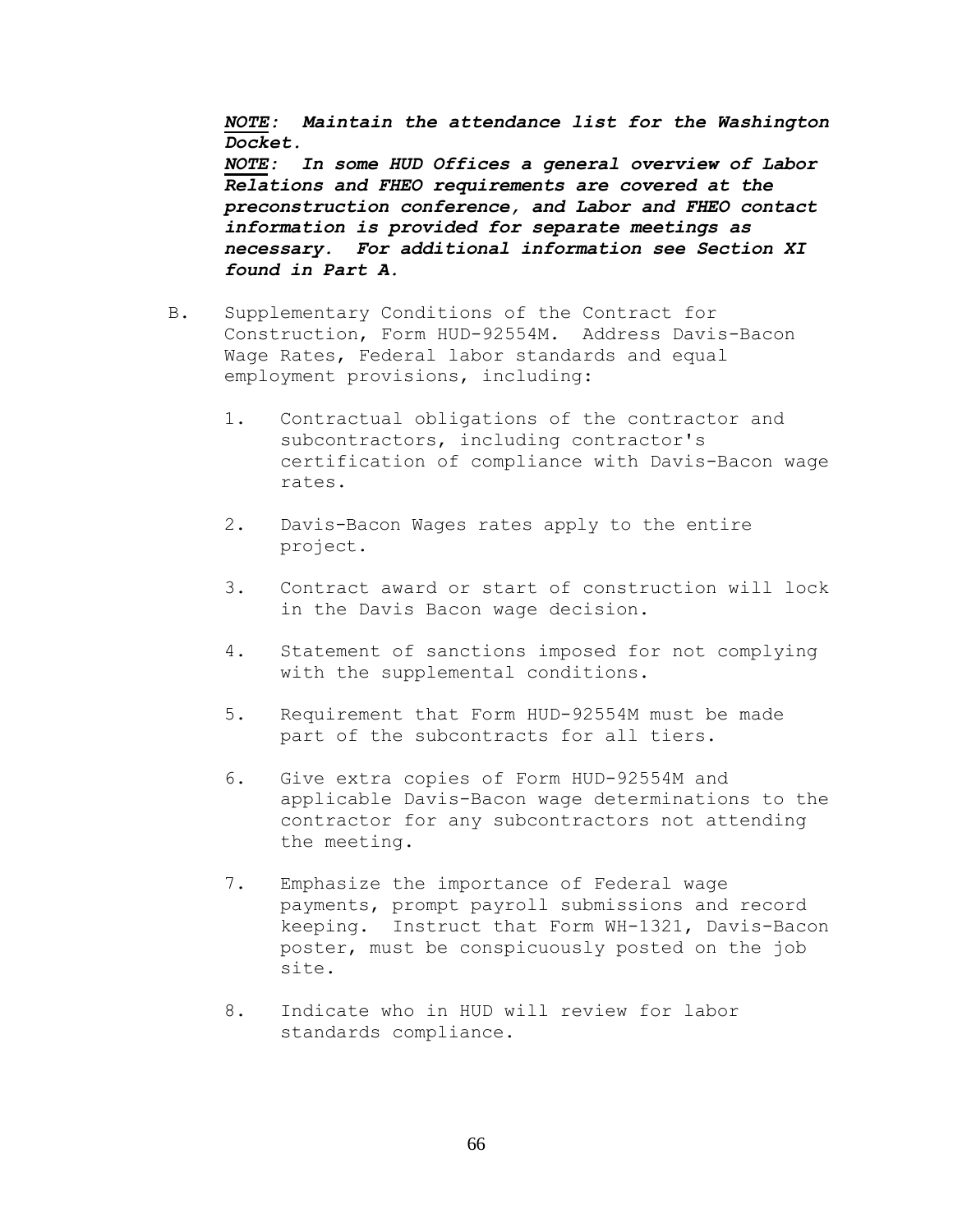***<u>NOTE</u>: Maintain the attendance list for the Washington Docket.***

***<u>NOTE</u>: In some HUD Offices a general overview of Labor Relations and FHEO requirements are covered at the preconstruction conference, and Labor and FHEO contact information is provided for separate meetings as necessary. For additional information see Section XI found in Part A.***

B. Supplementary Conditions of the Contract for Construction, Form HUD-92554M. Address Davis-Bacon Wage Rates, Federal labor standards and equal employment provisions, including:

1. Contractual obligations of the contractor and subcontractors, including contractor's certification of compliance with Davis-Bacon wage rates.

2. Davis-Bacon Wages rates apply to the entire project.

3. Contract award or start of construction will lock in the Davis Bacon wage decision.

4. Statement of sanctions imposed for not complying with the supplemental conditions.

5. Requirement that Form HUD-92554M must be made part of the subcontracts for all tiers.

6. Give extra copies of Form HUD-92554M and applicable Davis-Bacon wage determinations to the contractor for any subcontractors not attending the meeting.

7. Emphasize the importance of Federal wage payments, prompt payroll submissions and record keeping. Instruct that Form WH-1321, Davis-Bacon poster, must be conspicuously posted on the job site.

8. Indicate who in HUD will review for labor standards compliance.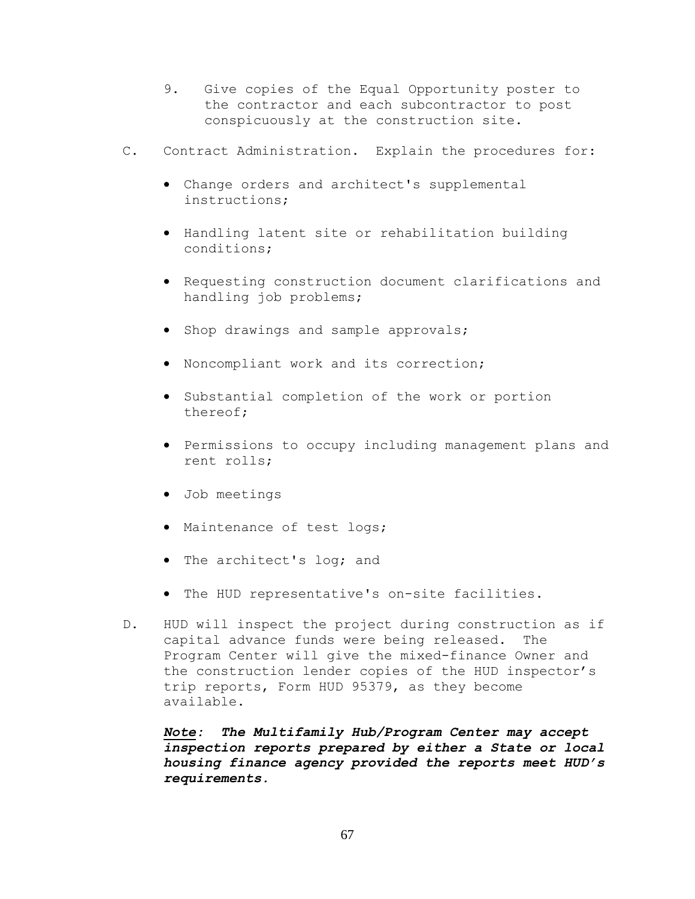9. Give copies of the Equal Opportunity poster to the contractor and each subcontractor to post conspicuously at the construction site.

C. Contract Administration. Explain the procedures for:

- Change orders and architect's supplemental instructions;
- Handling latent site or rehabilitation building conditions;
- Requesting construction document clarifications and handling job problems;
- Shop drawings and sample approvals;
- Noncompliant work and its correction;
- Substantial completion of the work or portion thereof;
- Permissions to occupy including management plans and rent rolls;
- Job meetings
- Maintenance of test logs;
- The architect's log; and
- The HUD representative's on-site facilities.

D. HUD will inspect the project during construction as if capital advance funds were being released. The Program Center will give the mixed-finance Owner and the construction lender copies of the HUD inspector's trip reports, Form HUD 95379, as they become available.

***Note*: The Multifamily Hub/Program Center may accept inspection reports prepared by either a State or local housing finance agency provided the reports meet HUD's requirements.**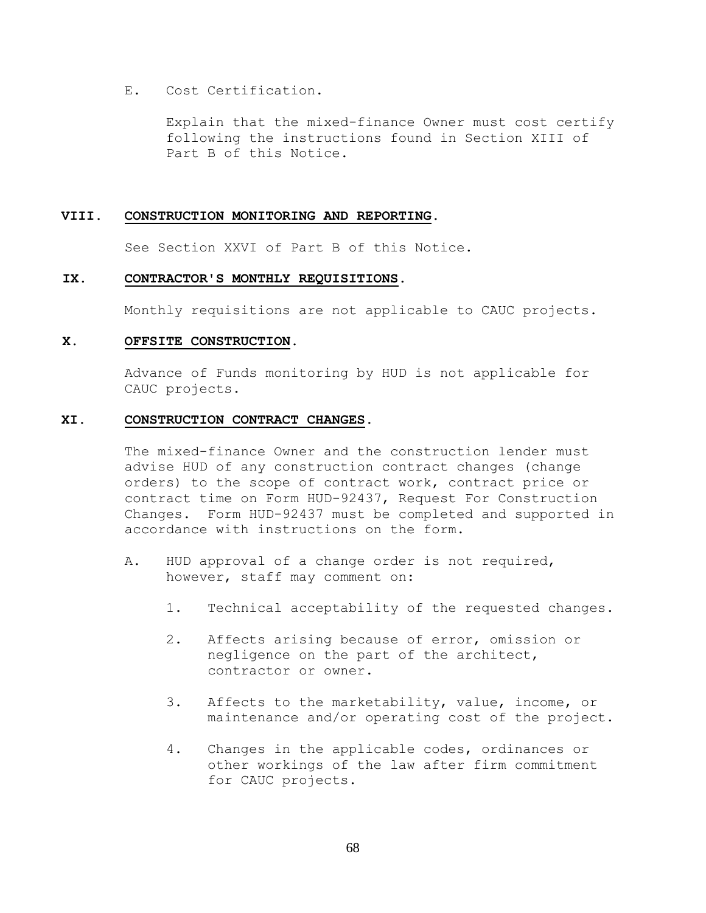E. Cost Certification.

Explain that the mixed-finance Owner must cost certify following the instructions found in Section XIII of Part B of this Notice.

## VIII. CONSTRUCTION MONITORING AND REPORTING.

See Section XXVI of Part B of this Notice.

## IX. CONTRACTOR'S MONTHLY REQUISITIONS.

Monthly requisitions are not applicable to CAUC projects.

## X. OFFSITE CONSTRUCTION.

Advance of Funds monitoring by HUD is not applicable for CAUC projects.

## XI. CONSTRUCTION CONTRACT CHANGES.

The mixed-finance Owner and the construction lender must advise HUD of any construction contract changes (change orders) to the scope of contract work, contract price or contract time on Form HUD-92437, Request For Construction Changes. Form HUD-92437 must be completed and supported in accordance with instructions on the form.

A. HUD approval of a change order is not required, however, staff may comment on:

1. Technical acceptability of the requested changes.

2. Affects arising because of error, omission or negligence on the part of the architect, contractor or owner.

3. Affects to the marketability, value, income, or maintenance and/or operating cost of the project.

4. Changes in the applicable codes, ordinances or other workings of the law after firm commitment for CAUC projects.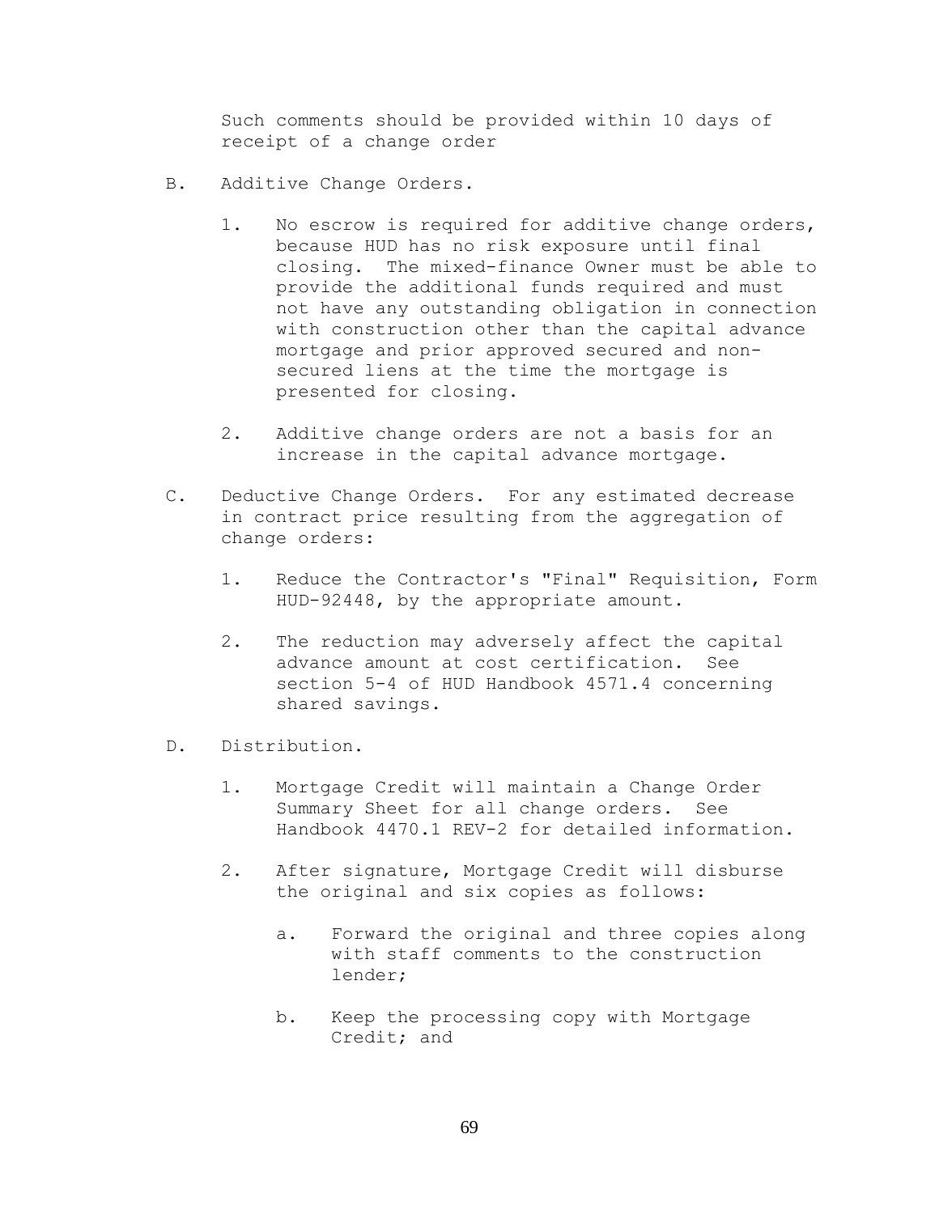Such comments should be provided within 10 days of receipt of a change order

B. Additive Change Orders.

1. No escrow is required for additive change orders, because HUD has no risk exposure until final closing. The mixed-finance Owner must be able to provide the additional funds required and must not have any outstanding obligation in connection with construction other than the capital advance mortgage and prior approved secured and non-secured liens at the time the mortgage is presented for closing.

2. Additive change orders are not a basis for an increase in the capital advance mortgage.

C. Deductive Change Orders. For any estimated decrease in contract price resulting from the aggregation of change orders:

1. Reduce the Contractor's "Final" Requisition, Form HUD-92448, by the appropriate amount.

2. The reduction may adversely affect the capital advance amount at cost certification. See section 5-4 of HUD Handbook 4571.4 concerning shared savings.

D. Distribution.

1. Mortgage Credit will maintain a Change Order Summary Sheet for all change orders. See Handbook 4470.1 REV-2 for detailed information.

2. After signature, Mortgage Credit will disburse the original and six copies as follows:

   a. Forward the original and three copies along with staff comments to the construction lender;

   b. Keep the processing copy with Mortgage Credit; and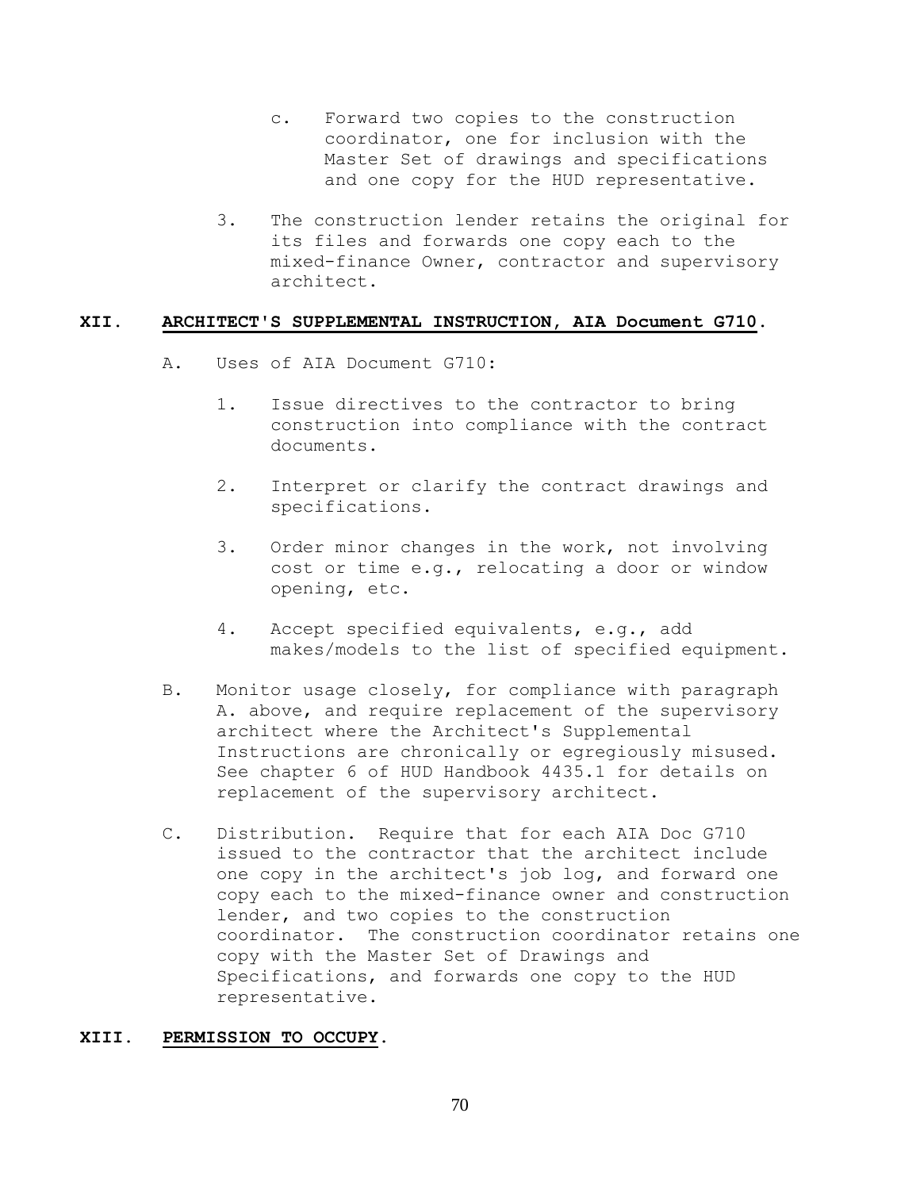c. Forward two copies to the construction coordinator, one for inclusion with the Master Set of drawings and specifications and one copy for the HUD representative.

3. The construction lender retains the original for its files and forwards one copy each to the mixed-finance Owner, contractor and supervisory architect.

## XII. ARCHITECT'S SUPPLEMENTAL INSTRUCTION, AIA Document G710.

A. Uses of AIA Document G710:

1. Issue directives to the contractor to bring construction into compliance with the contract documents.

2. Interpret or clarify the contract drawings and specifications.

3. Order minor changes in the work, not involving cost or time e.g., relocating a door or window opening, etc.

4. Accept specified equivalents, e.g., add makes/models to the list of specified equipment.

B. Monitor usage closely, for compliance with paragraph A. above, and require replacement of the supervisory architect where the Architect's Supplemental Instructions are chronically or egregiously misused. See chapter 6 of HUD Handbook 4435.1 for details on replacement of the supervisory architect.

C. Distribution. Require that for each AIA Doc G710 issued to the contractor that the architect include one copy in the architect's job log, and forward one copy each to the mixed-finance owner and construction lender, and two copies to the construction coordinator. The construction coordinator retains one copy with the Master Set of Drawings and Specifications, and forwards one copy to the HUD representative.

## XIII. PERMISSION TO OCCUPY.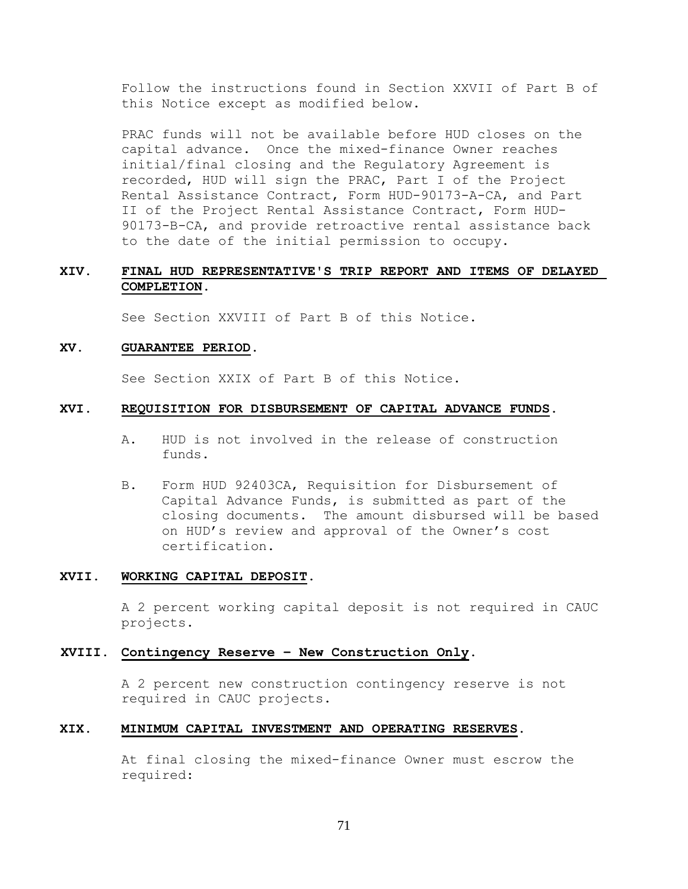Follow the instructions found in Section XXVII of Part B of this Notice except as modified below.

PRAC funds will not be available before HUD closes on the capital advance. Once the mixed-finance Owner reaches initial/final closing and the Regulatory Agreement is recorded, HUD will sign the PRAC, Part I of the Project Rental Assistance Contract, Form HUD-90173-A-CA, and Part II of the Project Rental Assistance Contract, Form HUD-90173-B-CA, and provide retroactive rental assistance back to the date of the initial permission to occupy.

## XIV. FINAL HUD REPRESENTATIVE'S TRIP REPORT AND ITEMS OF DELAYED COMPLETION.

See Section XXVIII of Part B of this Notice.

## XV. GUARANTEE PERIOD.

See Section XXIX of Part B of this Notice.

## XVI. REQUISITION FOR DISBURSEMENT OF CAPITAL ADVANCE FUNDS.

A. HUD is not involved in the release of construction funds.

B. Form HUD 92403CA, Requisition for Disbursement of Capital Advance Funds, is submitted as part of the closing documents. The amount disbursed will be based on HUD's review and approval of the Owner's cost certification.

## XVII. WORKING CAPITAL DEPOSIT.

A 2 percent working capital deposit is not required in CAUC projects.

## XVIII. Contingency Reserve – New Construction Only.

A 2 percent new construction contingency reserve is not required in CAUC projects.

## XIX. MINIMUM CAPITAL INVESTMENT AND OPERATING RESERVES.

At final closing the mixed-finance Owner must escrow the required: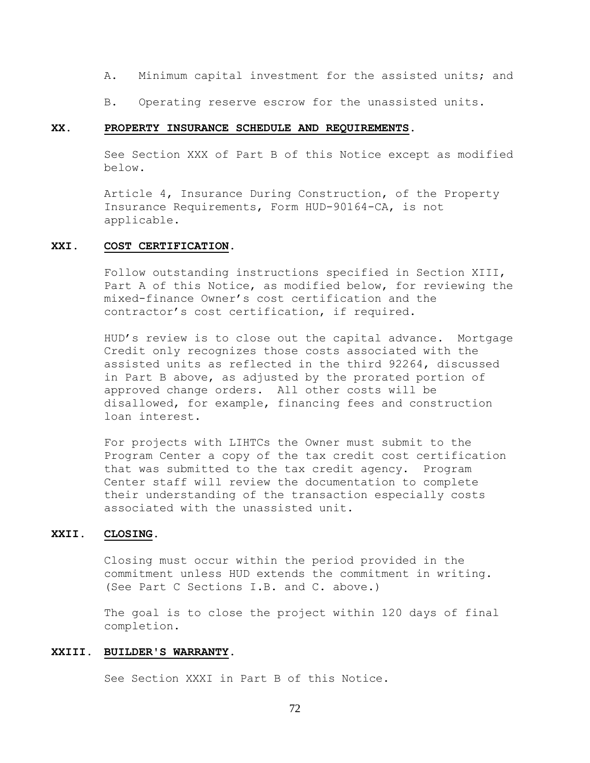A. Minimum capital investment for the assisted units; and

B. Operating reserve escrow for the unassisted units.

## XX. PROPERTY INSURANCE SCHEDULE AND REQUIREMENTS.

See Section XXX of Part B of this Notice except as modified below.

Article 4, Insurance During Construction, of the Property Insurance Requirements, Form HUD-90164-CA, is not applicable.

## XXI. COST CERTIFICATION.

Follow outstanding instructions specified in Section XIII, Part A of this Notice, as modified below, for reviewing the mixed-finance Owner's cost certification and the contractor's cost certification, if required.

HUD's review is to close out the capital advance. Mortgage Credit only recognizes those costs associated with the assisted units as reflected in the third 92264, discussed in Part B above, as adjusted by the prorated portion of approved change orders. All other costs will be disallowed, for example, financing fees and construction loan interest.

For projects with LIHTCs the Owner must submit to the Program Center a copy of the tax credit cost certification that was submitted to the tax credit agency. Program Center staff will review the documentation to complete their understanding of the transaction especially costs associated with the unassisted unit.

## XXII. CLOSING.

Closing must occur within the period provided in the commitment unless HUD extends the commitment in writing. (See Part C Sections I.B. and C. above.)

The goal is to close the project within 120 days of final completion.

## XXIII. BUILDER'S WARRANTY.

See Section XXXI in Part B of this Notice.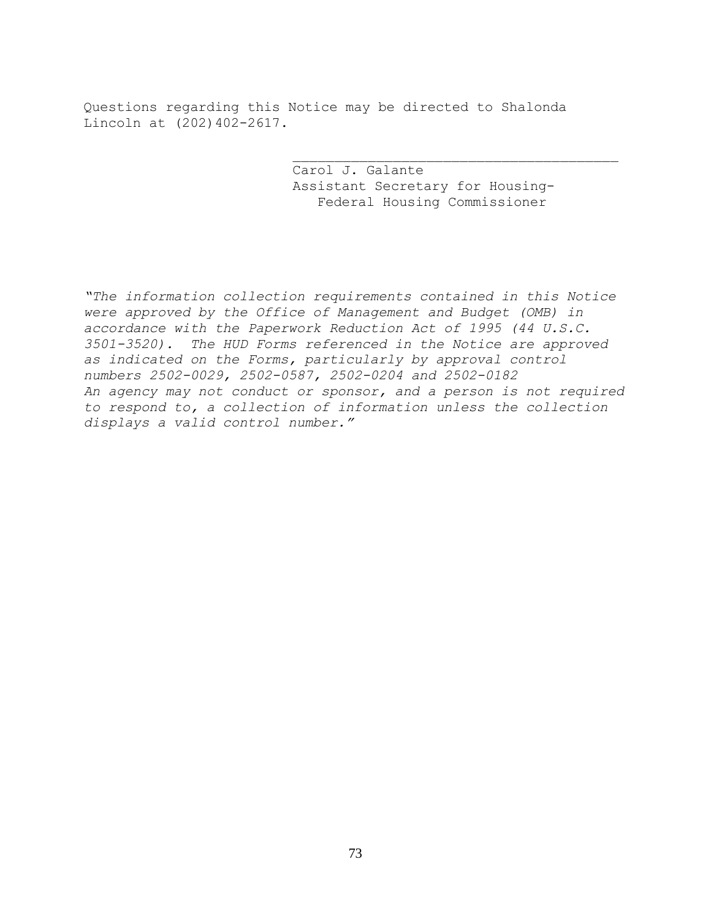Questions regarding this Notice may be directed to Shalonda Lincoln at (202)402-2617.

\_\_\_\_\_\_\_\_\_\_\_\_\_\_\_\_\_\_\_\_\_\_\_\_\_\_\_\_\_\_\_\_\_\_\_\_\_\_\_\_

Carol J. Galante  
Assistant Secretary for Housing-  
Federal Housing Commissioner

*"The information collection requirements contained in this Notice were approved by the Office of Management and Budget (OMB) in accordance with the Paperwork Reduction Act of 1995 (44 U.S.C. 3501-3520). The HUD Forms referenced in the Notice are approved as indicated on the Forms, particularly by approval control numbers 2502-0029, 2502-0587, 2502-0204 and 2502-0182 An agency may not conduct or sponsor, and a person is not required to respond to, a collection of information unless the collection displays a valid control number."*